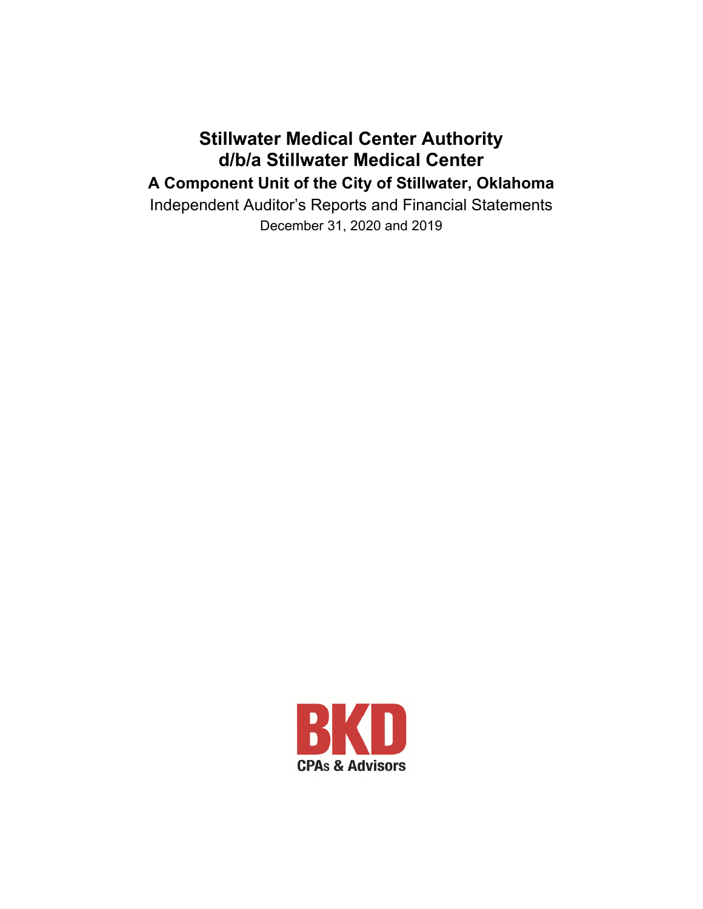# Stillwater Medical Center Authority
# d/b/a Stillwater Medical Center

## A Component Unit of the City of Stillwater, Oklahoma

Independent Auditor's Reports and Financial Statements

December 31, 2020 and 2019

BKD

CPAs & Advisors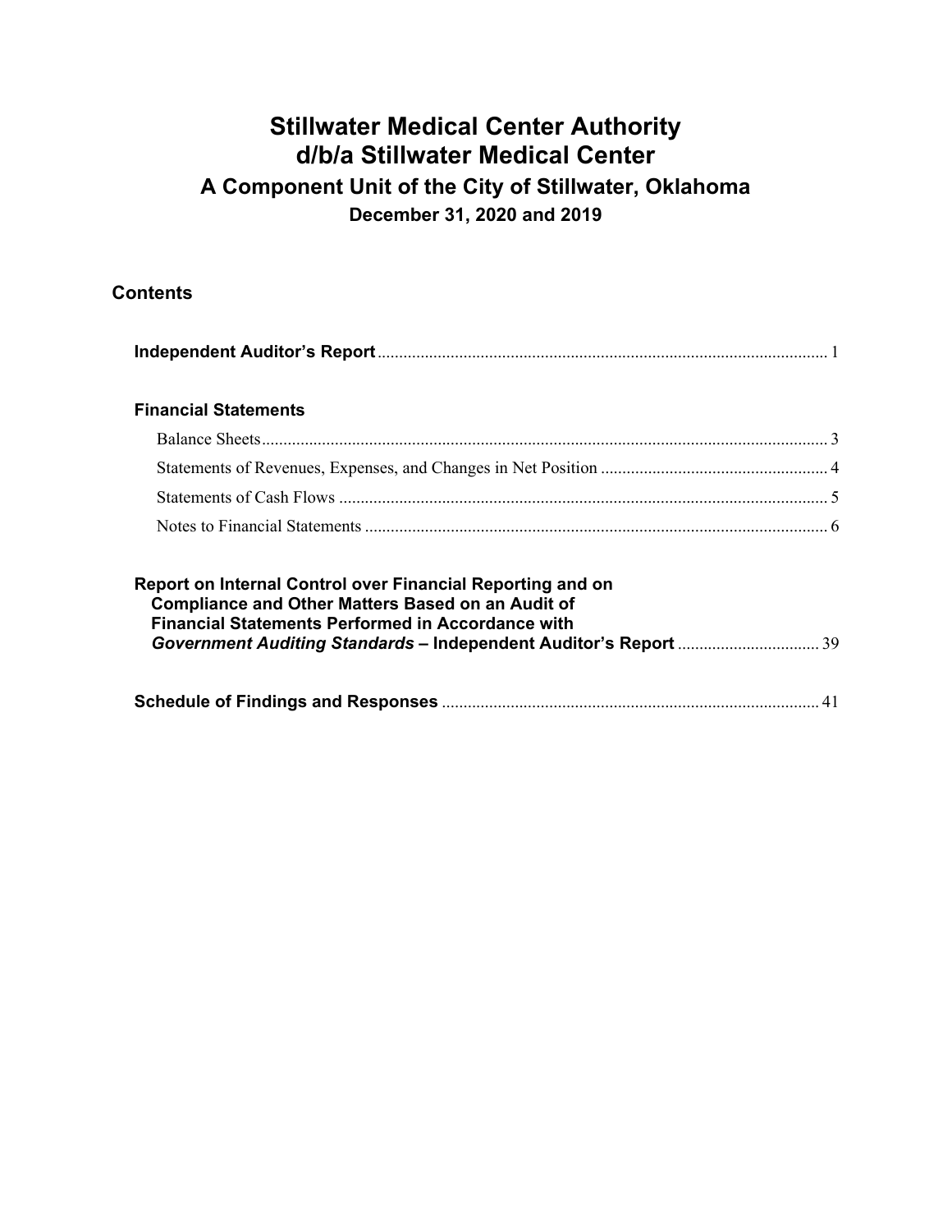# Stillwater Medical Center Authority
# d/b/a Stillwater Medical Center
## A Component Unit of the City of Stillwater, Oklahoma
### December 31, 2020 and 2019

## Contents

| | |
|---|---|
| **Independent Auditor's Report** | 1 |
| **Financial Statements** | |
| Balance Sheets | 3 |
| Statements of Revenues, Expenses, and Changes in Net Position | 4 |
| Statements of Cash Flows | 5 |
| Notes to Financial Statements | 6 |
| **Report on Internal Control over Financial Reporting and on Compliance and Other Matters Based on an Audit of Financial Statements Performed in Accordance with *Government Auditing Standards* – Independent Auditor's Report** | 39 |
| **Schedule of Findings and Responses** | 41 |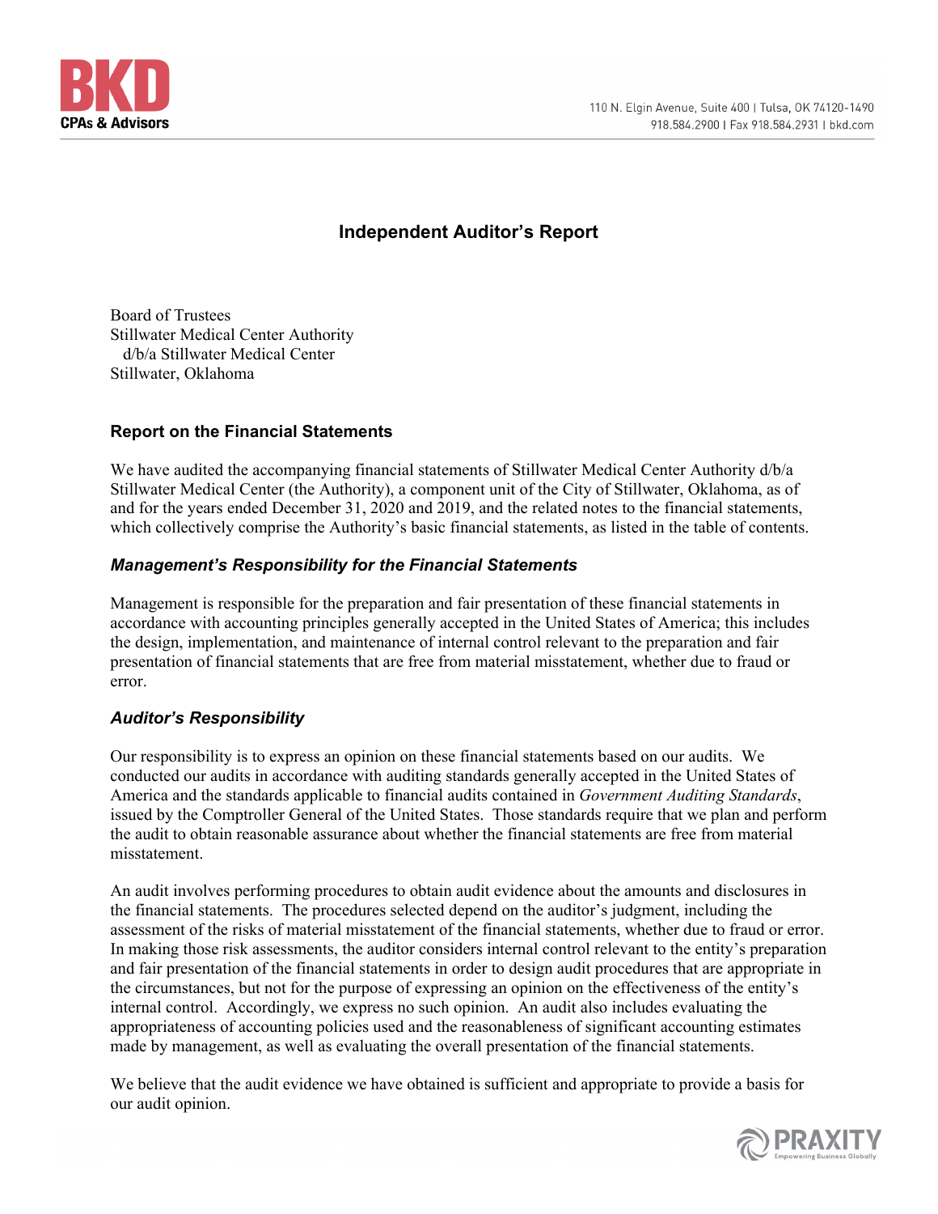# Independent Auditor's Report

Board of Trustees
Stillwater Medical Center Authority
d/b/a Stillwater Medical Center
Stillwater, Oklahoma

## Report on the Financial Statements

We have audited the accompanying financial statements of Stillwater Medical Center Authority d/b/a Stillwater Medical Center (the Authority), a component unit of the City of Stillwater, Oklahoma, as of and for the years ended December 31, 2020 and 2019, and the related notes to the financial statements, which collectively comprise the Authority's basic financial statements, as listed in the table of contents.

### *Management's Responsibility for the Financial Statements*

Management is responsible for the preparation and fair presentation of these financial statements in accordance with accounting principles generally accepted in the United States of America; this includes the design, implementation, and maintenance of internal control relevant to the preparation and fair presentation of financial statements that are free from material misstatement, whether due to fraud or error.

### *Auditor's Responsibility*

Our responsibility is to express an opinion on these financial statements based on our audits. We conducted our audits in accordance with auditing standards generally accepted in the United States of America and the standards applicable to financial audits contained in *Government Auditing Standards*, issued by the Comptroller General of the United States. Those standards require that we plan and perform the audit to obtain reasonable assurance about whether the financial statements are free from material misstatement.

An audit involves performing procedures to obtain audit evidence about the amounts and disclosures in the financial statements. The procedures selected depend on the auditor's judgment, including the assessment of the risks of material misstatement of the financial statements, whether due to fraud or error. In making those risk assessments, the auditor considers internal control relevant to the entity's preparation and fair presentation of the financial statements in order to design audit procedures that are appropriate in the circumstances, but not for the purpose of expressing an opinion on the effectiveness of the entity's internal control. Accordingly, we express no such opinion. An audit also includes evaluating the appropriateness of accounting policies used and the reasonableness of significant accounting estimates made by management, as well as evaluating the overall presentation of the financial statements.

We believe that the audit evidence we have obtained is sufficient and appropriate to provide a basis for our audit opinion.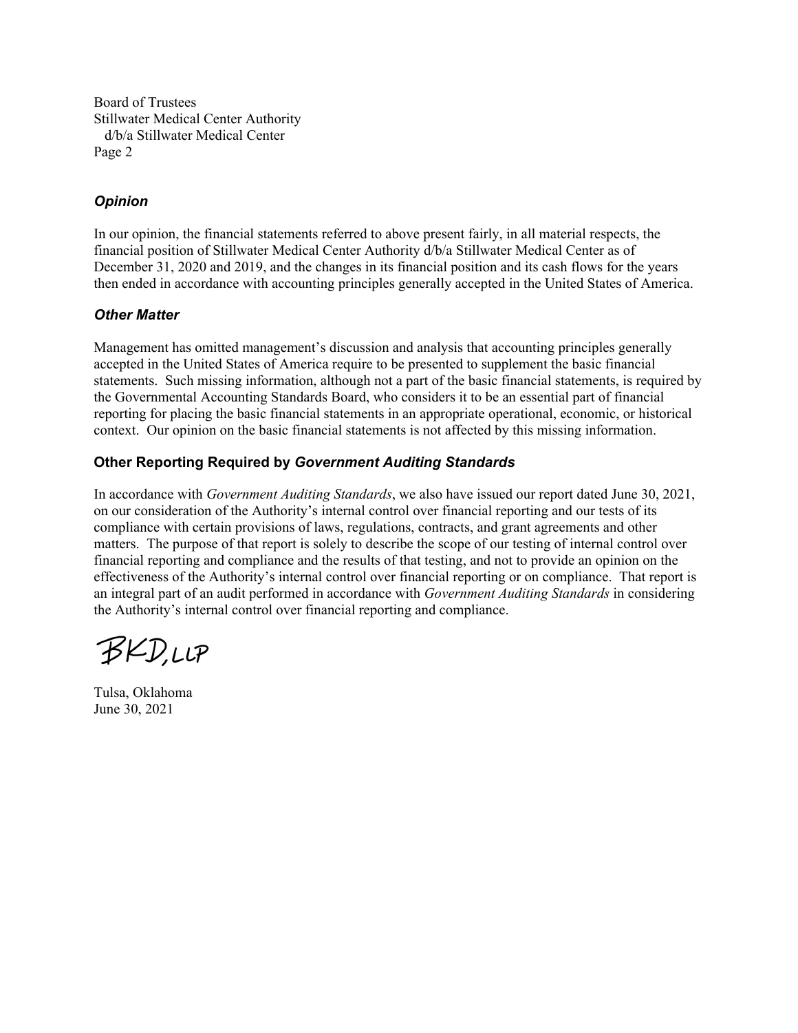Board of Trustees
Stillwater Medical Center Authority
d/b/a Stillwater Medical Center

### *Opinion*

In our opinion, the financial statements referred to above present fairly, in all material respects, the financial position of Stillwater Medical Center Authority d/b/a Stillwater Medical Center as of December 31, 2020 and 2019, and the changes in its financial position and its cash flows for the years then ended in accordance with accounting principles generally accepted in the United States of America.

### *Other Matter*

Management has omitted management's discussion and analysis that accounting principles generally accepted in the United States of America require to be presented to supplement the basic financial statements. Such missing information, although not a part of the basic financial statements, is required by the Governmental Accounting Standards Board, who considers it to be an essential part of financial reporting for placing the basic financial statements in an appropriate operational, economic, or historical context. Our opinion on the basic financial statements is not affected by this missing information.

### Other Reporting Required by *Government Auditing Standards*

In accordance with *Government Auditing Standards*, we also have issued our report dated June 30, 2021, on our consideration of the Authority's internal control over financial reporting and our tests of its compliance with certain provisions of laws, regulations, contracts, and grant agreements and other matters. The purpose of that report is solely to describe the scope of our testing of internal control over financial reporting and compliance and the results of that testing, and not to provide an opinion on the effectiveness of the Authority's internal control over financial reporting or on compliance. That report is an integral part of an audit performed in accordance with *Government Auditing Standards* in considering the Authority's internal control over financial reporting and compliance.

BKD, LLP

Tulsa, Oklahoma
June 30, 2021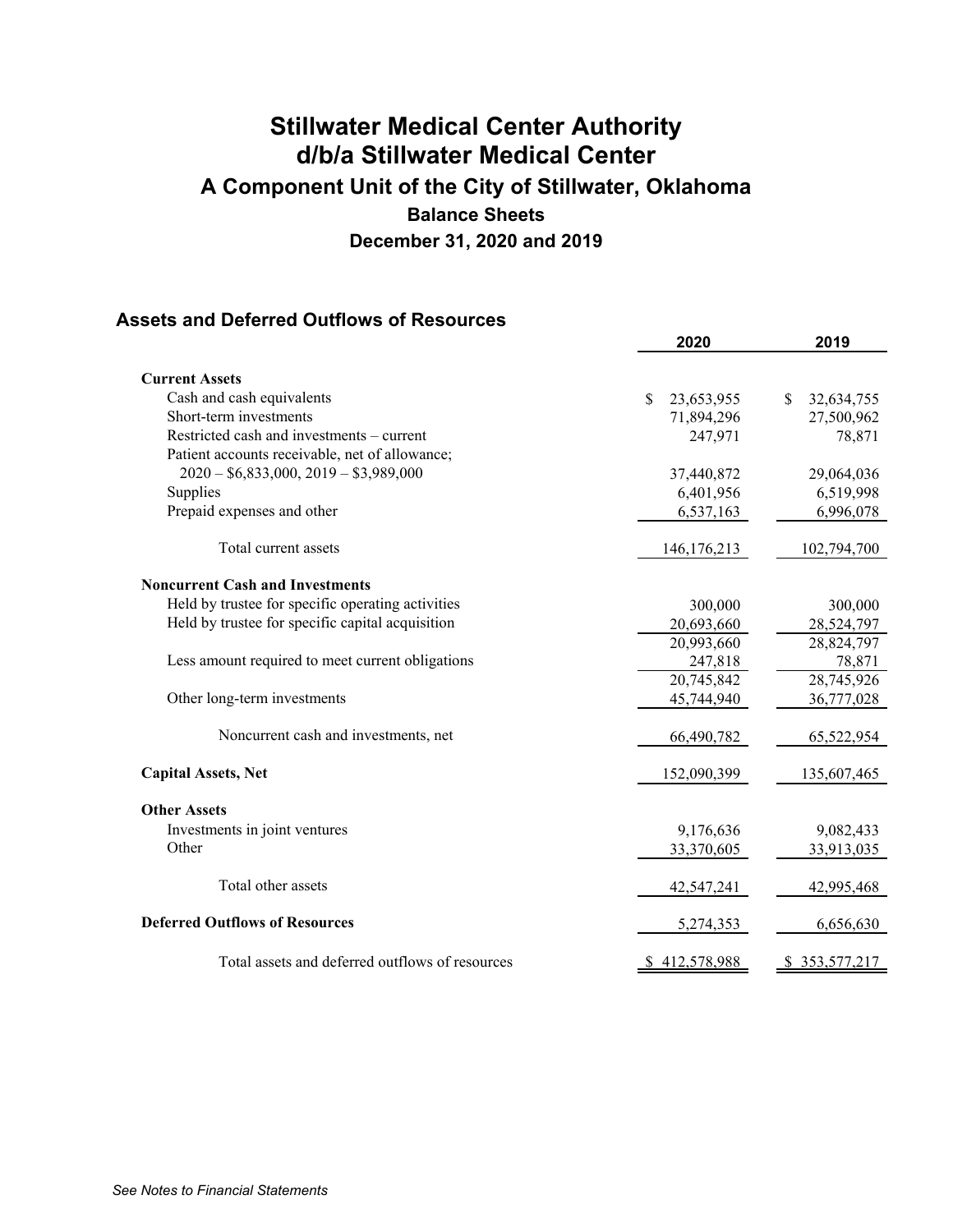# Stillwater Medical Center Authority
# d/b/a Stillwater Medical Center
## A Component Unit of the City of Stillwater, Oklahoma
### Balance Sheets
### December 31, 2020 and 2019

## Assets and Deferred Outflows of Resources

| | 2020 | 2019 |
|---|---|---|
| **Current Assets** | | |
| Cash and cash equivalents | $ 23,653,955 | $ 32,634,755 |
| Short-term investments | 71,894,296 | 27,500,962 |
| Restricted cash and investments – current | 247,971 | 78,871 |
| Patient accounts receivable, net of allowance; 2020 – $6,833,000, 2019 – $3,989,000 | 37,440,872 | 29,064,036 |
| Supplies | 6,401,956 | 6,519,998 |
| Prepaid expenses and other | 6,537,163 | 6,996,078 |
| Total current assets | 146,176,213 | 102,794,700 |
| **Noncurrent Cash and Investments** | | |
| Held by trustee for specific operating activities | 300,000 | 300,000 |
| Held by trustee for specific capital acquisition | 20,693,660 | 28,524,797 |
| | 20,993,660 | 28,824,797 |
| Less amount required to meet current obligations | 247,818 | 78,871 |
| | 20,745,842 | 28,745,926 |
| Other long-term investments | 45,744,940 | 36,777,028 |
| Noncurrent cash and investments, net | 66,490,782 | 65,522,954 |
| **Capital Assets, Net** | 152,090,399 | 135,607,465 |
| **Other Assets** | | |
| Investments in joint ventures | 9,176,636 | 9,082,433 |
| Other | 33,370,605 | 33,913,035 |
| Total other assets | 42,547,241 | 42,995,468 |
| **Deferred Outflows of Resources** | 5,274,353 | 6,656,630 |
| Total assets and deferred outflows of resources | $ 412,578,988 | $ 353,577,217 |

*See Notes to Financial Statements*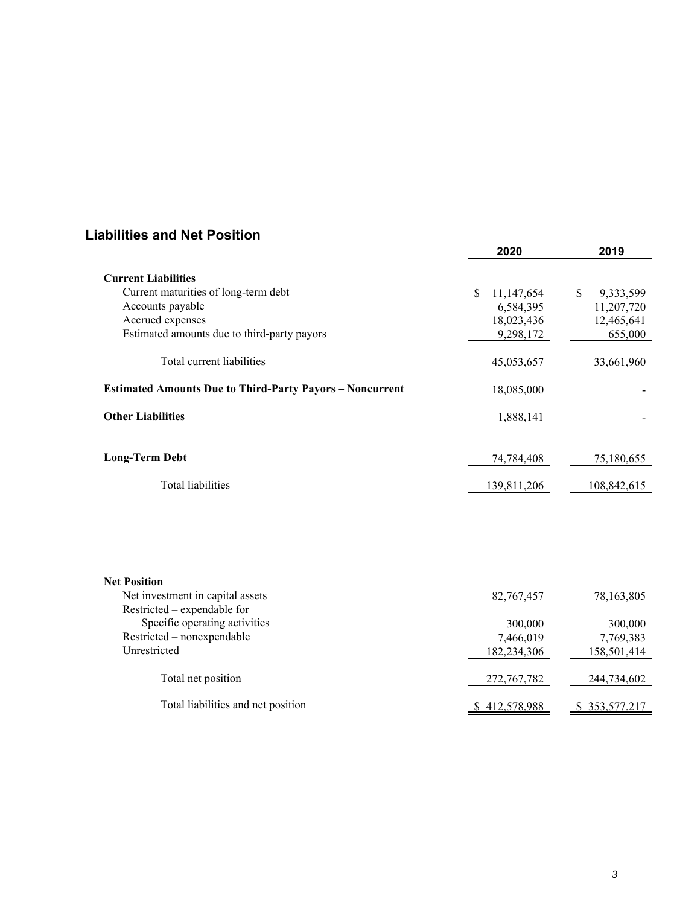## Liabilities and Net Position

| | 2020 | 2019 |
|---|---|---|
| **Current Liabilities** | | |
| Current maturities of long-term debt | $ 11,147,654 | $ 9,333,599 |
| Accounts payable | 6,584,395 | 11,207,720 |
| Accrued expenses | 18,023,436 | 12,465,641 |
| Estimated amounts due to third-party payors | 9,298,172 | 655,000 |
| Total current liabilities | 45,053,657 | 33,661,960 |
| **Estimated Amounts Due to Third-Party Payors – Noncurrent** | 18,085,000 | - |
| **Other Liabilities** | 1,888,141 | - |
| **Long-Term Debt** | 74,784,408 | 75,180,655 |
| Total liabilities | 139,811,206 | 108,842,615 |
| **Net Position** | | |
| Net investment in capital assets | 82,767,457 | 78,163,805 |
| Restricted – expendable for | | |
| Specific operating activities | 300,000 | 300,000 |
| Restricted – nonexpendable | 7,466,019 | 7,769,383 |
| Unrestricted | 182,234,306 | 158,501,414 |
| Total net position | 272,767,782 | 244,734,602 |
| Total liabilities and net position | $ 412,578,988 | $ 353,577,217 |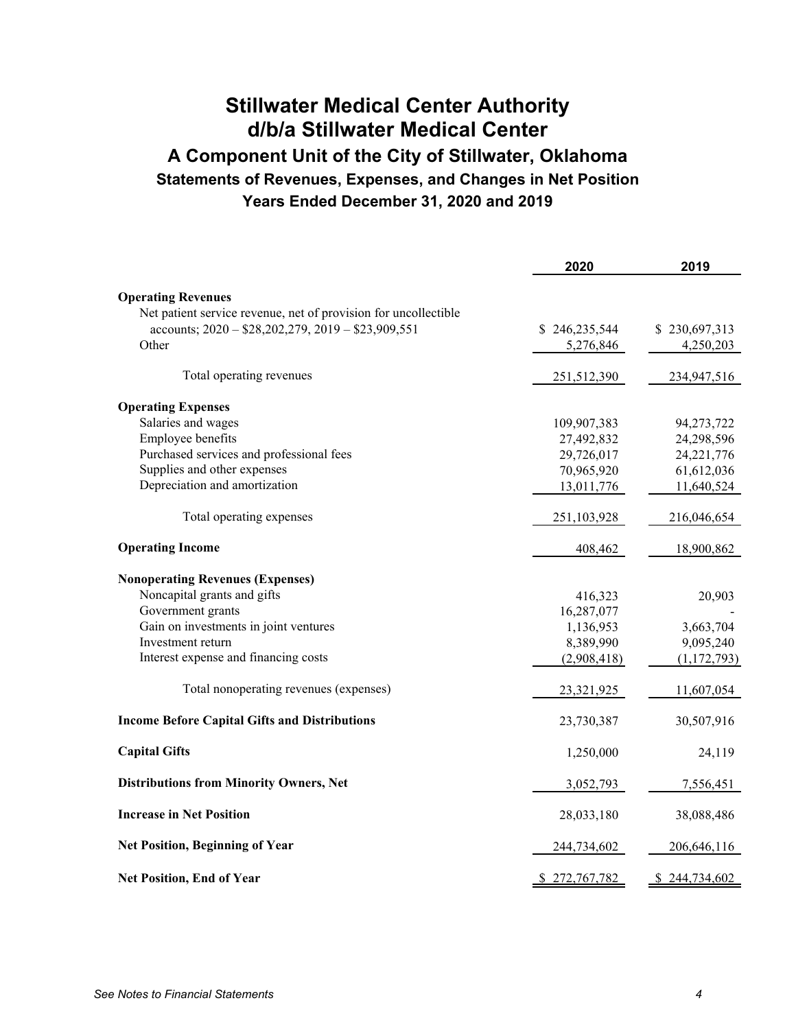# Stillwater Medical Center Authority
# d/b/a Stillwater Medical Center
## A Component Unit of the City of Stillwater, Oklahoma
### Statements of Revenues, Expenses, and Changes in Net Position
### Years Ended December 31, 2020 and 2019

| | 2020 | 2019 |
|---|---|---|
| **Operating Revenues** | | |
| Net patient service revenue, net of provision for uncollectible accounts; 2020 – $28,202,279, 2019 – $23,909,551 | $ 246,235,544 | $ 230,697,313 |
| Other | 5,276,846 | 4,250,203 |
| Total operating revenues | 251,512,390 | 234,947,516 |
| **Operating Expenses** | | |
| Salaries and wages | 109,907,383 | 94,273,722 |
| Employee benefits | 27,492,832 | 24,298,596 |
| Purchased services and professional fees | 29,726,017 | 24,221,776 |
| Supplies and other expenses | 70,965,920 | 61,612,036 |
| Depreciation and amortization | 13,011,776 | 11,640,524 |
| Total operating expenses | 251,103,928 | 216,046,654 |
| **Operating Income** | 408,462 | 18,900,862 |
| **Nonoperating Revenues (Expenses)** | | |
| Noncapital grants and gifts | 416,323 | 20,903 |
| Government grants | 16,287,077 | - |
| Gain on investments in joint ventures | 1,136,953 | 3,663,704 |
| Investment return | 8,389,990 | 9,095,240 |
| Interest expense and financing costs | (2,908,418) | (1,172,793) |
| Total nonoperating revenues (expenses) | 23,321,925 | 11,607,054 |
| **Income Before Capital Gifts and Distributions** | 23,730,387 | 30,507,916 |
| **Capital Gifts** | 1,250,000 | 24,119 |
| **Distributions from Minority Owners, Net** | 3,052,793 | 7,556,451 |
| **Increase in Net Position** | 28,033,180 | 38,088,486 |
| **Net Position, Beginning of Year** | 244,734,602 | 206,646,116 |
| **Net Position, End of Year** | $ 272,767,782 | $ 244,734,602 |

*See Notes to Financial Statements*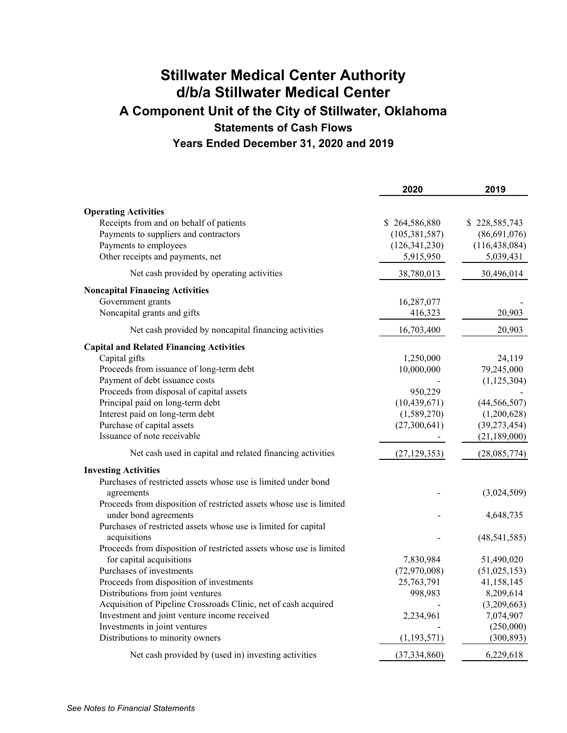# Stillwater Medical Center Authority
# d/b/a Stillwater Medical Center
## A Component Unit of the City of Stillwater, Oklahoma
### Statements of Cash Flows
### Years Ended December 31, 2020 and 2019

| | 2020 | 2019 |
|---|---|---|
| **Operating Activities** | | |
| Receipts from and on behalf of patients | $ 264,586,880 | $ 228,585,743 |
| Payments to suppliers and contractors | (105,381,587) | (86,691,076) |
| Payments to employees | (126,341,230) | (116,438,084) |
| Other receipts and payments, net | 5,915,950 | 5,039,431 |
| Net cash provided by operating activities | 38,780,013 | 30,496,014 |
| **Noncapital Financing Activities** | | |
| Government grants | 16,287,077 | - |
| Noncapital grants and gifts | 416,323 | 20,903 |
| Net cash provided by noncapital financing activities | 16,703,400 | 20,903 |
| **Capital and Related Financing Activities** | | |
| Capital gifts | 1,250,000 | 24,119 |
| Proceeds from issuance of long-term debt | 10,000,000 | 79,245,000 |
| Payment of debt issuance costs | - | (1,125,304) |
| Proceeds from disposal of capital assets | 950,229 | - |
| Principal paid on long-term debt | (10,439,671) | (44,566,507) |
| Interest paid on long-term debt | (1,589,270) | (1,200,628) |
| Purchase of capital assets | (27,300,641) | (39,273,454) |
| Issuance of note receivable | - | (21,189,000) |
| Net cash used in capital and related financing activities | (27,129,353) | (28,085,774) |
| **Investing Activities** | | |
| Purchases of restricted assets whose use is limited under bond agreements | - | (3,024,509) |
| Proceeds from disposition of restricted assets whose use is limited under bond agreements | - | 4,648,735 |
| Purchases of restricted assets whose use is limited for capital acquisitions | - | (48,541,585) |
| Proceeds from disposition of restricted assets whose use is limited for capital acquisitions | 7,830,984 | 51,490,020 |
| Purchases of investments | (72,970,008) | (51,025,153) |
| Proceeds from disposition of investments | 25,763,791 | 41,158,145 |
| Distributions from joint ventures | 998,983 | 8,209,614 |
| Acquisition of Pipeline Crossroads Clinic, net of cash acquired | - | (3,209,663) |
| Investment and joint venture income received | 2,234,961 | 7,074,907 |
| Investments in joint ventures | - | (250,000) |
| Distributions to minority owners | (1,193,571) | (300,893) |
| Net cash provided by (used in) investing activities | (37,334,860) | 6,229,618 |

*See Notes to Financial Statements*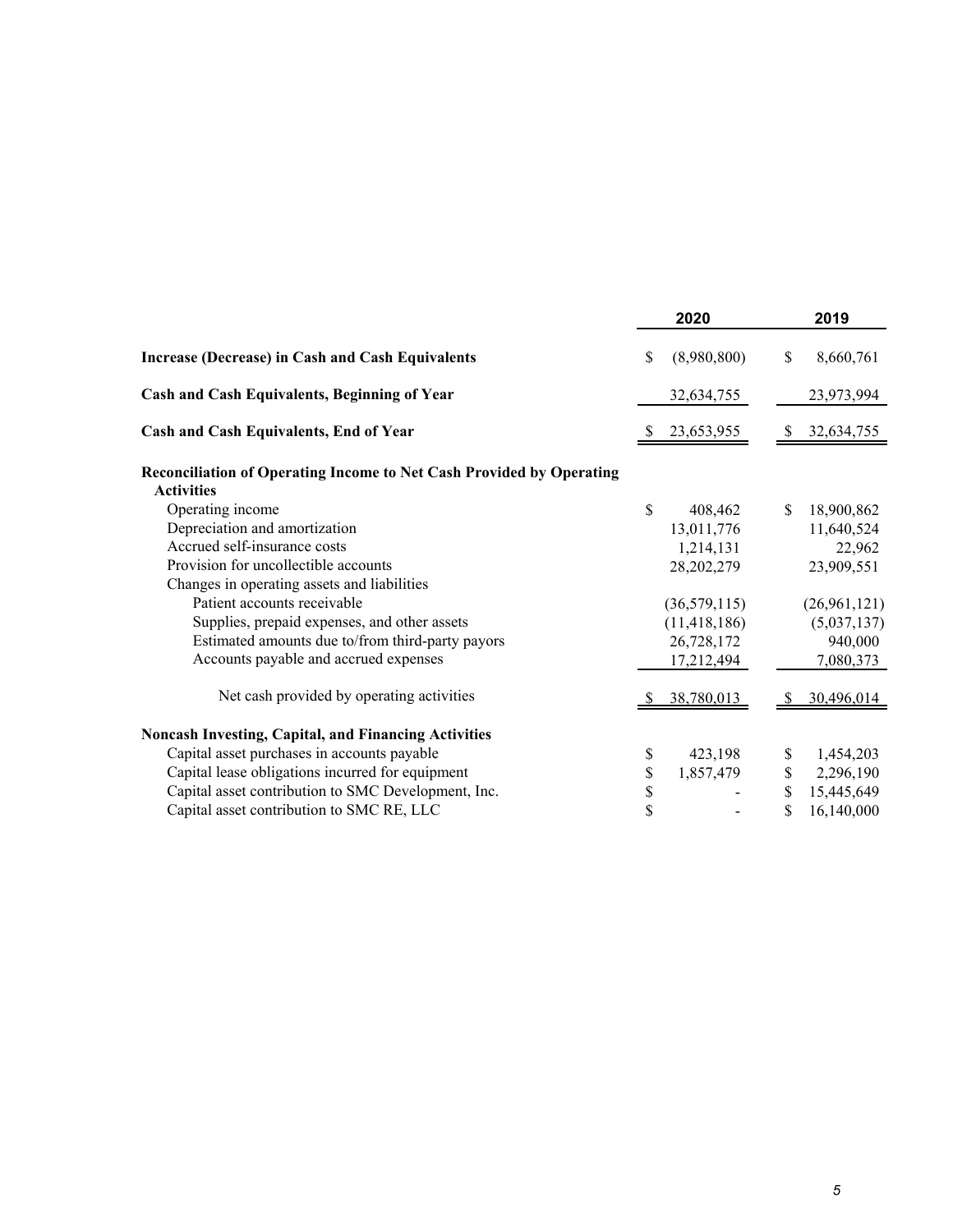| | 2020 | 2019 |
|---|---|---|
| **Increase (Decrease) in Cash and Cash Equivalents** | $ (8,980,800) | $ 8,660,761 |
| **Cash and Cash Equivalents, Beginning of Year** | 32,634,755 | 23,973,994 |
| **Cash and Cash Equivalents, End of Year** | $ 23,653,955 | $ 32,634,755 |
| **Reconciliation of Operating Income to Net Cash Provided by Operating Activities** | | |
| Operating income | $ 408,462 | $ 18,900,862 |
| Depreciation and amortization | 13,011,776 | 11,640,524 |
| Accrued self-insurance costs | 1,214,131 | 22,962 |
| Provision for uncollectible accounts | 28,202,279 | 23,909,551 |
| Changes in operating assets and liabilities | | |
| Patient accounts receivable | (36,579,115) | (26,961,121) |
| Supplies, prepaid expenses, and other assets | (11,418,186) | (5,037,137) |
| Estimated amounts due to/from third-party payors | 26,728,172 | 940,000 |
| Accounts payable and accrued expenses | 17,212,494 | 7,080,373 |
| Net cash provided by operating activities | $ 38,780,013 | $ 30,496,014 |
| **Noncash Investing, Capital, and Financing Activities** | | |
| Capital asset purchases in accounts payable | $ 423,198 | $ 1,454,203 |
| Capital lease obligations incurred for equipment | $ 1,857,479 | $ 2,296,190 |
| Capital asset contribution to SMC Development, Inc. | $ - | $ 15,445,649 |
| Capital asset contribution to SMC RE, LLC | $ - | $ 16,140,000 |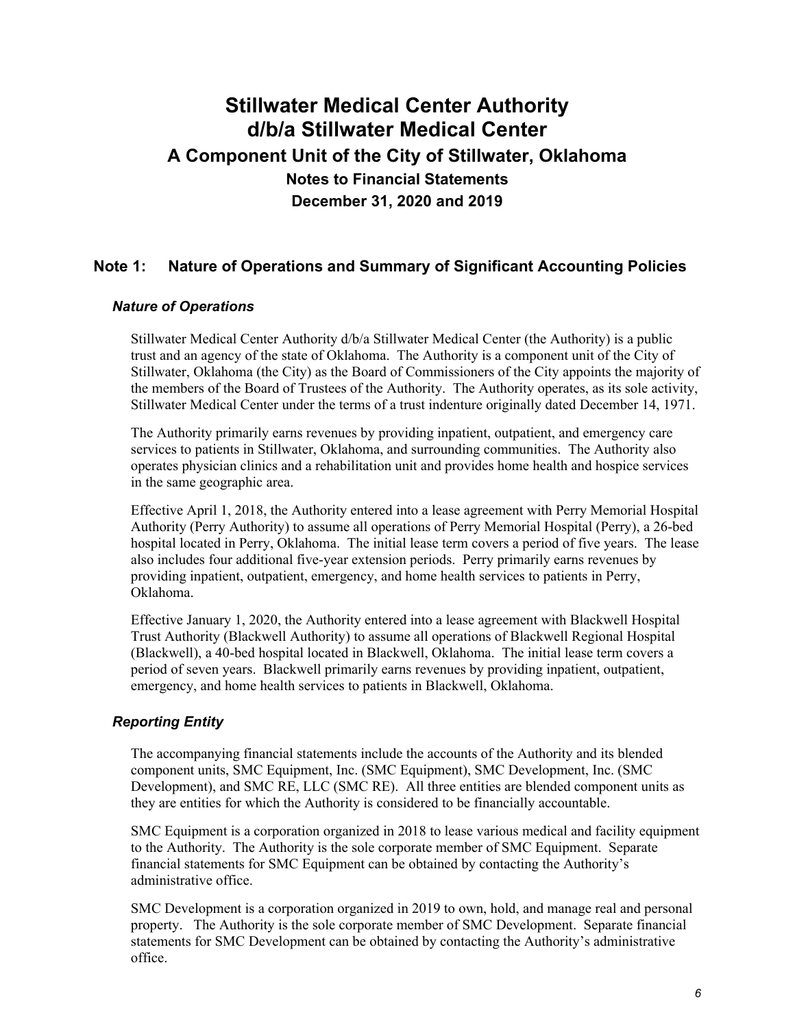# Stillwater Medical Center Authority d/b/a Stillwater Medical Center

## A Component Unit of the City of Stillwater, Oklahoma

### Notes to Financial Statements

### December 31, 2020 and 2019

## Note 1: Nature of Operations and Summary of Significant Accounting Policies

### *Nature of Operations*

Stillwater Medical Center Authority d/b/a Stillwater Medical Center (the Authority) is a public trust and an agency of the state of Oklahoma. The Authority is a component unit of the City of Stillwater, Oklahoma (the City) as the Board of Commissioners of the City appoints the majority of the members of the Board of Trustees of the Authority. The Authority operates, as its sole activity, Stillwater Medical Center under the terms of a trust indenture originally dated December 14, 1971.

The Authority primarily earns revenues by providing inpatient, outpatient, and emergency care services to patients in Stillwater, Oklahoma, and surrounding communities. The Authority also operates physician clinics and a rehabilitation unit and provides home health and hospice services in the same geographic area.

Effective April 1, 2018, the Authority entered into a lease agreement with Perry Memorial Hospital Authority (Perry Authority) to assume all operations of Perry Memorial Hospital (Perry), a 26-bed hospital located in Perry, Oklahoma. The initial lease term covers a period of five years. The lease also includes four additional five-year extension periods. Perry primarily earns revenues by providing inpatient, outpatient, emergency, and home health services to patients in Perry, Oklahoma.

Effective January 1, 2020, the Authority entered into a lease agreement with Blackwell Hospital Trust Authority (Blackwell Authority) to assume all operations of Blackwell Regional Hospital (Blackwell), a 40-bed hospital located in Blackwell, Oklahoma. The initial lease term covers a period of seven years. Blackwell primarily earns revenues by providing inpatient, outpatient, emergency, and home health services to patients in Blackwell, Oklahoma.

### *Reporting Entity*

The accompanying financial statements include the accounts of the Authority and its blended component units, SMC Equipment, Inc. (SMC Equipment), SMC Development, Inc. (SMC Development), and SMC RE, LLC (SMC RE). All three entities are blended component units as they are entities for which the Authority is considered to be financially accountable.

SMC Equipment is a corporation organized in 2018 to lease various medical and facility equipment to the Authority. The Authority is the sole corporate member of SMC Equipment. Separate financial statements for SMC Equipment can be obtained by contacting the Authority's administrative office.

SMC Development is a corporation organized in 2019 to own, hold, and manage real and personal property. The Authority is the sole corporate member of SMC Development. Separate financial statements for SMC Development can be obtained by contacting the Authority's administrative office.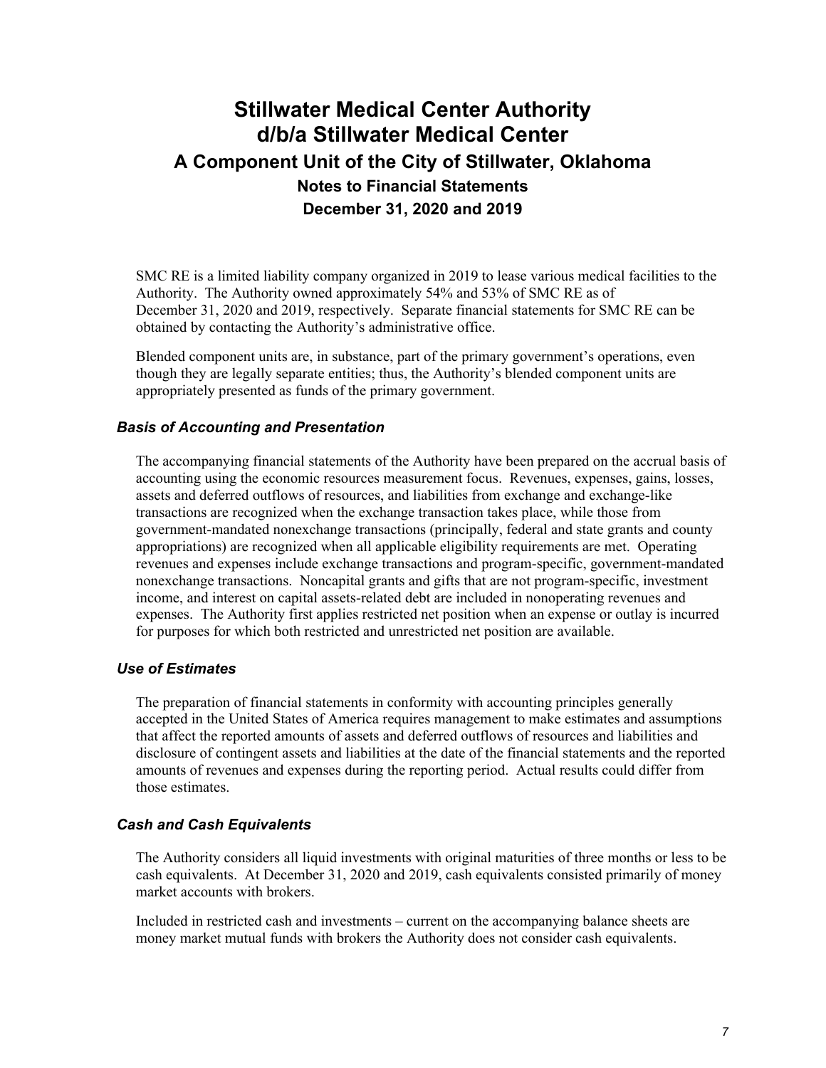SMC RE is a limited liability company organized in 2019 to lease various medical facilities to the Authority. The Authority owned approximately 54% and 53% of SMC RE as of December 31, 2020 and 2019, respectively. Separate financial statements for SMC RE can be obtained by contacting the Authority's administrative office.

Blended component units are, in substance, part of the primary government's operations, even though they are legally separate entities; thus, the Authority's blended component units are appropriately presented as funds of the primary government.

### *Basis of Accounting and Presentation*

The accompanying financial statements of the Authority have been prepared on the accrual basis of accounting using the economic resources measurement focus. Revenues, expenses, gains, losses, assets and deferred outflows of resources, and liabilities from exchange and exchange-like transactions are recognized when the exchange transaction takes place, while those from government-mandated nonexchange transactions (principally, federal and state grants and county appropriations) are recognized when all applicable eligibility requirements are met. Operating revenues and expenses include exchange transactions and program-specific, government-mandated nonexchange transactions. Noncapital grants and gifts that are not program-specific, investment income, and interest on capital assets-related debt are included in nonoperating revenues and expenses. The Authority first applies restricted net position when an expense or outlay is incurred for purposes for which both restricted and unrestricted net position are available.

### *Use of Estimates*

The preparation of financial statements in conformity with accounting principles generally accepted in the United States of America requires management to make estimates and assumptions that affect the reported amounts of assets and deferred outflows of resources and liabilities and disclosure of contingent assets and liabilities at the date of the financial statements and the reported amounts of revenues and expenses during the reporting period. Actual results could differ from those estimates.

### *Cash and Cash Equivalents*

The Authority considers all liquid investments with original maturities of three months or less to be cash equivalents. At December 31, 2020 and 2019, cash equivalents consisted primarily of money market accounts with brokers.

Included in restricted cash and investments – current on the accompanying balance sheets are money market mutual funds with brokers the Authority does not consider cash equivalents.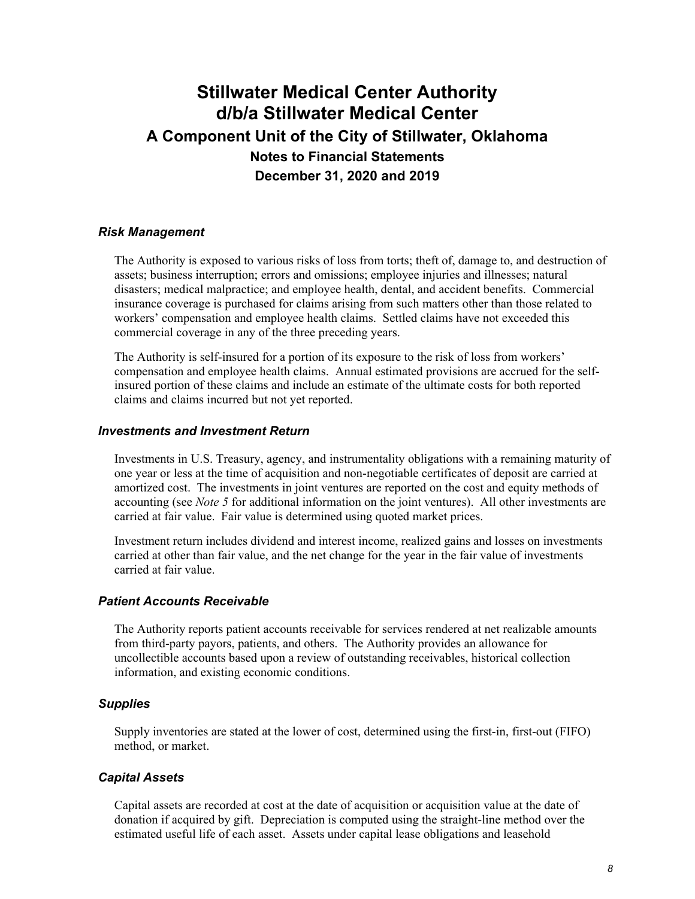### *Risk Management*

The Authority is exposed to various risks of loss from torts; theft of, damage to, and destruction of assets; business interruption; errors and omissions; employee injuries and illnesses; natural disasters; medical malpractice; and employee health, dental, and accident benefits. Commercial insurance coverage is purchased for claims arising from such matters other than those related to workers' compensation and employee health claims. Settled claims have not exceeded this commercial coverage in any of the three preceding years.

The Authority is self-insured for a portion of its exposure to the risk of loss from workers' compensation and employee health claims. Annual estimated provisions are accrued for the self-insured portion of these claims and include an estimate of the ultimate costs for both reported claims and claims incurred but not yet reported.

### *Investments and Investment Return*

Investments in U.S. Treasury, agency, and instrumentality obligations with a remaining maturity of one year or less at the time of acquisition and non-negotiable certificates of deposit are carried at amortized cost. The investments in joint ventures are reported on the cost and equity methods of accounting (see *Note 5* for additional information on the joint ventures). All other investments are carried at fair value. Fair value is determined using quoted market prices.

Investment return includes dividend and interest income, realized gains and losses on investments carried at other than fair value, and the net change for the year in the fair value of investments carried at fair value.

### *Patient Accounts Receivable*

The Authority reports patient accounts receivable for services rendered at net realizable amounts from third-party payors, patients, and others. The Authority provides an allowance for uncollectible accounts based upon a review of outstanding receivables, historical collection information, and existing economic conditions.

### *Supplies*

Supply inventories are stated at the lower of cost, determined using the first-in, first-out (FIFO) method, or market.

### *Capital Assets*

Capital assets are recorded at cost at the date of acquisition or acquisition value at the date of donation if acquired by gift. Depreciation is computed using the straight-line method over the estimated useful life of each asset. Assets under capital lease obligations and leasehold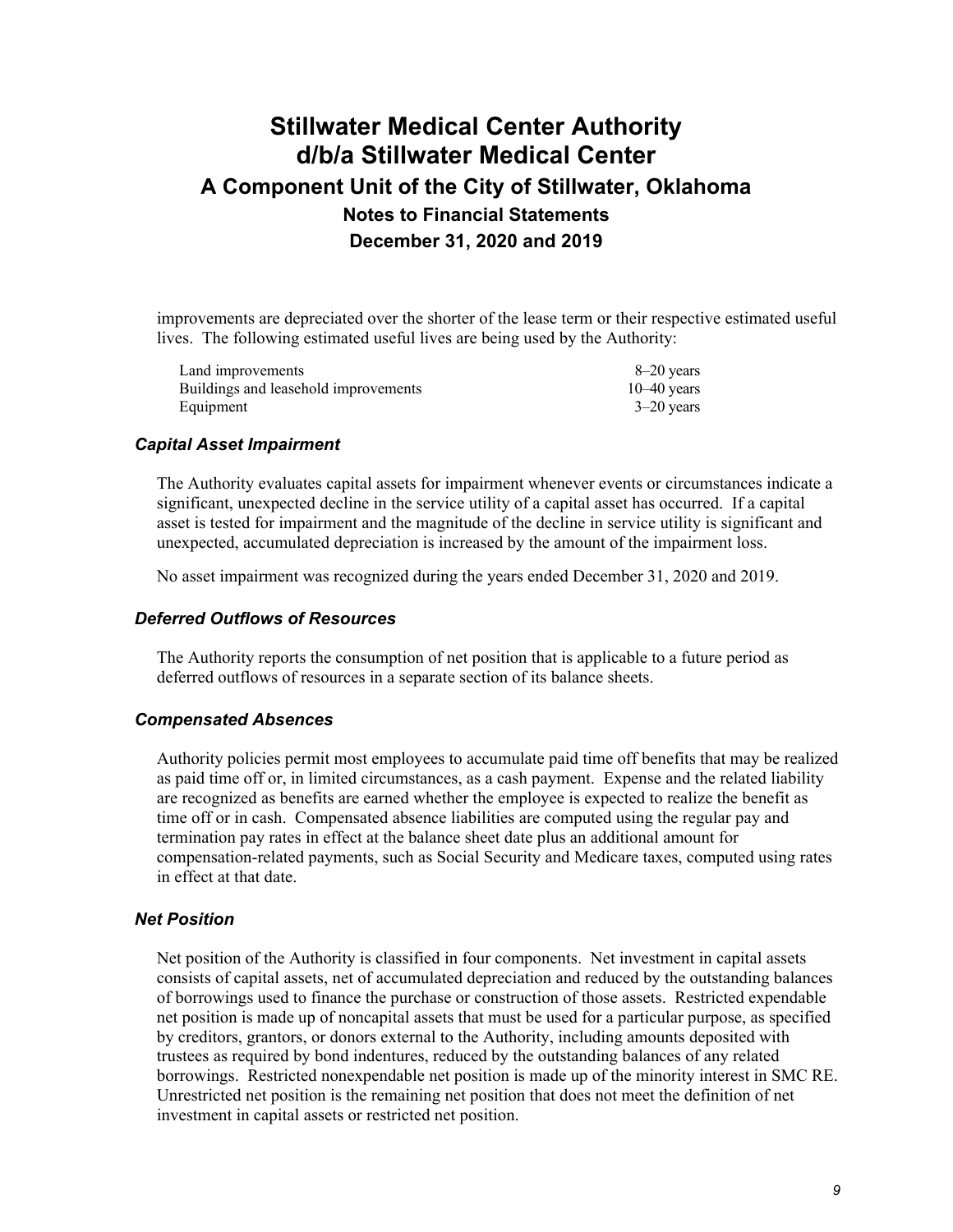improvements are depreciated over the shorter of the lease term or their respective estimated useful lives. The following estimated useful lives are being used by the Authority:

| | |
|---|---|
| Land improvements | 8–20 years |
| Buildings and leasehold improvements | 10–40 years |
| Equipment | 3–20 years |

### *Capital Asset Impairment*

The Authority evaluates capital assets for impairment whenever events or circumstances indicate a significant, unexpected decline in the service utility of a capital asset has occurred. If a capital asset is tested for impairment and the magnitude of the decline in service utility is significant and unexpected, accumulated depreciation is increased by the amount of the impairment loss.

No asset impairment was recognized during the years ended December 31, 2020 and 2019.

### *Deferred Outflows of Resources*

The Authority reports the consumption of net position that is applicable to a future period as deferred outflows of resources in a separate section of its balance sheets.

### *Compensated Absences*

Authority policies permit most employees to accumulate paid time off benefits that may be realized as paid time off or, in limited circumstances, as a cash payment. Expense and the related liability are recognized as benefits are earned whether the employee is expected to realize the benefit as time off or in cash. Compensated absence liabilities are computed using the regular pay and termination pay rates in effect at the balance sheet date plus an additional amount for compensation-related payments, such as Social Security and Medicare taxes, computed using rates in effect at that date.

### *Net Position*

Net position of the Authority is classified in four components. Net investment in capital assets consists of capital assets, net of accumulated depreciation and reduced by the outstanding balances of borrowings used to finance the purchase or construction of those assets. Restricted expendable net position is made up of noncapital assets that must be used for a particular purpose, as specified by creditors, grantors, or donors external to the Authority, including amounts deposited with trustees as required by bond indentures, reduced by the outstanding balances of any related borrowings. Restricted nonexpendable net position is made up of the minority interest in SMC RE. Unrestricted net position is the remaining net position that does not meet the definition of net investment in capital assets or restricted net position.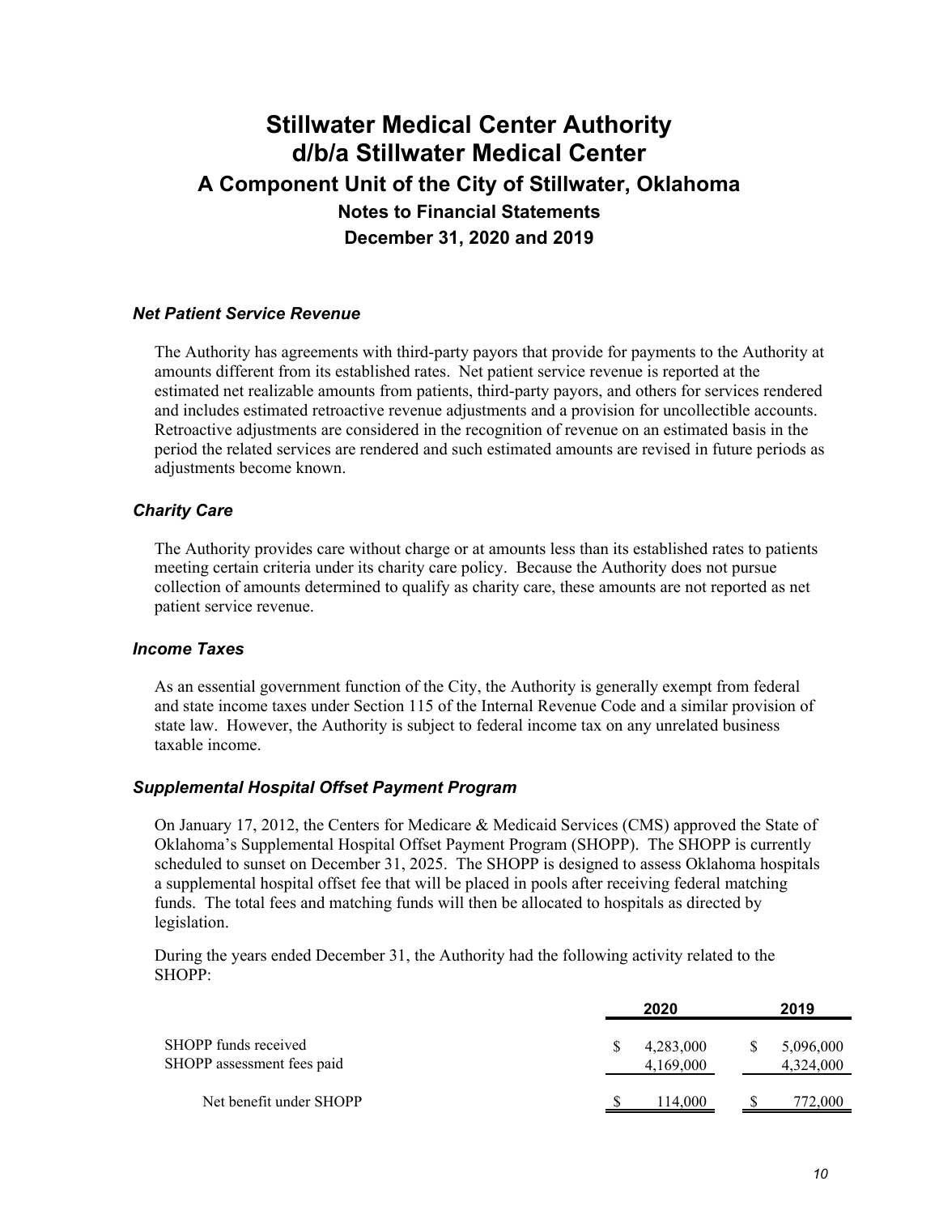# Stillwater Medical Center Authority d/b/a Stillwater Medical Center

## A Component Unit of the City of Stillwater, Oklahoma

### Notes to Financial Statements

### December 31, 2020 and 2019

### *Net Patient Service Revenue*

The Authority has agreements with third-party payors that provide for payments to the Authority at amounts different from its established rates. Net patient service revenue is reported at the estimated net realizable amounts from patients, third-party payors, and others for services rendered and includes estimated retroactive revenue adjustments and a provision for uncollectible accounts. Retroactive adjustments are considered in the recognition of revenue on an estimated basis in the period the related services are rendered and such estimated amounts are revised in future periods as adjustments become known.

### *Charity Care*

The Authority provides care without charge or at amounts less than its established rates to patients meeting certain criteria under its charity care policy. Because the Authority does not pursue collection of amounts determined to qualify as charity care, these amounts are not reported as net patient service revenue.

### *Income Taxes*

As an essential government function of the City, the Authority is generally exempt from federal and state income taxes under Section 115 of the Internal Revenue Code and a similar provision of state law. However, the Authority is subject to federal income tax on any unrelated business taxable income.

### *Supplemental Hospital Offset Payment Program*

On January 17, 2012, the Centers for Medicare & Medicaid Services (CMS) approved the State of Oklahoma's Supplemental Hospital Offset Payment Program (SHOPP). The SHOPP is currently scheduled to sunset on December 31, 2025. The SHOPP is designed to assess Oklahoma hospitals a supplemental hospital offset fee that will be placed in pools after receiving federal matching funds. The total fees and matching funds will then be allocated to hospitals as directed by legislation.

During the years ended December 31, the Authority had the following activity related to the SHOPP:

| | 2020 | 2019 |
|---|---|---|
| SHOPP funds received | $ 4,283,000 | $ 5,096,000 |
| SHOPP assessment fees paid | 4,169,000 | 4,324,000 |
| Net benefit under SHOPP | $ 114,000 | $ 772,000 |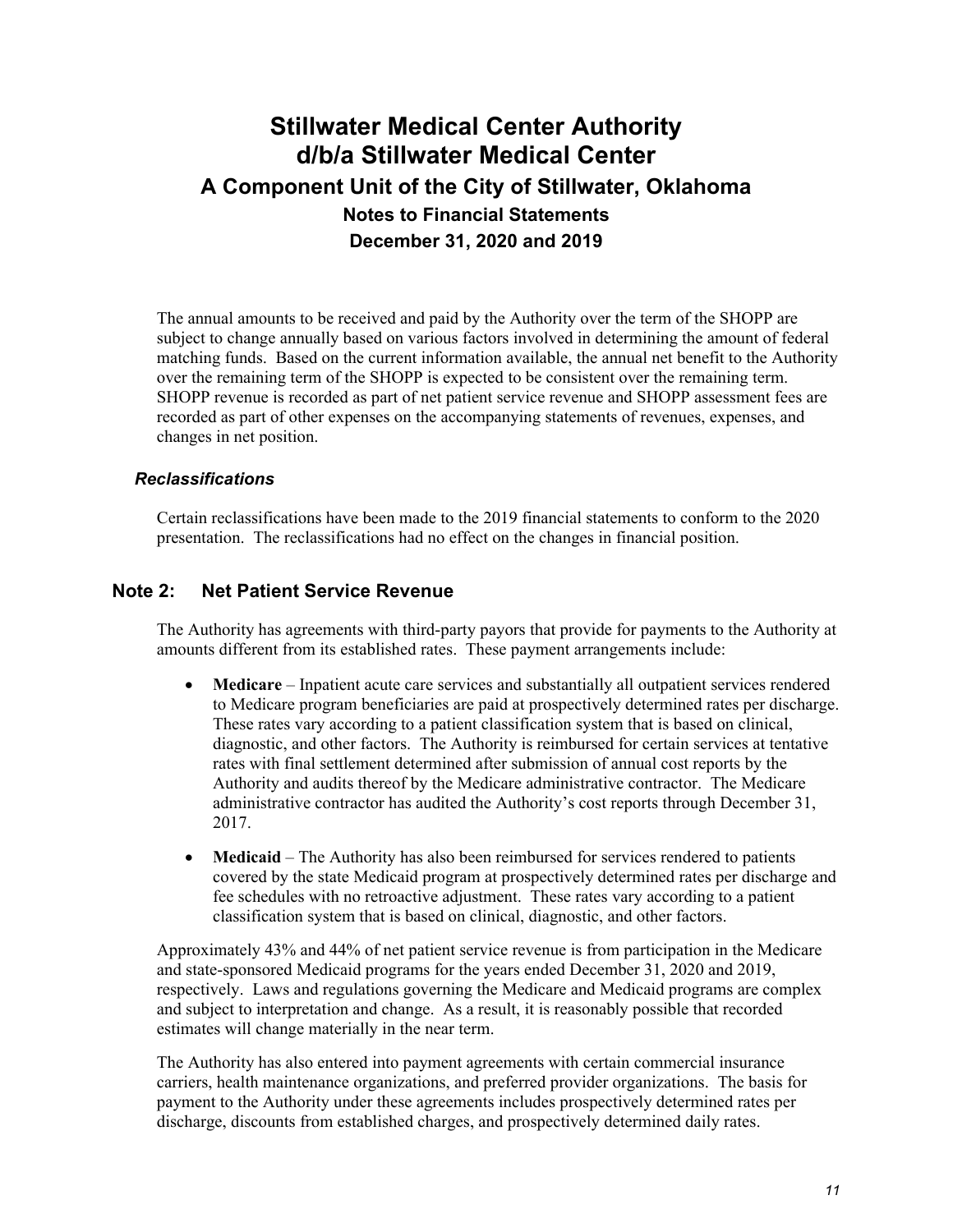The annual amounts to be received and paid by the Authority over the term of the SHOPP are subject to change annually based on various factors involved in determining the amount of federal matching funds. Based on the current information available, the annual net benefit to the Authority over the remaining term of the SHOPP is expected to be consistent over the remaining term. SHOPP revenue is recorded as part of net patient service revenue and SHOPP assessment fees are recorded as part of other expenses on the accompanying statements of revenues, expenses, and changes in net position.

### *Reclassifications*

Certain reclassifications have been made to the 2019 financial statements to conform to the 2020 presentation. The reclassifications had no effect on the changes in financial position.

## Note 2: Net Patient Service Revenue

The Authority has agreements with third-party payors that provide for payments to the Authority at amounts different from its established rates. These payment arrangements include:

- **Medicare** – Inpatient acute care services and substantially all outpatient services rendered to Medicare program beneficiaries are paid at prospectively determined rates per discharge. These rates vary according to a patient classification system that is based on clinical, diagnostic, and other factors. The Authority is reimbursed for certain services at tentative rates with final settlement determined after submission of annual cost reports by the Authority and audits thereof by the Medicare administrative contractor. The Medicare administrative contractor has audited the Authority's cost reports through December 31, 2017.

- **Medicaid** – The Authority has also been reimbursed for services rendered to patients covered by the state Medicaid program at prospectively determined rates per discharge and fee schedules with no retroactive adjustment. These rates vary according to a patient classification system that is based on clinical, diagnostic, and other factors.

Approximately 43% and 44% of net patient service revenue is from participation in the Medicare and state-sponsored Medicaid programs for the years ended December 31, 2020 and 2019, respectively. Laws and regulations governing the Medicare and Medicaid programs are complex and subject to interpretation and change. As a result, it is reasonably possible that recorded estimates will change materially in the near term.

The Authority has also entered into payment agreements with certain commercial insurance carriers, health maintenance organizations, and preferred provider organizations. The basis for payment to the Authority under these agreements includes prospectively determined rates per discharge, discounts from established charges, and prospectively determined daily rates.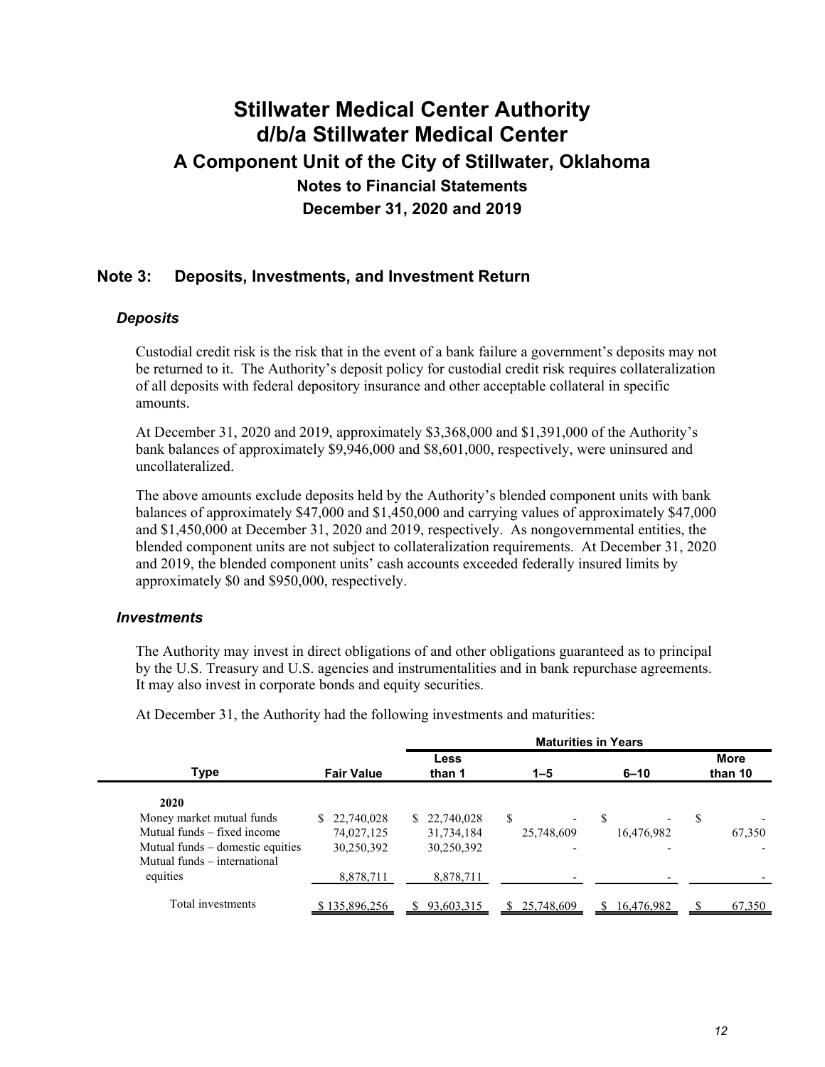# Stillwater Medical Center Authority d/b/a Stillwater Medical Center

## A Component Unit of the City of Stillwater, Oklahoma

### Notes to Financial Statements

### December 31, 2020 and 2019

## Note 3: Deposits, Investments, and Investment Return

### *Deposits*

Custodial credit risk is the risk that in the event of a bank failure a government's deposits may not be returned to it. The Authority's deposit policy for custodial credit risk requires collateralization of all deposits with federal depository insurance and other acceptable collateral in specific amounts.

At December 31, 2020 and 2019, approximately $3,368,000 and $1,391,000 of the Authority's bank balances of approximately $9,946,000 and $8,601,000, respectively, were uninsured and uncollateralized.

The above amounts exclude deposits held by the Authority's blended component units with bank balances of approximately $47,000 and $1,450,000 and carrying values of approximately $47,000 and $1,450,000 at December 31, 2020 and 2019, respectively. As nongovernmental entities, the blended component units are not subject to collateralization requirements. At December 31, 2020 and 2019, the blended component units' cash accounts exceeded federally insured limits by approximately $0 and $950,000, respectively.

### *Investments*

The Authority may invest in direct obligations of and other obligations guaranteed as to principal by the U.S. Treasury and U.S. agencies and instrumentalities and in bank repurchase agreements. It may also invest in corporate bonds and equity securities.

At December 31, the Authority had the following investments and maturities:

| | | Maturities in Years | | | |
|---|---|---|---|---|---|
| **Type** | **Fair Value** | **Less than 1** | **1–5** | **6–10** | **More than 10** |
| **2020** | | | | | |
| Money market mutual funds | $ 22,740,028 | $ 22,740,028 | $ - | $ - | $ - |
| Mutual funds – fixed income | 74,027,125 | 31,734,184 | 25,748,609 | 16,476,982 | 67,350 |
| Mutual funds – domestic equities | 30,250,392 | 30,250,392 | - | - | - |
| Mutual funds – international equities | 8,878,711 | 8,878,711 | - | - | - |
| Total investments | $ 135,896,256 | $ 93,603,315 | $ 25,748,609 | $ 16,476,982 | $ 67,350 |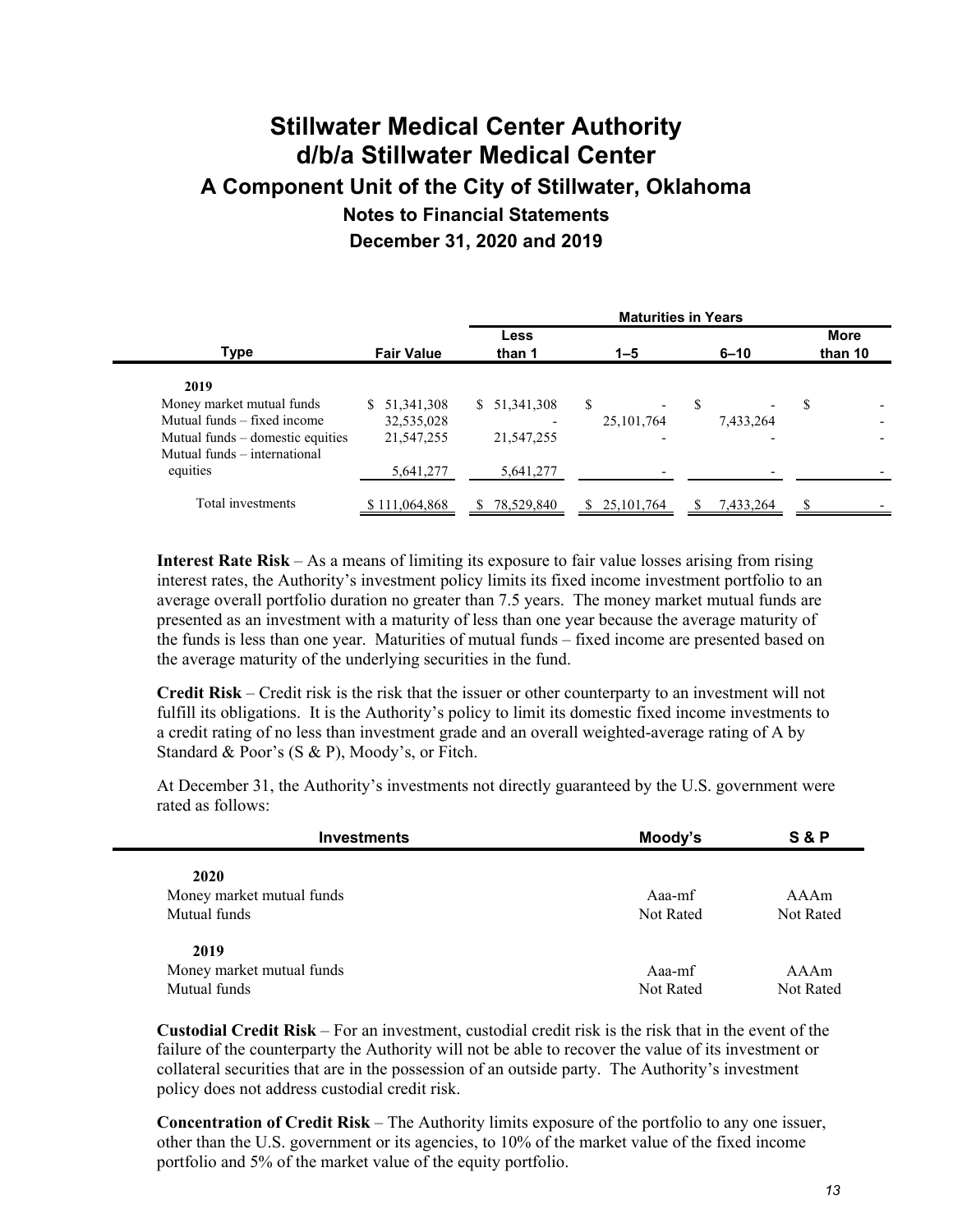# Stillwater Medical Center Authority d/b/a Stillwater Medical Center

## A Component Unit of the City of Stillwater, Oklahoma

### Notes to Financial Statements

### December 31, 2020 and 2019

| Type | Fair Value | Maturities in Years | | | |
|---|---|---|---|---|---|
| | | Less than 1 | 1–5 | 6–10 | More than 10 |
| **2019** | | | | | |
| Money market mutual funds | $ 51,341,308 | $ 51,341,308 | $ - | $ - | $ - |
| Mutual funds – fixed income | 32,535,028 | - | 25,101,764 | 7,433,264 | - |
| Mutual funds – domestic equities | 21,547,255 | 21,547,255 | - | - | - |
| Mutual funds – international equities | 5,641,277 | 5,641,277 | - | - | - |
| Total investments | $ 111,064,868 | $ 78,529,840 | $ 25,101,764 | $ 7,433,264 | $ - |

**Interest Rate Risk** – As a means of limiting its exposure to fair value losses arising from rising interest rates, the Authority's investment policy limits its fixed income investment portfolio to an average overall portfolio duration no greater than 7.5 years. The money market mutual funds are presented as an investment with a maturity of less than one year because the average maturity of the funds is less than one year. Maturities of mutual funds – fixed income are presented based on the average maturity of the underlying securities in the fund.

**Credit Risk** – Credit risk is the risk that the issuer or other counterparty to an investment will not fulfill its obligations. It is the Authority's policy to limit its domestic fixed income investments to a credit rating of no less than investment grade and an overall weighted-average rating of A by Standard & Poor's (S & P), Moody's, or Fitch.

At December 31, the Authority's investments not directly guaranteed by the U.S. government were rated as follows:

| Investments | Moody's | S & P |
|---|---|---|
| **2020** | | |
| Money market mutual funds | Aaa-mf | AAAm |
| Mutual funds | Not Rated | Not Rated |
| **2019** | | |
| Money market mutual funds | Aaa-mf | AAAm |
| Mutual funds | Not Rated | Not Rated |

**Custodial Credit Risk** – For an investment, custodial credit risk is the risk that in the event of the failure of the counterparty the Authority will not be able to recover the value of its investment or collateral securities that are in the possession of an outside party. The Authority's investment policy does not address custodial credit risk.

**Concentration of Credit Risk** – The Authority limits exposure of the portfolio to any one issuer, other than the U.S. government or its agencies, to 10% of the market value of the fixed income portfolio and 5% of the market value of the equity portfolio.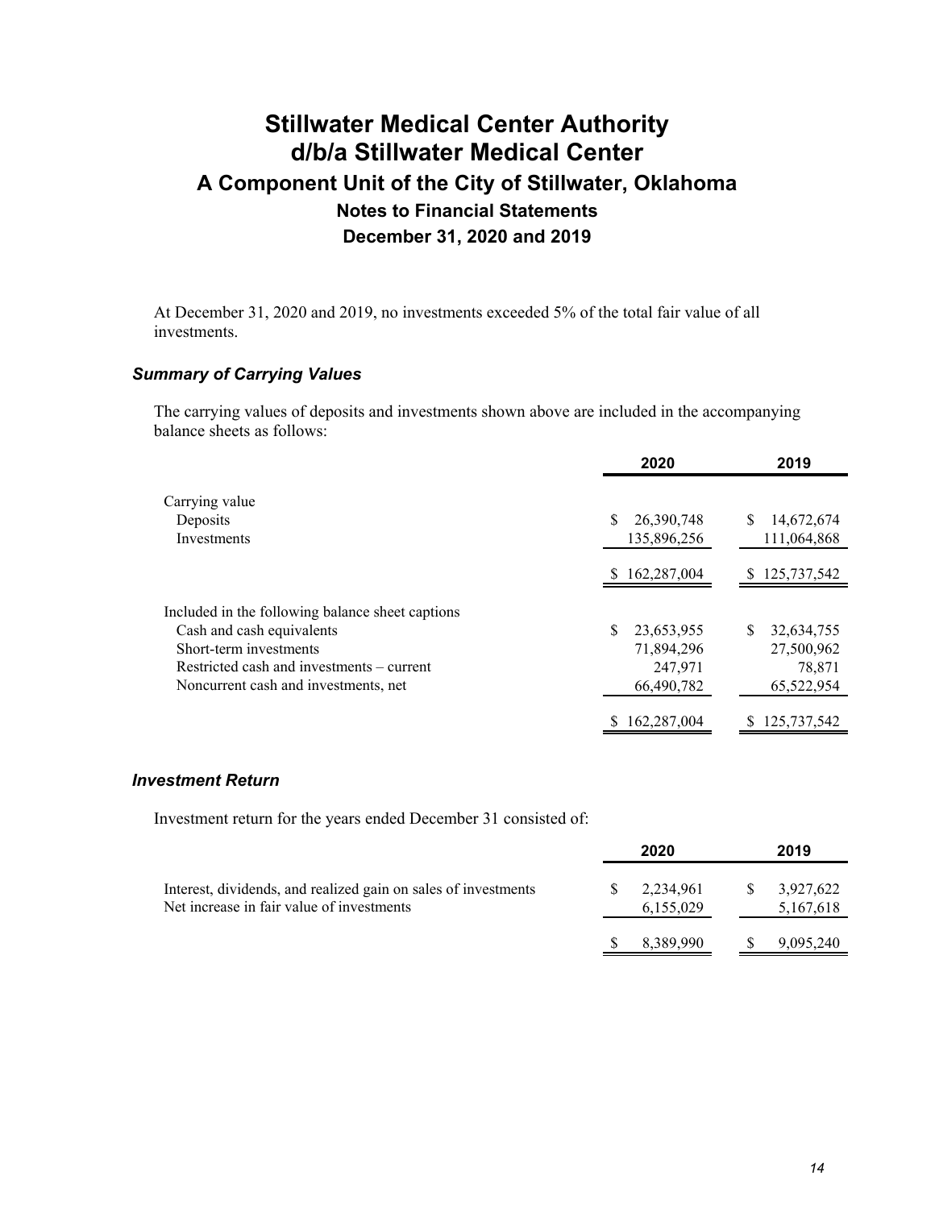At December 31, 2020 and 2019, no investments exceeded 5% of the total fair value of all investments.

### *Summary of Carrying Values*

The carrying values of deposits and investments shown above are included in the accompanying balance sheets as follows:

| | 2020 | 2019 |
|---|---|---|
| Carrying value | | |
| Deposits | $ 26,390,748 | $ 14,672,674 |
| Investments | 135,896,256 | 111,064,868 |
| | $ 162,287,004 | $ 125,737,542 |
| Included in the following balance sheet captions | | |
| Cash and cash equivalents | $ 23,653,955 | $ 32,634,755 |
| Short-term investments | 71,894,296 | 27,500,962 |
| Restricted cash and investments – current | 247,971 | 78,871 |
| Noncurrent cash and investments, net | 66,490,782 | 65,522,954 |
| | $ 162,287,004 | $ 125,737,542 |

### *Investment Return*

Investment return for the years ended December 31 consisted of:

| | 2020 | 2019 |
|---|---|---|
| Interest, dividends, and realized gain on sales of investments | $ 2,234,961 | $ 3,927,622 |
| Net increase in fair value of investments | 6,155,029 | 5,167,618 |
| | $ 8,389,990 | $ 9,095,240 |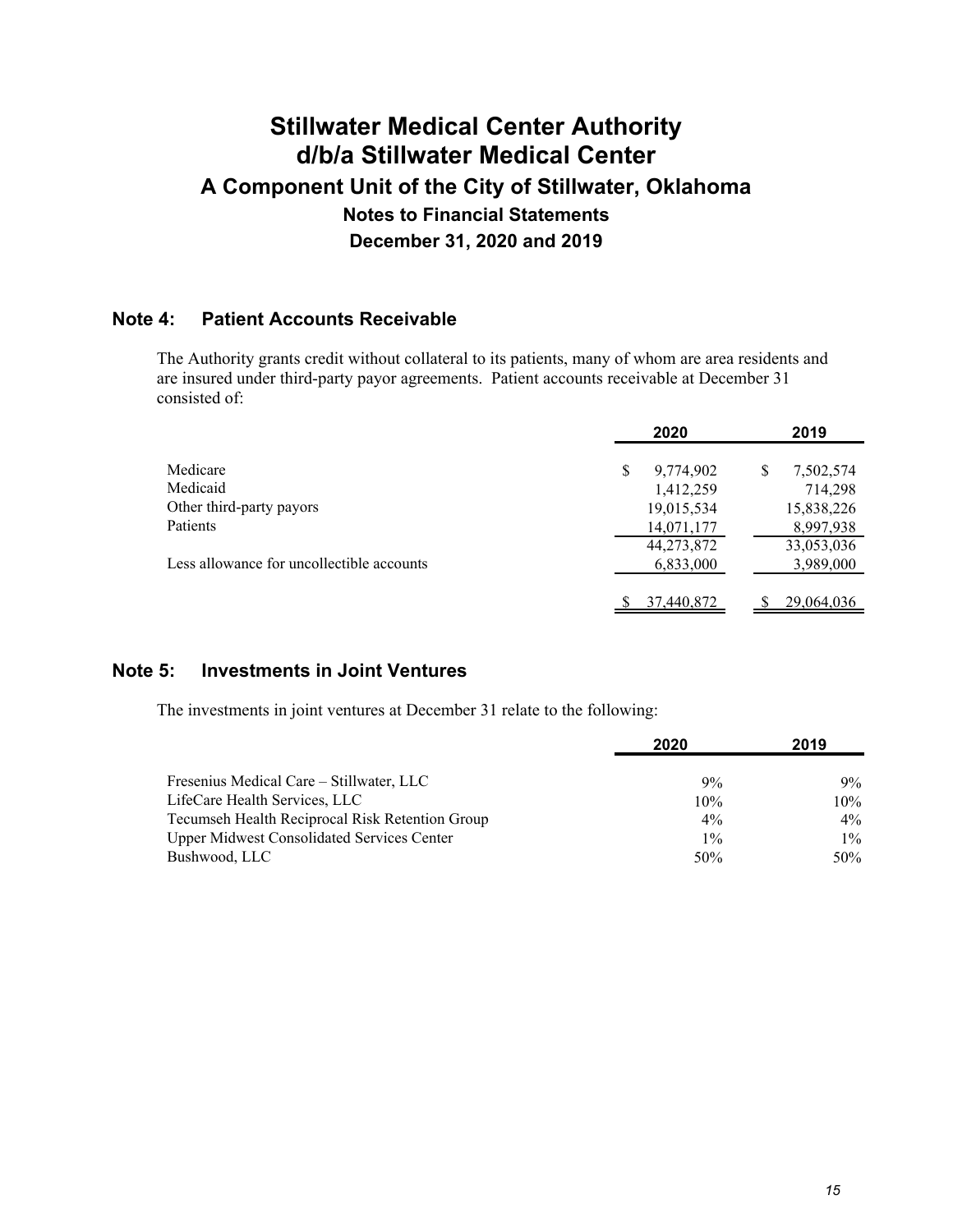# Stillwater Medical Center Authority d/b/a Stillwater Medical Center

## A Component Unit of the City of Stillwater, Oklahoma

### Notes to Financial Statements

### December 31, 2020 and 2019

## Note 4: Patient Accounts Receivable

The Authority grants credit without collateral to its patients, many of whom are area residents and are insured under third-party payor agreements. Patient accounts receivable at December 31 consisted of:

| | 2020 | 2019 |
|---|---|---|
| Medicare | $ 9,774,902 | $ 7,502,574 |
| Medicaid | 1,412,259 | 714,298 |
| Other third-party payors | 19,015,534 | 15,838,226 |
| Patients | 14,071,177 | 8,997,938 |
| | 44,273,872 | 33,053,036 |
| Less allowance for uncollectible accounts | 6,833,000 | 3,989,000 |
| | $ 37,440,872 | $ 29,064,036 |

## Note 5: Investments in Joint Ventures

The investments in joint ventures at December 31 relate to the following:

| | 2020 | 2019 |
|---|---|---|
| Fresenius Medical Care – Stillwater, LLC | 9% | 9% |
| LifeCare Health Services, LLC | 10% | 10% |
| Tecumseh Health Reciprocal Risk Retention Group | 4% | 4% |
| Upper Midwest Consolidated Services Center | 1% | 1% |
| Bushwood, LLC | 50% | 50% |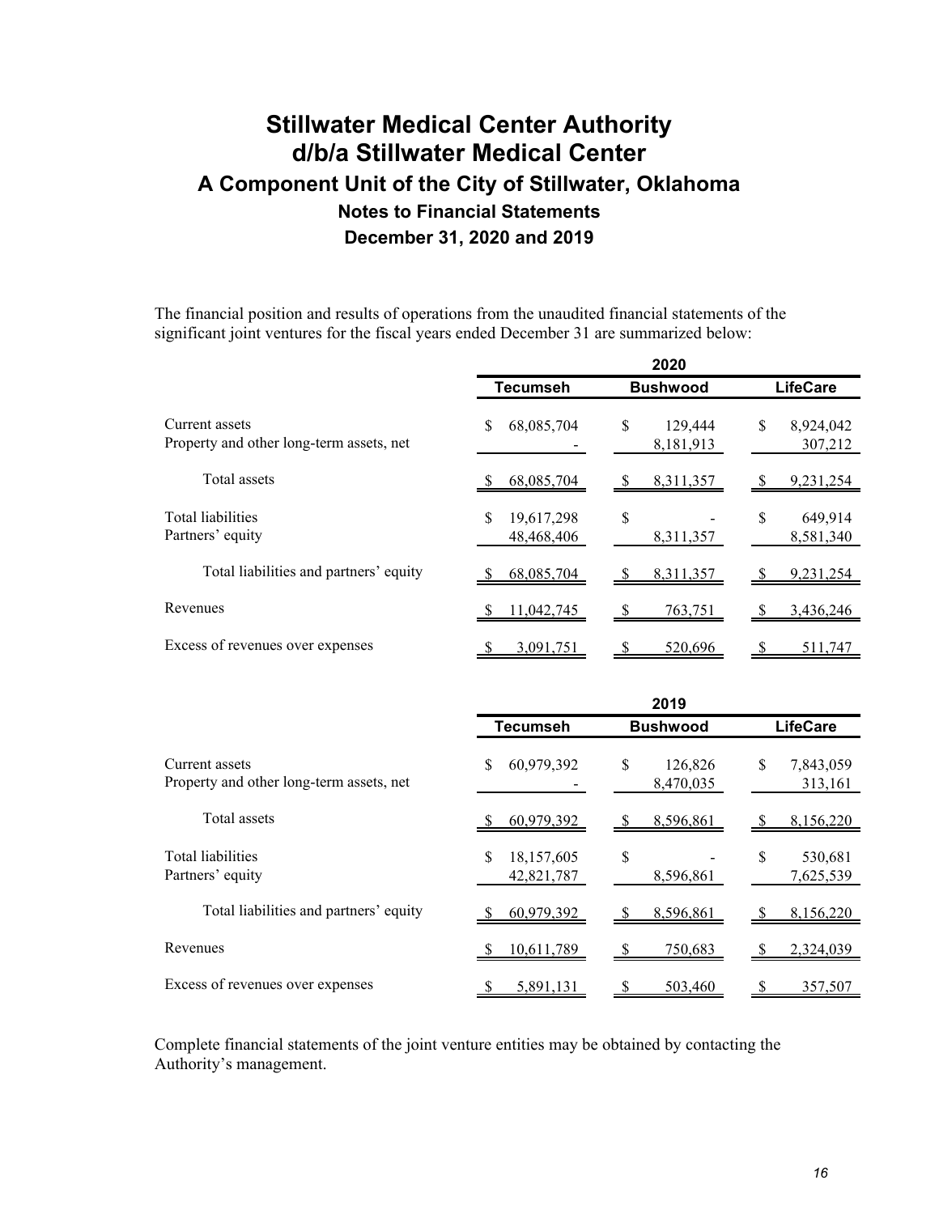# Stillwater Medical Center Authority d/b/a Stillwater Medical Center
## A Component Unit of the City of Stillwater, Oklahoma
### Notes to Financial Statements
### December 31, 2020 and 2019

The financial position and results of operations from the unaudited financial statements of the significant joint ventures for the fiscal years ended December 31 are summarized below:

| | 2020 | | |
|---|---|---|---|
| | Tecumseh | Bushwood | LifeCare |
| Current assets | $ 68,085,704 | $ 129,444 | $ 8,924,042 |
| Property and other long-term assets, net | - | 8,181,913 | 307,212 |
| Total assets | $ 68,085,704 | $ 8,311,357 | $ 9,231,254 |
| Total liabilities | $ 19,617,298 | $ - | $ 649,914 |
| Partners' equity | 48,468,406 | 8,311,357 | 8,581,340 |
| Total liabilities and partners' equity | $ 68,085,704 | $ 8,311,357 | $ 9,231,254 |
| Revenues | $ 11,042,745 | $ 763,751 | $ 3,436,246 |
| Excess of revenues over expenses | $ 3,091,751 | $ 520,696 | $ 511,747 |

| | 2019 | | |
|---|---|---|---|
| | Tecumseh | Bushwood | LifeCare |
| Current assets | $ 60,979,392 | $ 126,826 | $ 7,843,059 |
| Property and other long-term assets, net | - | 8,470,035 | 313,161 |
| Total assets | $ 60,979,392 | $ 8,596,861 | $ 8,156,220 |
| Total liabilities | $ 18,157,605 | $ - | $ 530,681 |
| Partners' equity | 42,821,787 | 8,596,861 | 7,625,539 |
| Total liabilities and partners' equity | $ 60,979,392 | $ 8,596,861 | $ 8,156,220 |
| Revenues | $ 10,611,789 | $ 750,683 | $ 2,324,039 |
| Excess of revenues over expenses | $ 5,891,131 | $ 503,460 | $ 357,507 |

Complete financial statements of the joint venture entities may be obtained by contacting the Authority's management.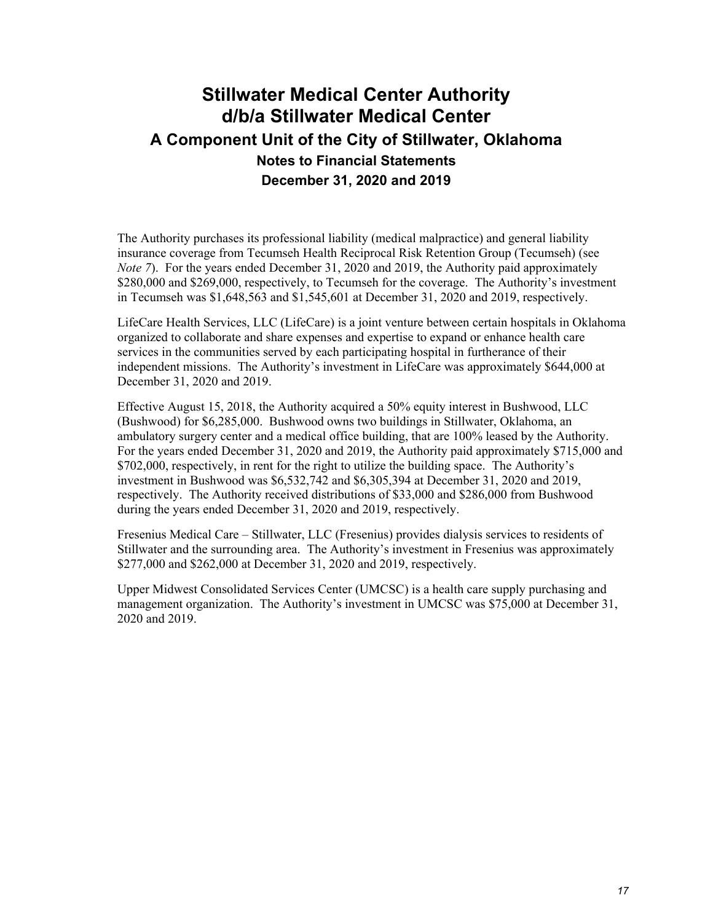The Authority purchases its professional liability (medical malpractice) and general liability insurance coverage from Tecumseh Health Reciprocal Risk Retention Group (Tecumseh) (see *Note 7*). For the years ended December 31, 2020 and 2019, the Authority paid approximately $280,000 and $269,000, respectively, to Tecumseh for the coverage. The Authority's investment in Tecumseh was $1,648,563 and $1,545,601 at December 31, 2020 and 2019, respectively.

LifeCare Health Services, LLC (LifeCare) is a joint venture between certain hospitals in Oklahoma organized to collaborate and share expenses and expertise to expand or enhance health care services in the communities served by each participating hospital in furtherance of their independent missions. The Authority's investment in LifeCare was approximately $644,000 at December 31, 2020 and 2019.

Effective August 15, 2018, the Authority acquired a 50% equity interest in Bushwood, LLC (Bushwood) for $6,285,000. Bushwood owns two buildings in Stillwater, Oklahoma, an ambulatory surgery center and a medical office building, that are 100% leased by the Authority. For the years ended December 31, 2020 and 2019, the Authority paid approximately $715,000 and $702,000, respectively, in rent for the right to utilize the building space. The Authority's investment in Bushwood was $6,532,742 and $6,305,394 at December 31, 2020 and 2019, respectively. The Authority received distributions of $33,000 and $286,000 from Bushwood during the years ended December 31, 2020 and 2019, respectively.

Fresenius Medical Care – Stillwater, LLC (Fresenius) provides dialysis services to residents of Stillwater and the surrounding area. The Authority's investment in Fresenius was approximately $277,000 and $262,000 at December 31, 2020 and 2019, respectively.

Upper Midwest Consolidated Services Center (UMCSC) is a health care supply purchasing and management organization. The Authority's investment in UMCSC was $75,000 at December 31, 2020 and 2019.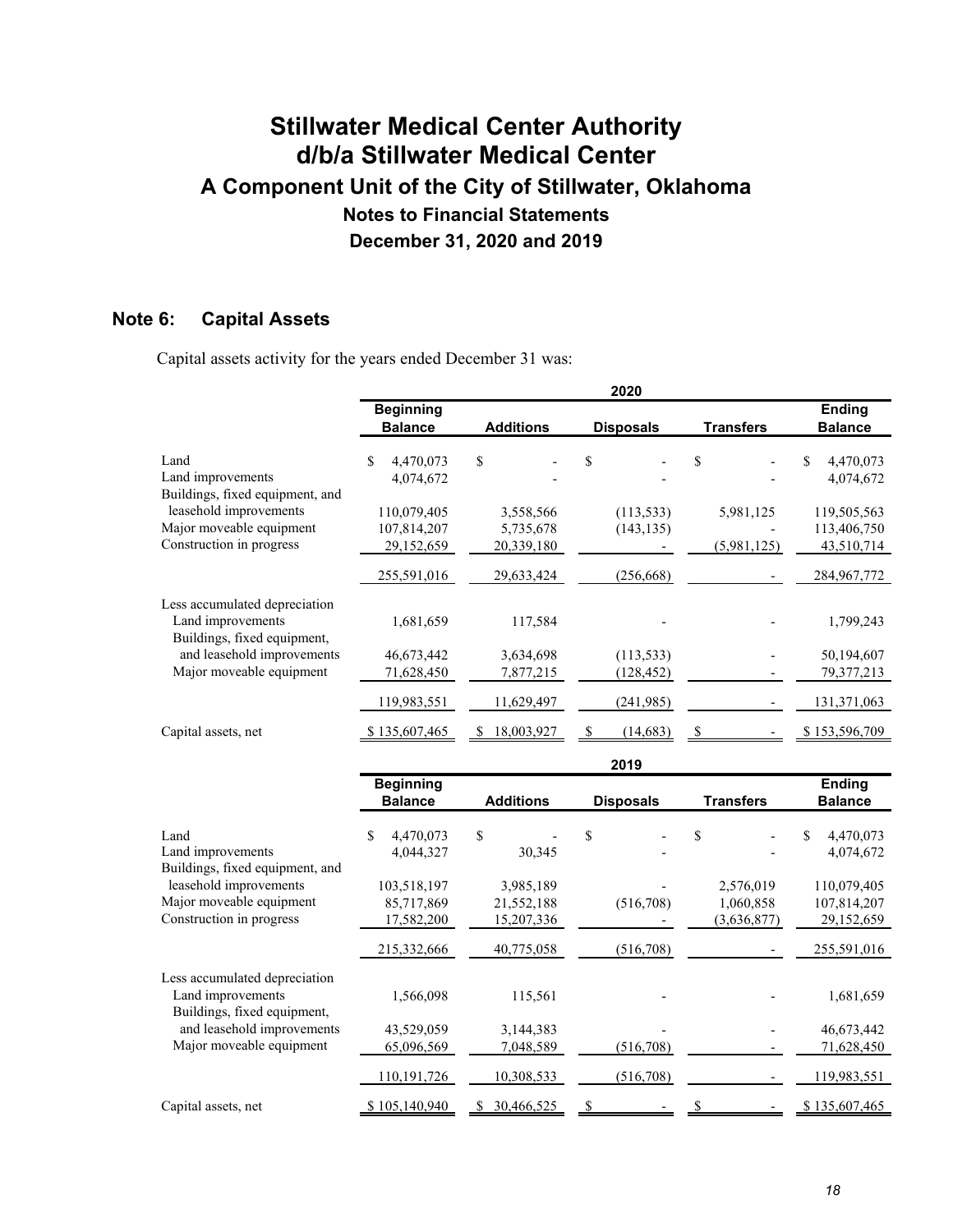# Stillwater Medical Center Authority d/b/a Stillwater Medical Center

## A Component Unit of the City of Stillwater, Oklahoma

### Notes to Financial Statements

### December 31, 2020 and 2019

## Note 6: Capital Assets

Capital assets activity for the years ended December 31 was:

| | 2020 | | | | |
|---|---|---|---|---|---|
| | Beginning Balance | Additions | Disposals | Transfers | Ending Balance |
| Land | $ 4,470,073 | $ - | $ - | $ - | $ 4,470,073 |
| Land improvements | 4,074,672 | - | - | - | 4,074,672 |
| Buildings, fixed equipment, and leasehold improvements | 110,079,405 | 3,558,566 | (113,533) | 5,981,125 | 119,505,563 |
| Major moveable equipment | 107,814,207 | 5,735,678 | (143,135) | - | 113,406,750 |
| Construction in progress | 29,152,659 | 20,339,180 | - | (5,981,125) | 43,510,714 |
| | 255,591,016 | 29,633,424 | (256,668) | - | 284,967,772 |
| Less accumulated depreciation | | | | | |
| Land improvements | 1,681,659 | 117,584 | - | - | 1,799,243 |
| Buildings, fixed equipment, and leasehold improvements | 46,673,442 | 3,634,698 | (113,533) | - | 50,194,607 |
| Major moveable equipment | 71,628,450 | 7,877,215 | (128,452) | - | 79,377,213 |
| | 119,983,551 | 11,629,497 | (241,985) | - | 131,371,063 |
| Capital assets, net | $ 135,607,465 | $ 18,003,927 | $ (14,683) | $ - | $ 153,596,709 |

| | 2019 | | | | |
|---|---|---|---|---|---|
| | Beginning Balance | Additions | Disposals | Transfers | Ending Balance |
| Land | $ 4,470,073 | $ - | $ - | $ - | $ 4,470,073 |
| Land improvements | 4,044,327 | 30,345 | - | - | 4,074,672 |
| Buildings, fixed equipment, and leasehold improvements | 103,518,197 | 3,985,189 | - | 2,576,019 | 110,079,405 |
| Major moveable equipment | 85,717,869 | 21,552,188 | (516,708) | 1,060,858 | 107,814,207 |
| Construction in progress | 17,582,200 | 15,207,336 | - | (3,636,877) | 29,152,659 |
| | 215,332,666 | 40,775,058 | (516,708) | - | 255,591,016 |
| Less accumulated depreciation | | | | | |
| Land improvements | 1,566,098 | 115,561 | - | - | 1,681,659 |
| Buildings, fixed equipment, and leasehold improvements | 43,529,059 | 3,144,383 | - | - | 46,673,442 |
| Major moveable equipment | 65,096,569 | 7,048,589 | (516,708) | - | 71,628,450 |
| | 110,191,726 | 10,308,533 | (516,708) | - | 119,983,551 |
| Capital assets, net | $ 105,140,940 | $ 30,466,525 | $ - | $ - | $ 135,607,465 |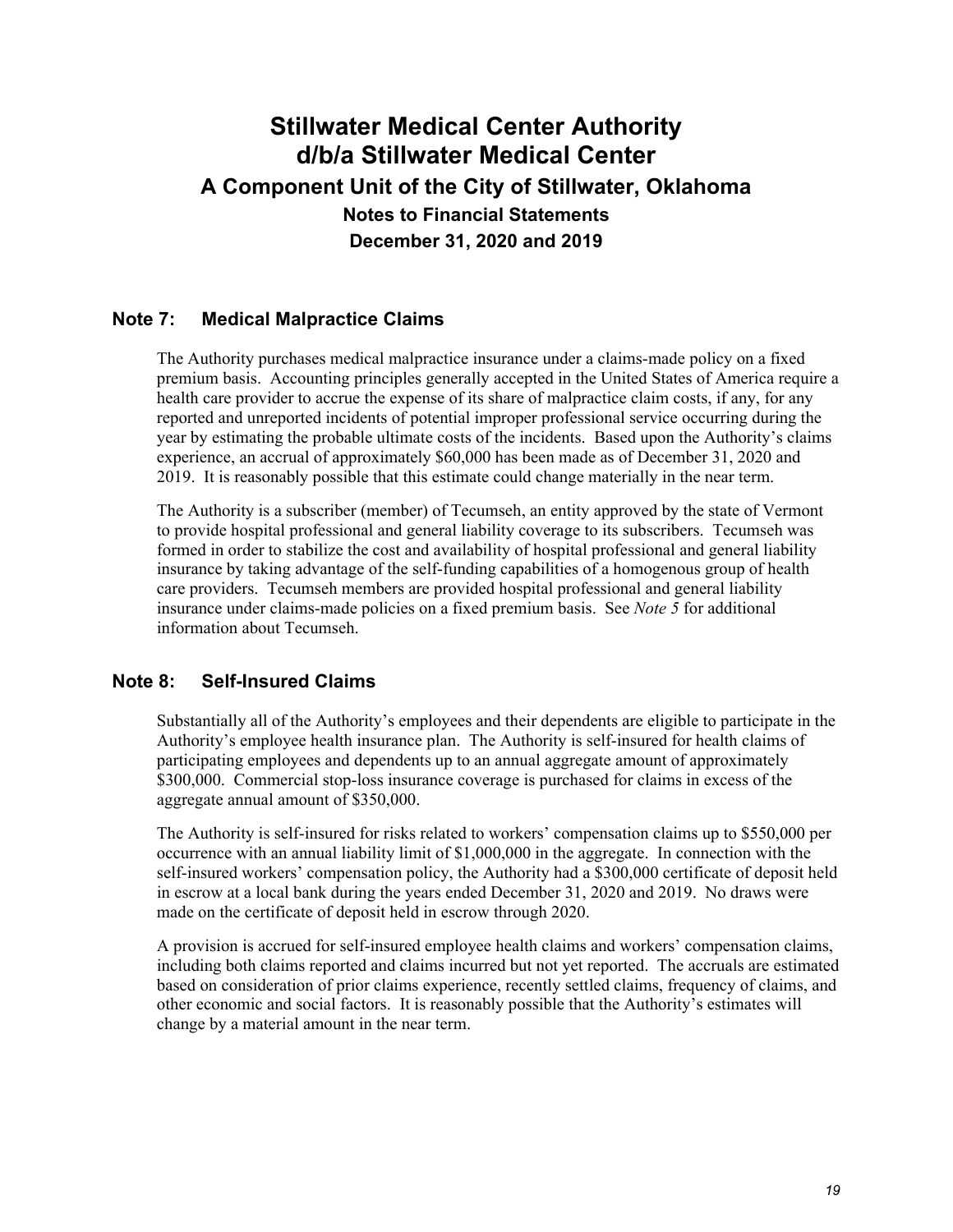# Stillwater Medical Center Authority d/b/a Stillwater Medical Center

## A Component Unit of the City of Stillwater, Oklahoma

### Notes to Financial Statements

### December 31, 2020 and 2019

## Note 7: Medical Malpractice Claims

The Authority purchases medical malpractice insurance under a claims-made policy on a fixed premium basis. Accounting principles generally accepted in the United States of America require a health care provider to accrue the expense of its share of malpractice claim costs, if any, for any reported and unreported incidents of potential improper professional service occurring during the year by estimating the probable ultimate costs of the incidents. Based upon the Authority's claims experience, an accrual of approximately $60,000 has been made as of December 31, 2020 and 2019. It is reasonably possible that this estimate could change materially in the near term.

The Authority is a subscriber (member) of Tecumseh, an entity approved by the state of Vermont to provide hospital professional and general liability coverage to its subscribers. Tecumseh was formed in order to stabilize the cost and availability of hospital professional and general liability insurance by taking advantage of the self-funding capabilities of a homogenous group of health care providers. Tecumseh members are provided hospital professional and general liability insurance under claims-made policies on a fixed premium basis. See *Note 5* for additional information about Tecumseh.

## Note 8: Self-Insured Claims

Substantially all of the Authority's employees and their dependents are eligible to participate in the Authority's employee health insurance plan. The Authority is self-insured for health claims of participating employees and dependents up to an annual aggregate amount of approximately $300,000. Commercial stop-loss insurance coverage is purchased for claims in excess of the aggregate annual amount of $350,000.

The Authority is self-insured for risks related to workers' compensation claims up to $550,000 per occurrence with an annual liability limit of $1,000,000 in the aggregate. In connection with the self-insured workers' compensation policy, the Authority had a $300,000 certificate of deposit held in escrow at a local bank during the years ended December 31, 2020 and 2019. No draws were made on the certificate of deposit held in escrow through 2020.

A provision is accrued for self-insured employee health claims and workers' compensation claims, including both claims reported and claims incurred but not yet reported. The accruals are estimated based on consideration of prior claims experience, recently settled claims, frequency of claims, and other economic and social factors. It is reasonably possible that the Authority's estimates will change by a material amount in the near term.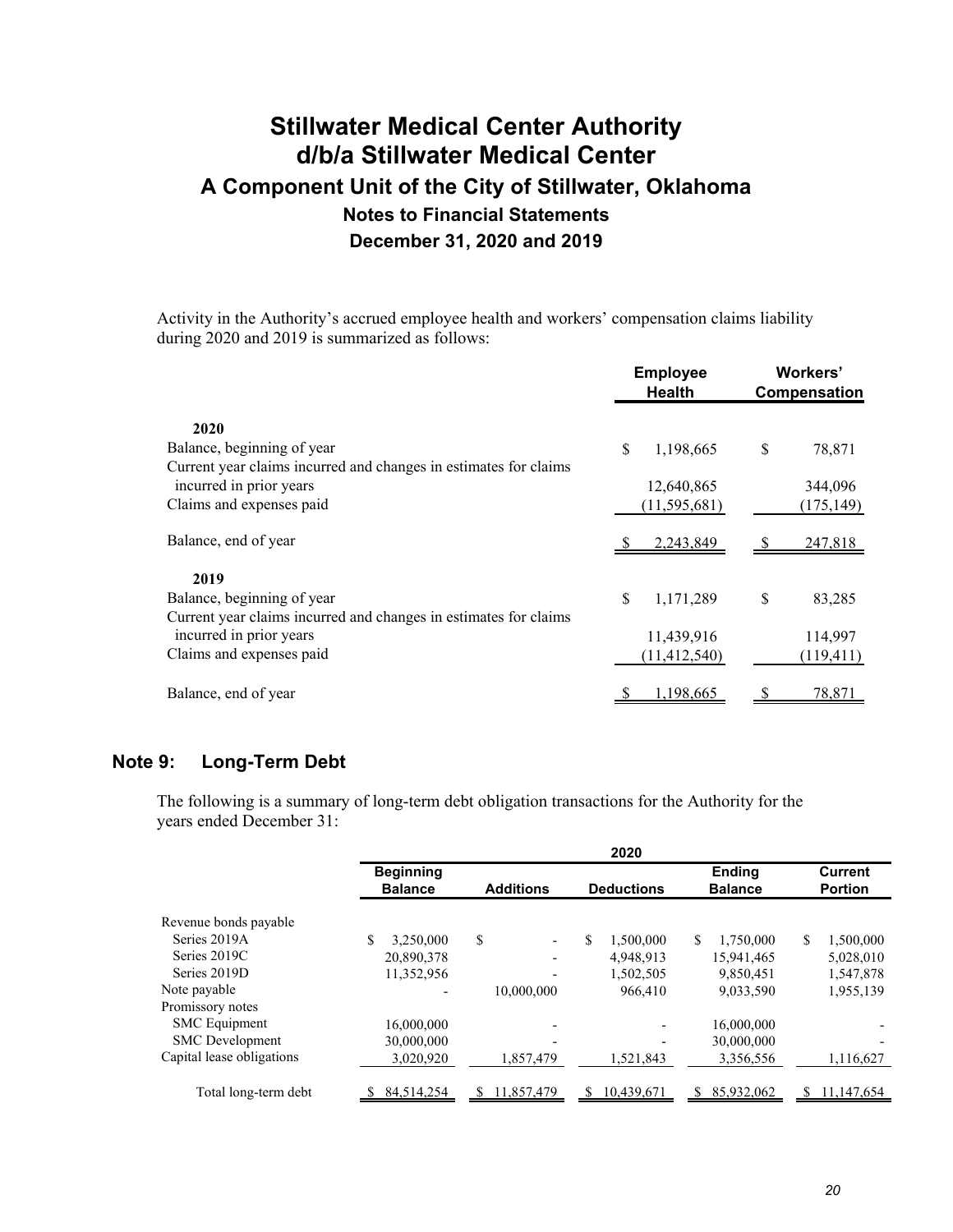Activity in the Authority's accrued employee health and workers' compensation claims liability during 2020 and 2019 is summarized as follows:

| | Employee Health | Workers' Compensation |
|---|---|---|
| **2020** | | |
| Balance, beginning of year | $ 1,198,665 | $ 78,871 |
| Current year claims incurred and changes in estimates for claims incurred in prior years | 12,640,865 | 344,096 |
| Claims and expenses paid | (11,595,681) | (175,149) |
| Balance, end of year | $ 2,243,849 | $ 247,818 |
| **2019** | | |
| Balance, beginning of year | $ 1,171,289 | $ 83,285 |
| Current year claims incurred and changes in estimates for claims incurred in prior years | 11,439,916 | 114,997 |
| Claims and expenses paid | (11,412,540) | (119,411) |
| Balance, end of year | $ 1,198,665 | $ 78,871 |

## Note 9: Long-Term Debt

The following is a summary of long-term debt obligation transactions for the Authority for the years ended December 31:

| | 2020 | | | | |
|---|---|---|---|---|---|
| | Beginning Balance | Additions | Deductions | Ending Balance | Current Portion |
| Revenue bonds payable | | | | | |
| Series 2019A | $ 3,250,000 | $ - | $ 1,500,000 | $ 1,750,000 | $ 1,500,000 |
| Series 2019C | 20,890,378 | - | 4,948,913 | 15,941,465 | 5,028,010 |
| Series 2019D | 11,352,956 | - | 1,502,505 | 9,850,451 | 1,547,878 |
| Note payable | - | 10,000,000 | 966,410 | 9,033,590 | 1,955,139 |
| Promissory notes | | | | | |
| SMC Equipment | 16,000,000 | - | - | 16,000,000 | - |
| SMC Development | 30,000,000 | - | - | 30,000,000 | - |
| Capital lease obligations | 3,020,920 | 1,857,479 | 1,521,843 | 3,356,556 | 1,116,627 |
| Total long-term debt | $ 84,514,254 | $ 11,857,479 | $ 10,439,671 | $ 85,932,062 | $ 11,147,654 |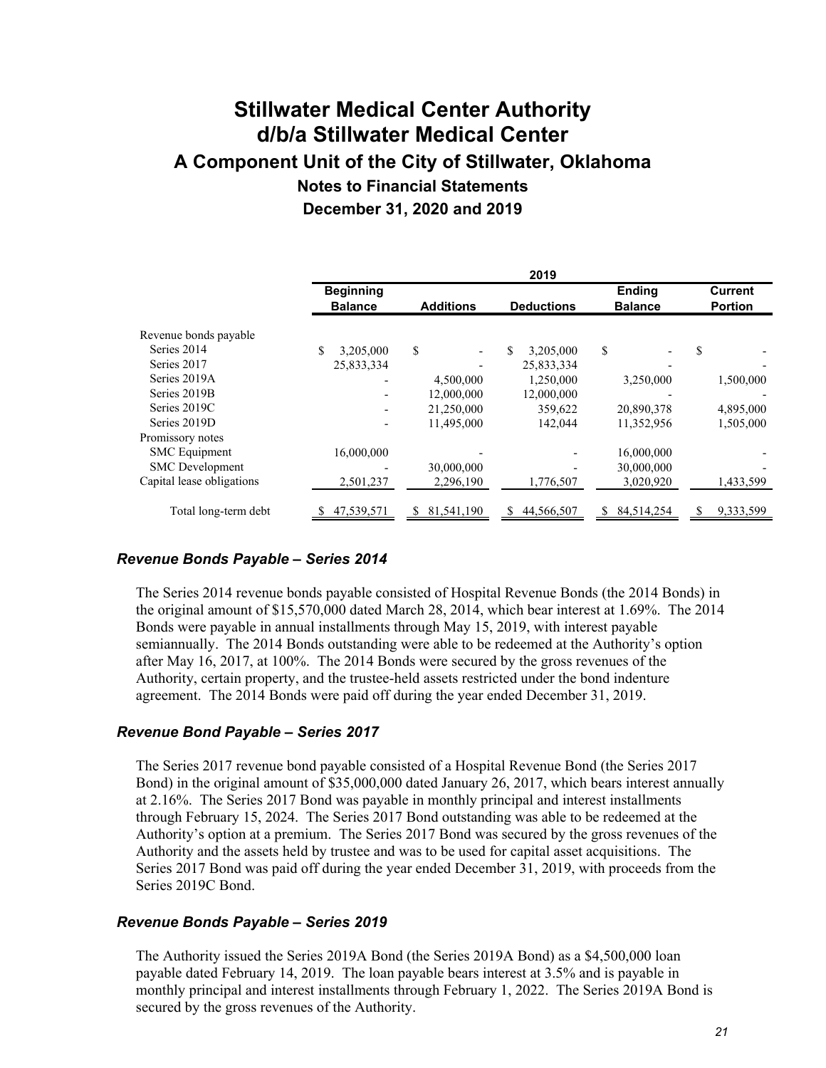# Stillwater Medical Center Authority d/b/a Stillwater Medical Center

## A Component Unit of the City of Stillwater, Oklahoma

### Notes to Financial Statements

### December 31, 2020 and 2019

| | 2019 | | | | |
|---|---|---|---|---|---|
| | Beginning Balance | Additions | Deductions | Ending Balance | Current Portion |
| Revenue bonds payable | | | | | |
| Series 2014 | $ 3,205,000 | $ - | $ 3,205,000 | $ - | $ - |
| Series 2017 | 25,833,334 | - | 25,833,334 | - | - |
| Series 2019A | - | 4,500,000 | 1,250,000 | 3,250,000 | 1,500,000 |
| Series 2019B | - | 12,000,000 | 12,000,000 | - | - |
| Series 2019C | - | 21,250,000 | 359,622 | 20,890,378 | 4,895,000 |
| Series 2019D | - | 11,495,000 | 142,044 | 11,352,956 | 1,505,000 |
| Promissory notes | | | | | |
| SMC Equipment | 16,000,000 | - | - | 16,000,000 | - |
| SMC Development | - | 30,000,000 | - | 30,000,000 | - |
| Capital lease obligations | 2,501,237 | 2,296,190 | 1,776,507 | 3,020,920 | 1,433,599 |
| Total long-term debt | $ 47,539,571 | $ 81,541,190 | $ 44,566,507 | $ 84,514,254 | $ 9,333,599 |

### *Revenue Bonds Payable – Series 2014*

The Series 2014 revenue bonds payable consisted of Hospital Revenue Bonds (the 2014 Bonds) in the original amount of $15,570,000 dated March 28, 2014, which bear interest at 1.69%. The 2014 Bonds were payable in annual installments through May 15, 2019, with interest payable semiannually. The 2014 Bonds outstanding were able to be redeemed at the Authority's option after May 16, 2017, at 100%. The 2014 Bonds were secured by the gross revenues of the Authority, certain property, and the trustee-held assets restricted under the bond indenture agreement. The 2014 Bonds were paid off during the year ended December 31, 2019.

### *Revenue Bond Payable – Series 2017*

The Series 2017 revenue bond payable consisted of a Hospital Revenue Bond (the Series 2017 Bond) in the original amount of $35,000,000 dated January 26, 2017, which bears interest annually at 2.16%. The Series 2017 Bond was payable in monthly principal and interest installments through February 15, 2024. The Series 2017 Bond outstanding was able to be redeemed at the Authority's option at a premium. The Series 2017 Bond was secured by the gross revenues of the Authority and the assets held by trustee and was to be used for capital asset acquisitions. The Series 2017 Bond was paid off during the year ended December 31, 2019, with proceeds from the Series 2019C Bond.

### *Revenue Bonds Payable – Series 2019*

The Authority issued the Series 2019A Bond (the Series 2019A Bond) as a $4,500,000 loan payable dated February 14, 2019. The loan payable bears interest at 3.5% and is payable in monthly principal and interest installments through February 1, 2022. The Series 2019A Bond is secured by the gross revenues of the Authority.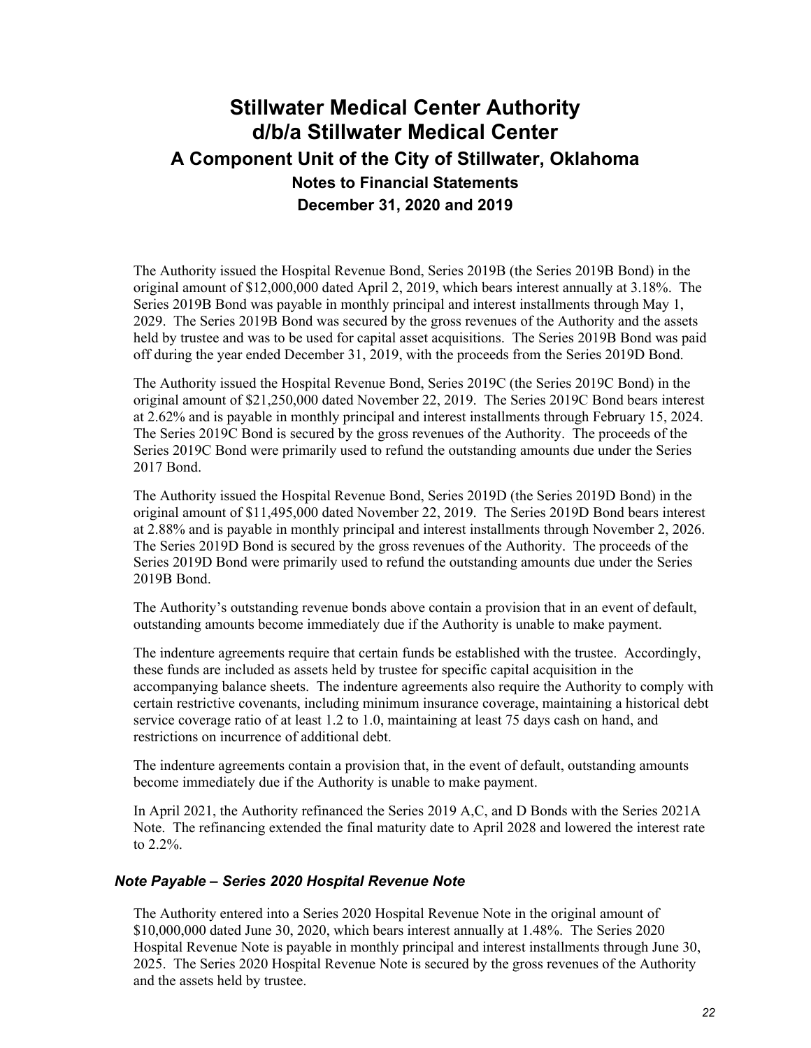The Authority issued the Hospital Revenue Bond, Series 2019B (the Series 2019B Bond) in the original amount of $12,000,000 dated April 2, 2019, which bears interest annually at 3.18%. The Series 2019B Bond was payable in monthly principal and interest installments through May 1, 2029. The Series 2019B Bond was secured by the gross revenues of the Authority and the assets held by trustee and was to be used for capital asset acquisitions. The Series 2019B Bond was paid off during the year ended December 31, 2019, with the proceeds from the Series 2019D Bond.

The Authority issued the Hospital Revenue Bond, Series 2019C (the Series 2019C Bond) in the original amount of $21,250,000 dated November 22, 2019. The Series 2019C Bond bears interest at 2.62% and is payable in monthly principal and interest installments through February 15, 2024. The Series 2019C Bond is secured by the gross revenues of the Authority. The proceeds of the Series 2019C Bond were primarily used to refund the outstanding amounts due under the Series 2017 Bond.

The Authority issued the Hospital Revenue Bond, Series 2019D (the Series 2019D Bond) in the original amount of $11,495,000 dated November 22, 2019. The Series 2019D Bond bears interest at 2.88% and is payable in monthly principal and interest installments through November 2, 2026. The Series 2019D Bond is secured by the gross revenues of the Authority. The proceeds of the Series 2019D Bond were primarily used to refund the outstanding amounts due under the Series 2019B Bond.

The Authority's outstanding revenue bonds above contain a provision that in an event of default, outstanding amounts become immediately due if the Authority is unable to make payment.

The indenture agreements require that certain funds be established with the trustee. Accordingly, these funds are included as assets held by trustee for specific capital acquisition in the accompanying balance sheets. The indenture agreements also require the Authority to comply with certain restrictive covenants, including minimum insurance coverage, maintaining a historical debt service coverage ratio of at least 1.2 to 1.0, maintaining at least 75 days cash on hand, and restrictions on incurrence of additional debt.

The indenture agreements contain a provision that, in the event of default, outstanding amounts become immediately due if the Authority is unable to make payment.

In April 2021, the Authority refinanced the Series 2019 A,C, and D Bonds with the Series 2021A Note. The refinancing extended the final maturity date to April 2028 and lowered the interest rate to 2.2%.

### *Note Payable – Series 2020 Hospital Revenue Note*

The Authority entered into a Series 2020 Hospital Revenue Note in the original amount of $10,000,000 dated June 30, 2020, which bears interest annually at 1.48%. The Series 2020 Hospital Revenue Note is payable in monthly principal and interest installments through June 30, 2025. The Series 2020 Hospital Revenue Note is secured by the gross revenues of the Authority and the assets held by trustee.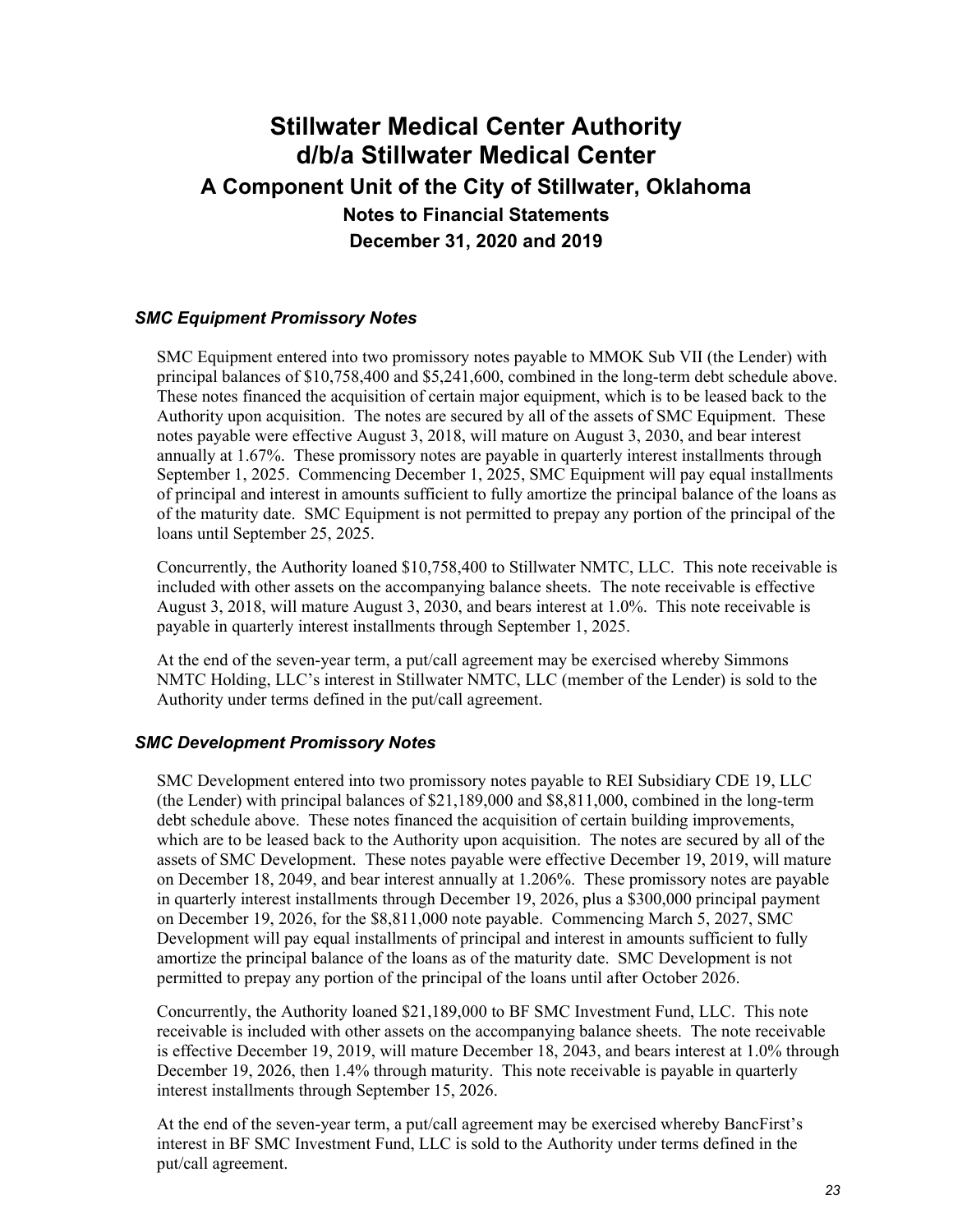### *SMC Equipment Promissory Notes*

SMC Equipment entered into two promissory notes payable to MMOK Sub VII (the Lender) with principal balances of $10,758,400 and $5,241,600, combined in the long-term debt schedule above. These notes financed the acquisition of certain major equipment, which is to be leased back to the Authority upon acquisition. The notes are secured by all of the assets of SMC Equipment. These notes payable were effective August 3, 2018, will mature on August 3, 2030, and bear interest annually at 1.67%. These promissory notes are payable in quarterly interest installments through September 1, 2025. Commencing December 1, 2025, SMC Equipment will pay equal installments of principal and interest in amounts sufficient to fully amortize the principal balance of the loans as of the maturity date. SMC Equipment is not permitted to prepay any portion of the principal of the loans until September 25, 2025.

Concurrently, the Authority loaned $10,758,400 to Stillwater NMTC, LLC. This note receivable is included with other assets on the accompanying balance sheets. The note receivable is effective August 3, 2018, will mature August 3, 2030, and bears interest at 1.0%. This note receivable is payable in quarterly interest installments through September 1, 2025.

At the end of the seven-year term, a put/call agreement may be exercised whereby Simmons NMTC Holding, LLC's interest in Stillwater NMTC, LLC (member of the Lender) is sold to the Authority under terms defined in the put/call agreement.

### *SMC Development Promissory Notes*

SMC Development entered into two promissory notes payable to REI Subsidiary CDE 19, LLC (the Lender) with principal balances of $21,189,000 and $8,811,000, combined in the long-term debt schedule above. These notes financed the acquisition of certain building improvements, which are to be leased back to the Authority upon acquisition. The notes are secured by all of the assets of SMC Development. These notes payable were effective December 19, 2019, will mature on December 18, 2049, and bear interest annually at 1.206%. These promissory notes are payable in quarterly interest installments through December 19, 2026, plus a $300,000 principal payment on December 19, 2026, for the $8,811,000 note payable. Commencing March 5, 2027, SMC Development will pay equal installments of principal and interest in amounts sufficient to fully amortize the principal balance of the loans as of the maturity date. SMC Development is not permitted to prepay any portion of the principal of the loans until after October 2026.

Concurrently, the Authority loaned $21,189,000 to BF SMC Investment Fund, LLC. This note receivable is included with other assets on the accompanying balance sheets. The note receivable is effective December 19, 2019, will mature December 18, 2043, and bears interest at 1.0% through December 19, 2026, then 1.4% through maturity. This note receivable is payable in quarterly interest installments through September 15, 2026.

At the end of the seven-year term, a put/call agreement may be exercised whereby BancFirst's interest in BF SMC Investment Fund, LLC is sold to the Authority under terms defined in the put/call agreement.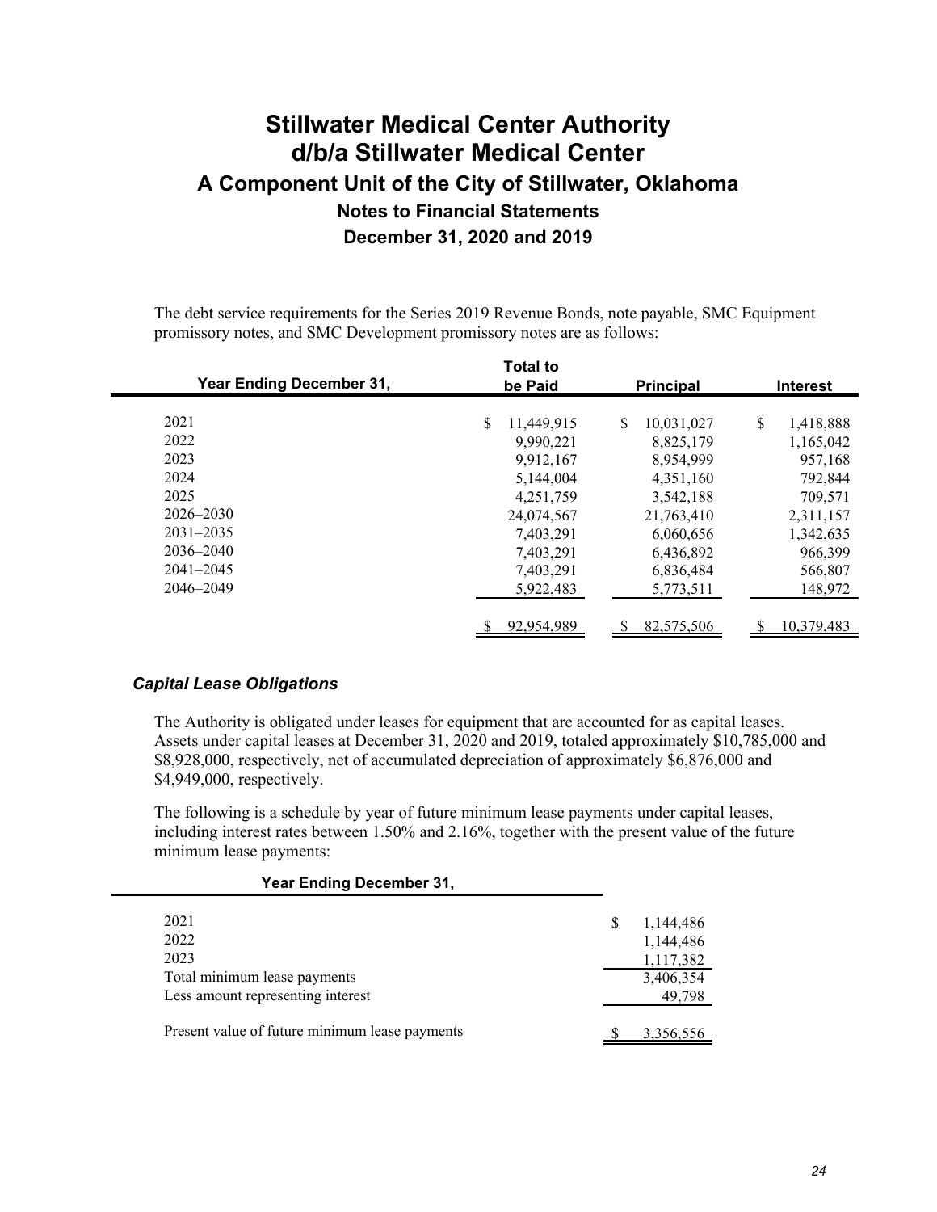The debt service requirements for the Series 2019 Revenue Bonds, note payable, SMC Equipment promissory notes, and SMC Development promissory notes are as follows:

| Year Ending December 31, | Total to be Paid | Principal | Interest |
|---|---|---|---|
| 2021 | $ 11,449,915 | $ 10,031,027 | $ 1,418,888 |
| 2022 | 9,990,221 | 8,825,179 | 1,165,042 |
| 2023 | 9,912,167 | 8,954,999 | 957,168 |
| 2024 | 5,144,004 | 4,351,160 | 792,844 |
| 2025 | 4,251,759 | 3,542,188 | 709,571 |
| 2026–2030 | 24,074,567 | 21,763,410 | 2,311,157 |
| 2031–2035 | 7,403,291 | 6,060,656 | 1,342,635 |
| 2036–2040 | 7,403,291 | 6,436,892 | 966,399 |
| 2041–2045 | 7,403,291 | 6,836,484 | 566,807 |
| 2046–2049 | 5,922,483 | 5,773,511 | 148,972 |
| | $ 92,954,989 | $ 82,575,506 | $ 10,379,483 |

### *Capital Lease Obligations*

The Authority is obligated under leases for equipment that are accounted for as capital leases. Assets under capital leases at December 31, 2020 and 2019, totaled approximately $10,785,000 and $8,928,000, respectively, net of accumulated depreciation of approximately $6,876,000 and $4,949,000, respectively.

The following is a schedule by year of future minimum lease payments under capital leases, including interest rates between 1.50% and 2.16%, together with the present value of the future minimum lease payments:

| Year Ending December 31, | |
|---|---|
| 2021 | $ 1,144,486 |
| 2022 | 1,144,486 |
| 2023 | 1,117,382 |
| Total minimum lease payments | 3,406,354 |
| Less amount representing interest | 49,798 |
| Present value of future minimum lease payments | $ 3,356,556 |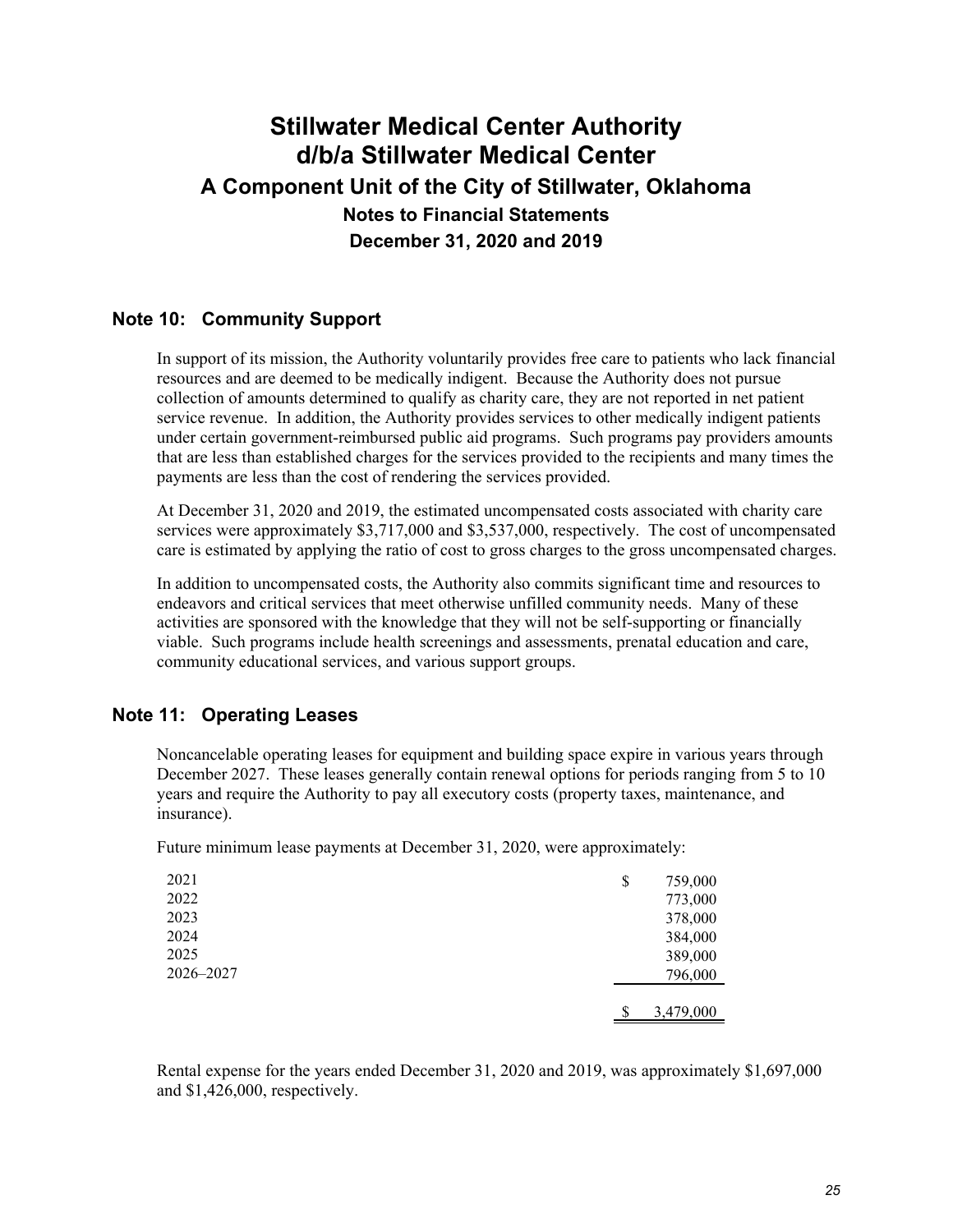# Stillwater Medical Center Authority d/b/a Stillwater Medical Center

## A Component Unit of the City of Stillwater, Oklahoma

### Notes to Financial Statements

### December 31, 2020 and 2019

## Note 10: Community Support

In support of its mission, the Authority voluntarily provides free care to patients who lack financial resources and are deemed to be medically indigent. Because the Authority does not pursue collection of amounts determined to qualify as charity care, they are not reported in net patient service revenue. In addition, the Authority provides services to other medically indigent patients under certain government-reimbursed public aid programs. Such programs pay providers amounts that are less than established charges for the services provided to the recipients and many times the payments are less than the cost of rendering the services provided.

At December 31, 2020 and 2019, the estimated uncompensated costs associated with charity care services were approximately $3,717,000 and $3,537,000, respectively. The cost of uncompensated care is estimated by applying the ratio of cost to gross charges to the gross uncompensated charges.

In addition to uncompensated costs, the Authority also commits significant time and resources to endeavors and critical services that meet otherwise unfilled community needs. Many of these activities are sponsored with the knowledge that they will not be self-supporting or financially viable. Such programs include health screenings and assessments, prenatal education and care, community educational services, and various support groups.

## Note 11: Operating Leases

Noncancelable operating leases for equipment and building space expire in various years through December 2027. These leases generally contain renewal options for periods ranging from 5 to 10 years and require the Authority to pay all executory costs (property taxes, maintenance, and insurance).

Future minimum lease payments at December 31, 2020, were approximately:

| | |
|---|---|
| 2021 | $ 759,000 |
| 2022 | 773,000 |
| 2023 | 378,000 |
| 2024 | 384,000 |
| 2025 | 389,000 |
| 2026–2027 | 796,000 |
| | $ 3,479,000 |

Rental expense for the years ended December 31, 2020 and 2019, was approximately $1,697,000 and $1,426,000, respectively.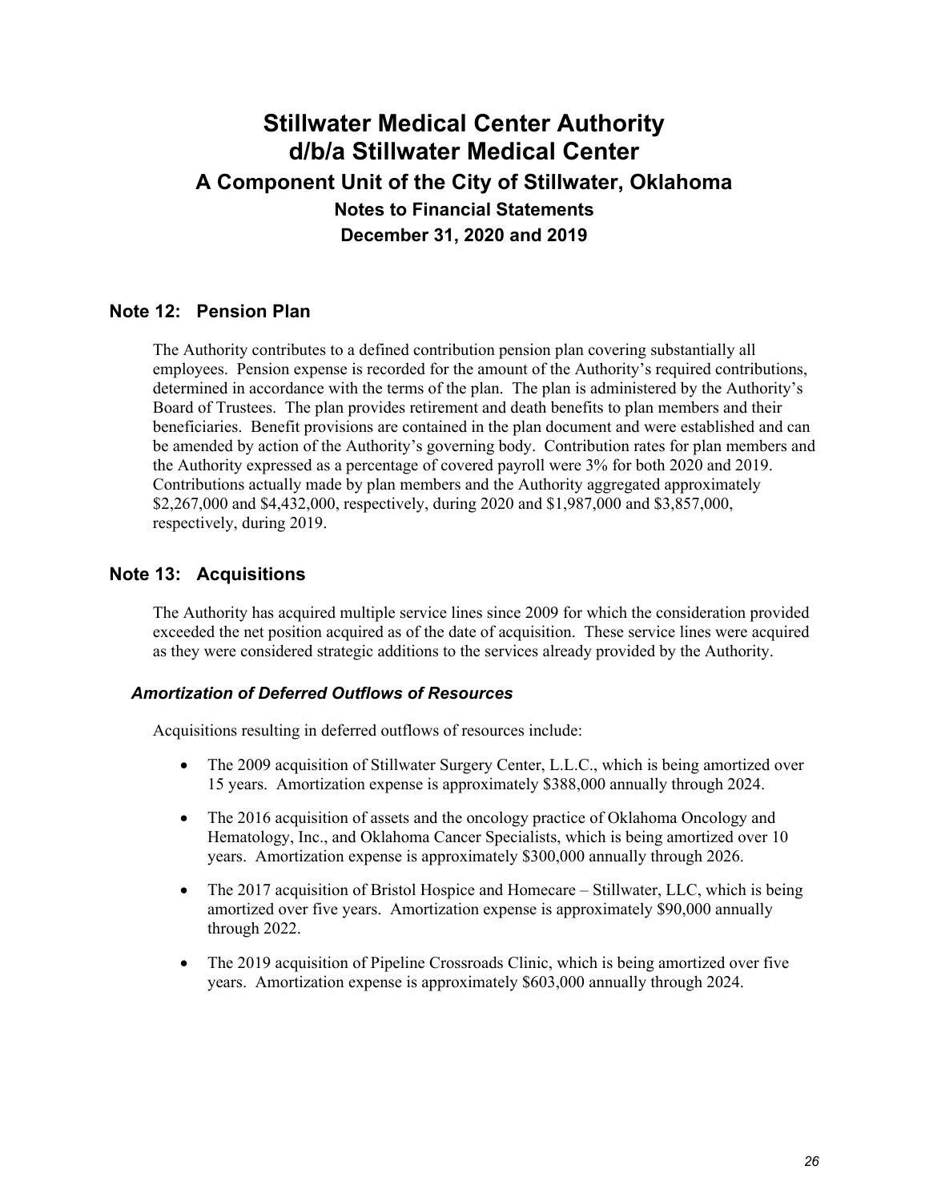# Stillwater Medical Center Authority
# d/b/a Stillwater Medical Center
## A Component Unit of the City of Stillwater, Oklahoma
### Notes to Financial Statements
### December 31, 2020 and 2019

## Note 12: Pension Plan

The Authority contributes to a defined contribution pension plan covering substantially all employees. Pension expense is recorded for the amount of the Authority's required contributions, determined in accordance with the terms of the plan. The plan is administered by the Authority's Board of Trustees. The plan provides retirement and death benefits to plan members and their beneficiaries. Benefit provisions are contained in the plan document and were established and can be amended by action of the Authority's governing body. Contribution rates for plan members and the Authority expressed as a percentage of covered payroll were 3% for both 2020 and 2019. Contributions actually made by plan members and the Authority aggregated approximately $2,267,000 and $4,432,000, respectively, during 2020 and $1,987,000 and $3,857,000, respectively, during 2019.

## Note 13: Acquisitions

The Authority has acquired multiple service lines since 2009 for which the consideration provided exceeded the net position acquired as of the date of acquisition. These service lines were acquired as they were considered strategic additions to the services already provided by the Authority.

### *Amortization of Deferred Outflows of Resources*

Acquisitions resulting in deferred outflows of resources include:

- The 2009 acquisition of Stillwater Surgery Center, L.L.C., which is being amortized over 15 years. Amortization expense is approximately $388,000 annually through 2024.
- The 2016 acquisition of assets and the oncology practice of Oklahoma Oncology and Hematology, Inc., and Oklahoma Cancer Specialists, which is being amortized over 10 years. Amortization expense is approximately $300,000 annually through 2026.
- The 2017 acquisition of Bristol Hospice and Homecare – Stillwater, LLC, which is being amortized over five years. Amortization expense is approximately $90,000 annually through 2022.
- The 2019 acquisition of Pipeline Crossroads Clinic, which is being amortized over five years. Amortization expense is approximately $603,000 annually through 2024.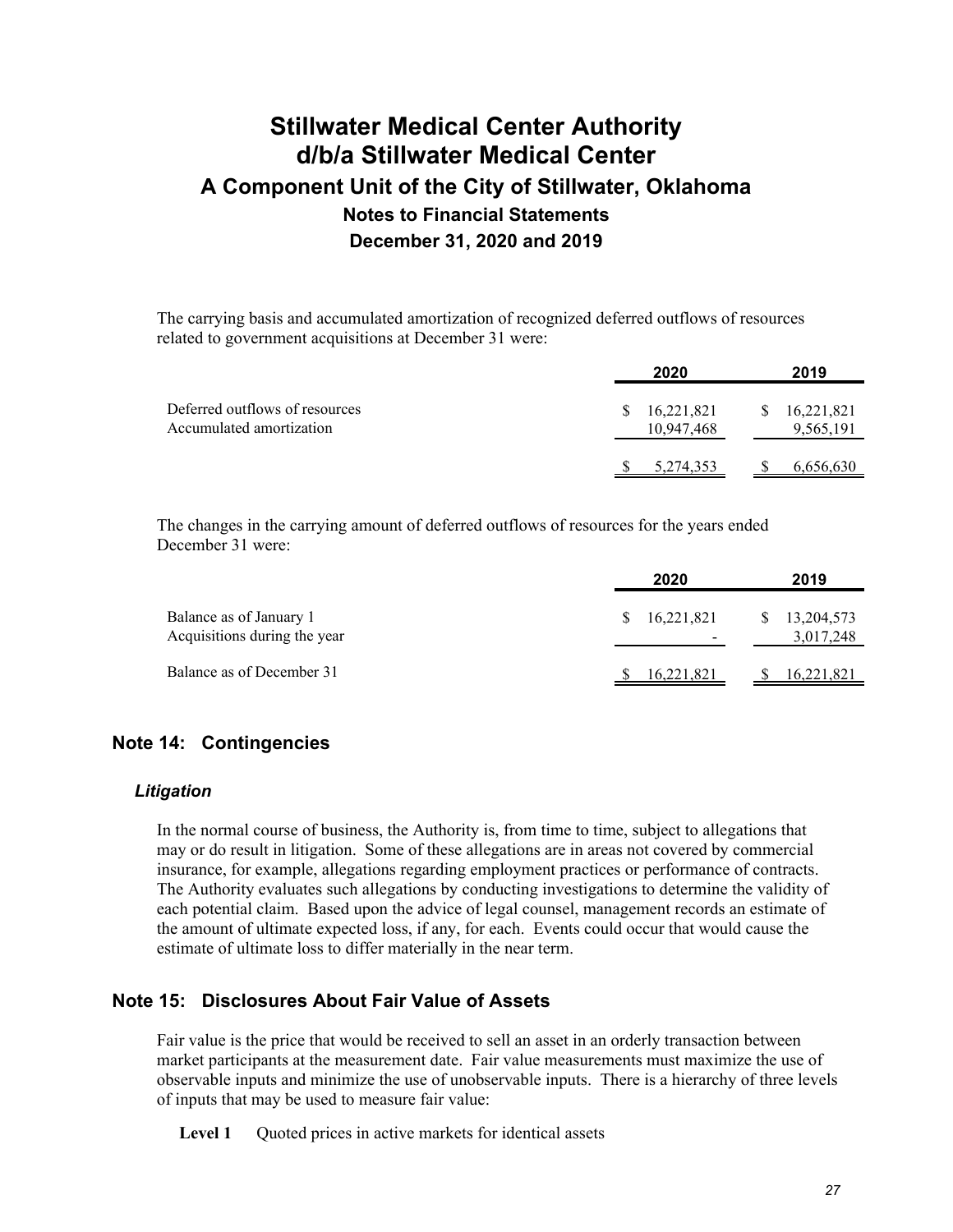The carrying basis and accumulated amortization of recognized deferred outflows of resources related to government acquisitions at December 31 were:

| | 2020 | 2019 |
|---|---|---|
| Deferred outflows of resources | $ 16,221,821 | $ 16,221,821 |
| Accumulated amortization | 10,947,468 | 9,565,191 |
| | $ 5,274,353 | $ 6,656,630 |

The changes in the carrying amount of deferred outflows of resources for the years ended December 31 were:

| | 2020 | 2019 |
|---|---|---|
| Balance as of January 1 | $ 16,221,821 | $ 13,204,573 |
| Acquisitions during the year | - | 3,017,248 |
| Balance as of December 31 | $ 16,221,821 | $ 16,221,821 |

## Note 14: Contingencies

### *Litigation*

In the normal course of business, the Authority is, from time to time, subject to allegations that may or do result in litigation. Some of these allegations are in areas not covered by commercial insurance, for example, allegations regarding employment practices or performance of contracts. The Authority evaluates such allegations by conducting investigations to determine the validity of each potential claim. Based upon the advice of legal counsel, management records an estimate of the amount of ultimate expected loss, if any, for each. Events could occur that would cause the estimate of ultimate loss to differ materially in the near term.

## Note 15: Disclosures About Fair Value of Assets

Fair value is the price that would be received to sell an asset in an orderly transaction between market participants at the measurement date. Fair value measurements must maximize the use of observable inputs and minimize the use of unobservable inputs. There is a hierarchy of three levels of inputs that may be used to measure fair value:

**Level 1** Quoted prices in active markets for identical assets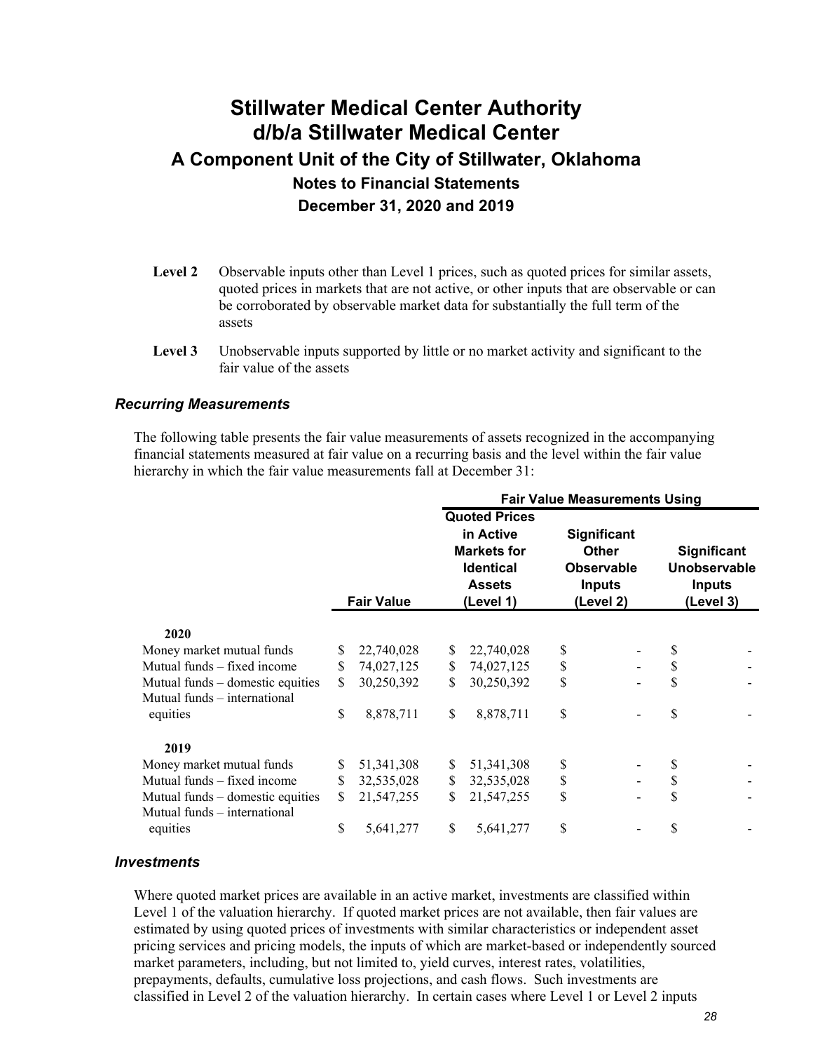- **Level 2** Observable inputs other than Level 1 prices, such as quoted prices for similar assets, quoted prices in markets that are not active, or other inputs that are observable or can be corroborated by observable market data for substantially the full term of the assets

- **Level 3** Unobservable inputs supported by little or no market activity and significant to the fair value of the assets

### *Recurring Measurements*

The following table presents the fair value measurements of assets recognized in the accompanying financial statements measured at fair value on a recurring basis and the level within the fair value hierarchy in which the fair value measurements fall at December 31:

| | | Fair Value Measurements Using | | |
|---|---|---|---|---|
| | **Fair Value** | **Quoted Prices in Active Markets for Identical Assets (Level 1)** | **Significant Other Observable Inputs (Level 2)** | **Significant Unobservable Inputs (Level 3)** |
| **2020** | | | | |
| Money market mutual funds | $ 22,740,028 | $ 22,740,028 | $ - | $ - |
| Mutual funds – fixed income | $ 74,027,125 | $ 74,027,125 | $ - | $ - |
| Mutual funds – domestic equities | $ 30,250,392 | $ 30,250,392 | $ - | $ - |
| Mutual funds – international equities | $ 8,878,711 | $ 8,878,711 | $ - | $ - |
| **2019** | | | | |
| Money market mutual funds | $ 51,341,308 | $ 51,341,308 | $ - | $ - |
| Mutual funds – fixed income | $ 32,535,028 | $ 32,535,028 | $ - | $ - |
| Mutual funds – domestic equities | $ 21,547,255 | $ 21,547,255 | $ - | $ - |
| Mutual funds – international equities | $ 5,641,277 | $ 5,641,277 | $ - | $ - |

### *Investments*

Where quoted market prices are available in an active market, investments are classified within Level 1 of the valuation hierarchy. If quoted market prices are not available, then fair values are estimated by using quoted prices of investments with similar characteristics or independent asset pricing services and pricing models, the inputs of which are market-based or independently sourced market parameters, including, but not limited to, yield curves, interest rates, volatilities, prepayments, defaults, cumulative loss projections, and cash flows. Such investments are classified in Level 2 of the valuation hierarchy. In certain cases where Level 1 or Level 2 inputs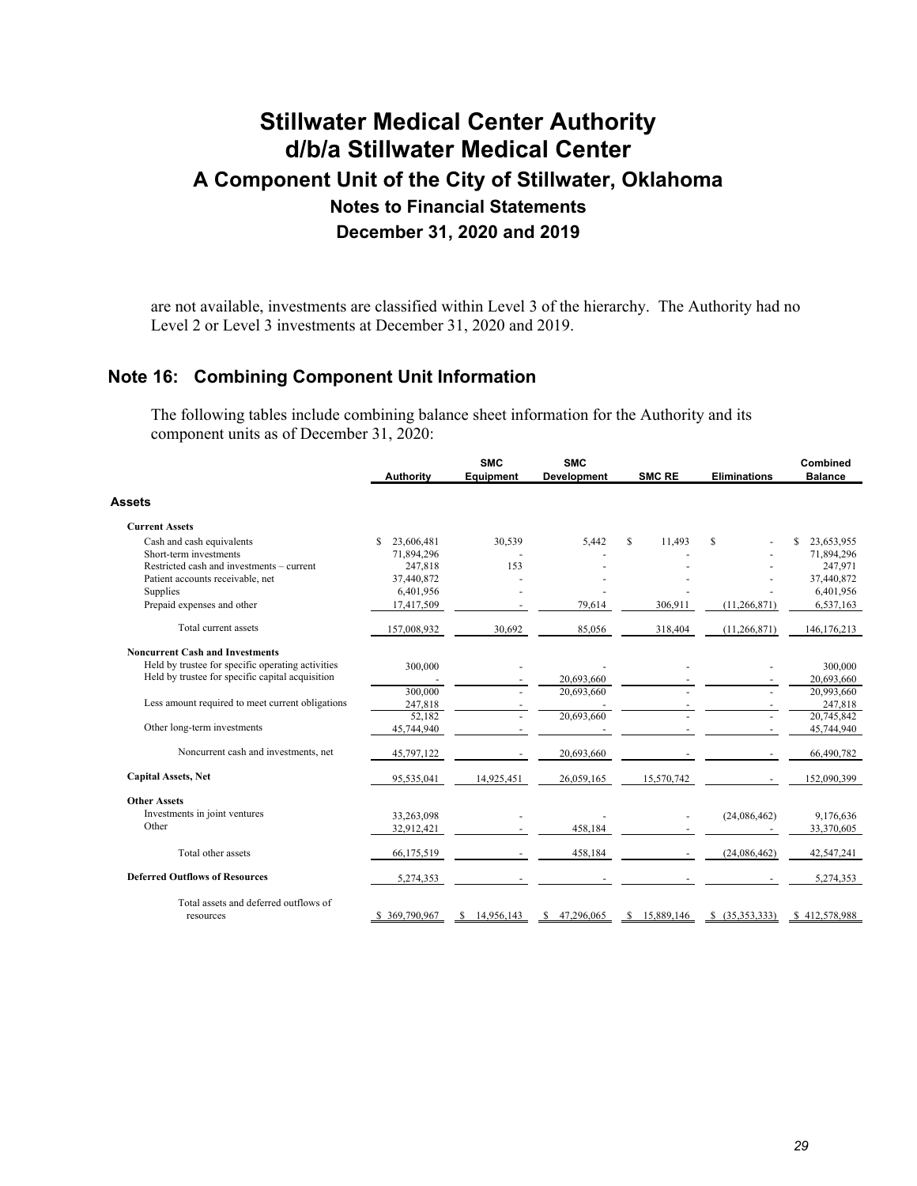are not available, investments are classified within Level 3 of the hierarchy. The Authority had no Level 2 or Level 3 investments at December 31, 2020 and 2019.

## Note 16: Combining Component Unit Information

The following tables include combining balance sheet information for the Authority and its component units as of December 31, 2020:

| | Authority | SMC Equipment | SMC Development | SMC RE | Eliminations | Combined Balance |
|---|---|---|---|---|---|---|
| **Assets** | | | | | | |
| **Current Assets** | | | | | | |
| Cash and cash equivalents | $ 23,606,481 | 30,539 | 5,442 | $ 11,493 | $ - | $ 23,653,955 |
| Short-term investments | 71,894,296 | - | - | - | - | 71,894,296 |
| Restricted cash and investments – current | 247,818 | 153 | - | - | - | 247,971 |
| Patient accounts receivable, net | 37,440,872 | - | - | - | - | 37,440,872 |
| Supplies | 6,401,956 | - | - | - | - | 6,401,956 |
| Prepaid expenses and other | 17,417,509 | - | 79,614 | 306,911 | (11,266,871) | 6,537,163 |
| Total current assets | 157,008,932 | 30,692 | 85,056 | 318,404 | (11,266,871) | 146,176,213 |
| **Noncurrent Cash and Investments** | | | | | | |
| Held by trustee for specific operating activities | 300,000 | - | - | - | - | 300,000 |
| Held by trustee for specific capital acquisition | - | - | 20,693,660 | - | - | 20,693,660 |
| | 300,000 | - | 20,693,660 | - | - | 20,993,660 |
| Less amount required to meet current obligations | 247,818 | - | - | - | - | 247,818 |
| | 52,182 | - | 20,693,660 | - | - | 20,745,842 |
| Other long-term investments | 45,744,940 | - | - | - | - | 45,744,940 |
| Noncurrent cash and investments, net | 45,797,122 | - | 20,693,660 | - | - | 66,490,782 |
| **Capital Assets, Net** | 95,535,041 | 14,925,451 | 26,059,165 | 15,570,742 | - | 152,090,399 |
| **Other Assets** | | | | | | |
| Investments in joint ventures | 33,263,098 | - | - | - | (24,086,462) | 9,176,636 |
| Other | 32,912,421 | - | 458,184 | - | - | 33,370,605 |
| Total other assets | 66,175,519 | - | 458,184 | - | (24,086,462) | 42,547,241 |
| **Deferred Outflows of Resources** | 5,274,353 | - | - | - | - | 5,274,353 |
| Total assets and deferred outflows of resources | $ 369,790,967 | $ 14,956,143 | $ 47,296,065 | $ 15,889,146 | $ (35,353,333) | $ 412,578,988 |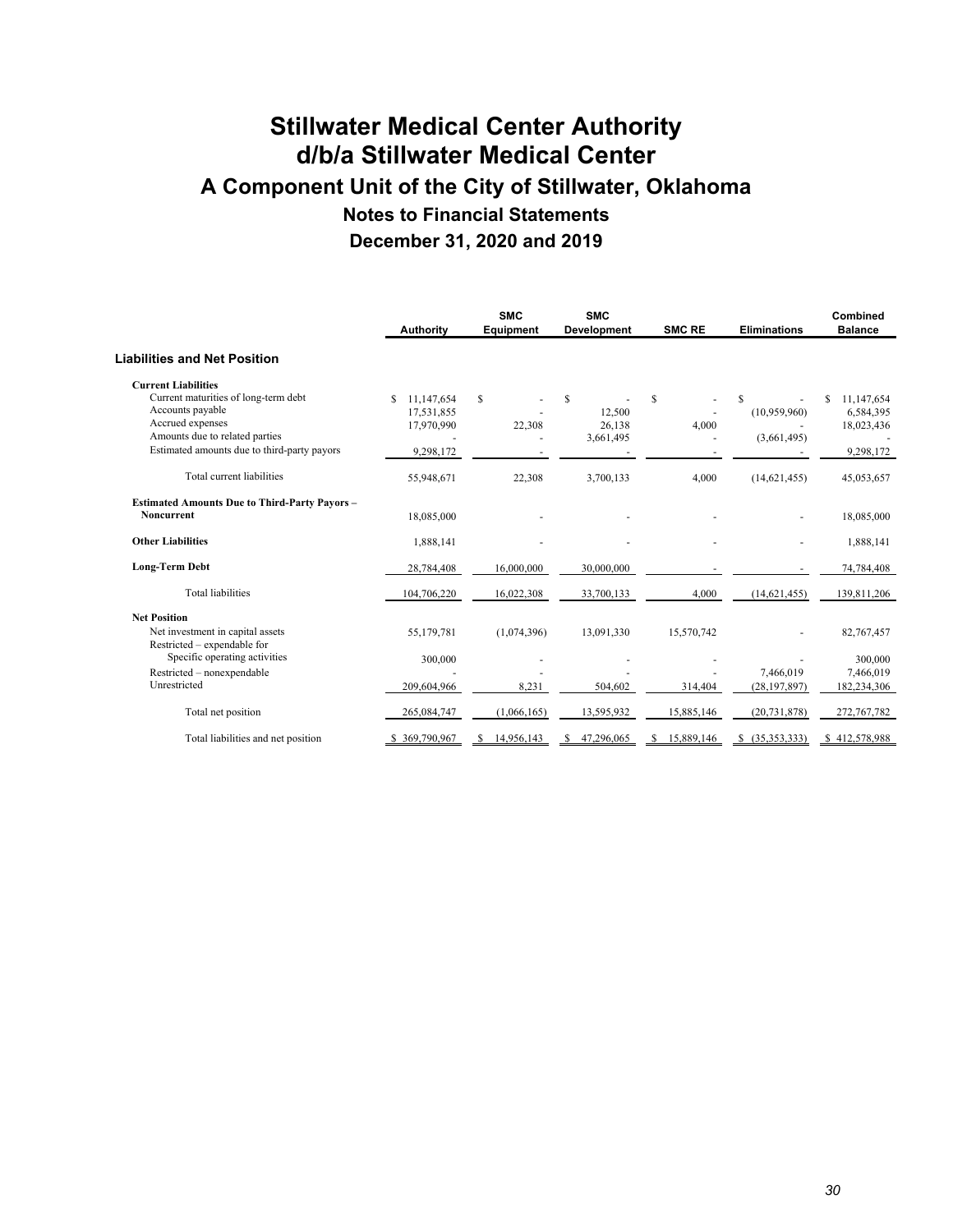# Stillwater Medical Center Authority d/b/a Stillwater Medical Center

## A Component Unit of the City of Stillwater, Oklahoma

### Notes to Financial Statements

### December 31, 2020 and 2019

| | Authority | SMC Equipment | SMC Development | SMC RE | Eliminations | Combined Balance |
|---|---|---|---|---|---|---|
| **Liabilities and Net Position** | | | | | | |
| **Current Liabilities** | | | | | | |
| Current maturities of long-term debt | $ 11,147,654 | $ - | $ - | $ - | $ - | $ 11,147,654 |
| Accounts payable | 17,531,855 | - | 12,500 | - | (10,959,960) | 6,584,395 |
| Accrued expenses | 17,970,990 | 22,308 | 26,138 | 4,000 | - | 18,023,436 |
| Amounts due to related parties | - | - | 3,661,495 | - | (3,661,495) | - |
| Estimated amounts due to third-party payors | 9,298,172 | - | - | - | - | 9,298,172 |
| Total current liabilities | 55,948,671 | 22,308 | 3,700,133 | 4,000 | (14,621,455) | 45,053,657 |
| **Estimated Amounts Due to Third-Party Payors – Noncurrent** | 18,085,000 | - | - | - | - | 18,085,000 |
| **Other Liabilities** | 1,888,141 | - | - | - | - | 1,888,141 |
| **Long-Term Debt** | 28,784,408 | 16,000,000 | 30,000,000 | - | - | 74,784,408 |
| Total liabilities | 104,706,220 | 16,022,308 | 33,700,133 | 4,000 | (14,621,455) | 139,811,206 |
| **Net Position** | | | | | | |
| Net investment in capital assets | 55,179,781 | (1,074,396) | 13,091,330 | 15,570,742 | - | 82,767,457 |
| Restricted – expendable for Specific operating activities | 300,000 | - | - | - | - | 300,000 |
| Restricted – nonexpendable | - | - | - | - | 7,466,019 | 7,466,019 |
| Unrestricted | 209,604,966 | 8,231 | 504,602 | 314,404 | (28,197,897) | 182,234,306 |
| Total net position | 265,084,747 | (1,066,165) | 13,595,932 | 15,885,146 | (20,731,878) | 272,767,782 |
| Total liabilities and net position | $ 369,790,967 | $ 14,956,143 | $ 47,296,065 | $ 15,889,146 | $ (35,353,333) | $ 412,578,988 |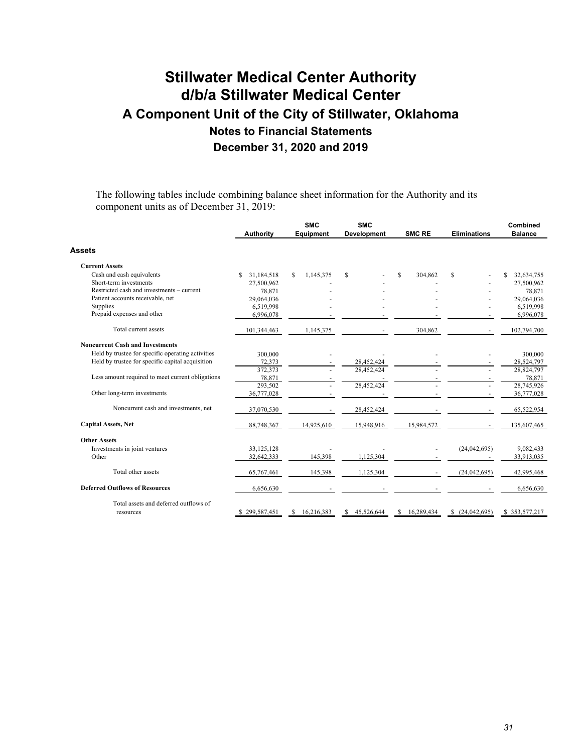# Stillwater Medical Center Authority
# d/b/a Stillwater Medical Center
## A Component Unit of the City of Stillwater, Oklahoma
### Notes to Financial Statements
### December 31, 2020 and 2019

The following tables include combining balance sheet information for the Authority and its component units as of December 31, 2019:

| | Authority | SMC Equipment | SMC Development | SMC RE | Eliminations | Combined Balance |
|---|---|---|---|---|---|---|
| **Assets** | | | | | | |
| **Current Assets** | | | | | | |
| Cash and cash equivalents | $ 31,184,518 | $ 1,145,375 | $ - | $ 304,862 | $ - | $ 32,634,755 |
| Short-term investments | 27,500,962 | - | - | - | - | 27,500,962 |
| Restricted cash and investments – current | 78,871 | - | - | - | - | 78,871 |
| Patient accounts receivable, net | 29,064,036 | - | - | - | - | 29,064,036 |
| Supplies | 6,519,998 | - | - | - | - | 6,519,998 |
| Prepaid expenses and other | 6,996,078 | - | - | - | - | 6,996,078 |
| Total current assets | 101,344,463 | 1,145,375 | - | 304,862 | - | 102,794,700 |
| **Noncurrent Cash and Investments** | | | | | | |
| Held by trustee for specific operating activities | 300,000 | - | - | - | - | 300,000 |
| Held by trustee for specific capital acquisition | 72,373 | - | 28,452,424 | - | - | 28,524,797 |
| | 372,373 | - | 28,452,424 | - | - | 28,824,797 |
| Less amount required to meet current obligations | 78,871 | - | - | - | - | 78,871 |
| | 293,502 | - | 28,452,424 | - | - | 28,745,926 |
| Other long-term investments | 36,777,028 | - | - | - | - | 36,777,028 |
| Noncurrent cash and investments, net | 37,070,530 | - | 28,452,424 | - | - | 65,522,954 |
| **Capital Assets, Net** | 88,748,367 | 14,925,610 | 15,948,916 | 15,984,572 | - | 135,607,465 |
| **Other Assets** | | | | | | |
| Investments in joint ventures | 33,125,128 | - | - | - | (24,042,695) | 9,082,433 |
| Other | 32,642,333 | 145,398 | 1,125,304 | - | - | 33,913,035 |
| Total other assets | 65,767,461 | 145,398 | 1,125,304 | - | (24,042,695) | 42,995,468 |
| **Deferred Outflows of Resources** | 6,656,630 | - | - | - | - | 6,656,630 |
| Total assets and deferred outflows of resources | $ 299,587,451 | $ 16,216,383 | $ 45,526,644 | $ 16,289,434 | $ (24,042,695) | $ 353,577,217 |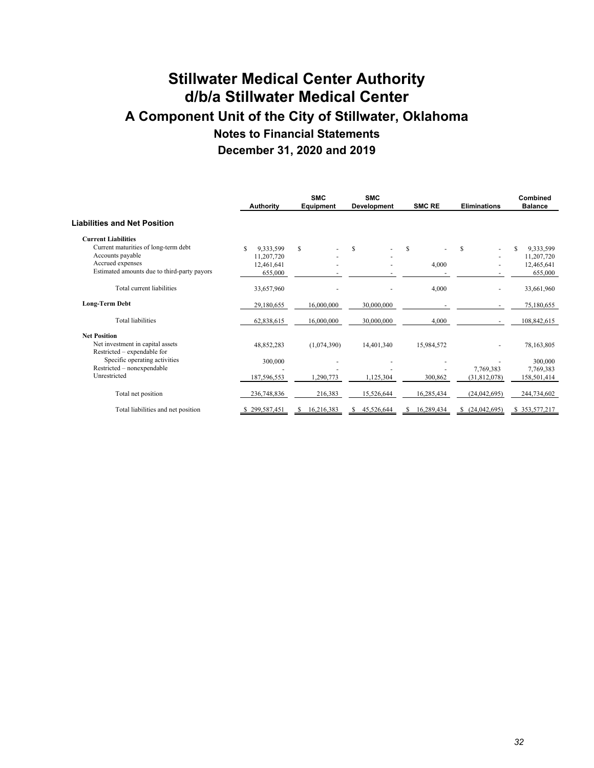# Stillwater Medical Center Authority d/b/a Stillwater Medical Center

## A Component Unit of the City of Stillwater, Oklahoma

### Notes to Financial Statements

### December 31, 2020 and 2019

| | Authority | SMC Equipment | SMC Development | SMC RE | Eliminations | Combined Balance |
|---|---|---|---|---|---|---|
| **Liabilities and Net Position** | | | | | | |
| **Current Liabilities** | | | | | | |
| Current maturities of long-term debt | $ 9,333,599 | $ - | $ - | $ - | $ - | $ 9,333,599 |
| Accounts payable | 11,207,720 | - | - | - | - | 11,207,720 |
| Accrued expenses | 12,461,641 | - | - | 4,000 | - | 12,465,641 |
| Estimated amounts due to third-party payors | 655,000 | - | - | - | - | 655,000 |
| Total current liabilities | 33,657,960 | - | - | 4,000 | - | 33,661,960 |
| **Long-Term Debt** | 29,180,655 | 16,000,000 | 30,000,000 | - | - | 75,180,655 |
| Total liabilities | 62,838,615 | 16,000,000 | 30,000,000 | 4,000 | - | 108,842,615 |
| **Net Position** | | | | | | |
| Net investment in capital assets | 48,852,283 | (1,074,390) | 14,401,340 | 15,984,572 | - | 78,163,805 |
| Restricted – expendable for | | | | | | |
| Specific operating activities | 300,000 | - | - | - | - | 300,000 |
| Restricted – nonexpendable | - | - | - | - | 7,769,383 | 7,769,383 |
| Unrestricted | 187,596,553 | 1,290,773 | 1,125,304 | 300,862 | (31,812,078) | 158,501,414 |
| Total net position | 236,748,836 | 216,383 | 15,526,644 | 16,285,434 | (24,042,695) | 244,734,602 |
| Total liabilities and net position | $ 299,587,451 | $ 16,216,383 | $ 45,526,644 | $ 16,289,434 | $ (24,042,695) | $ 353,577,217 |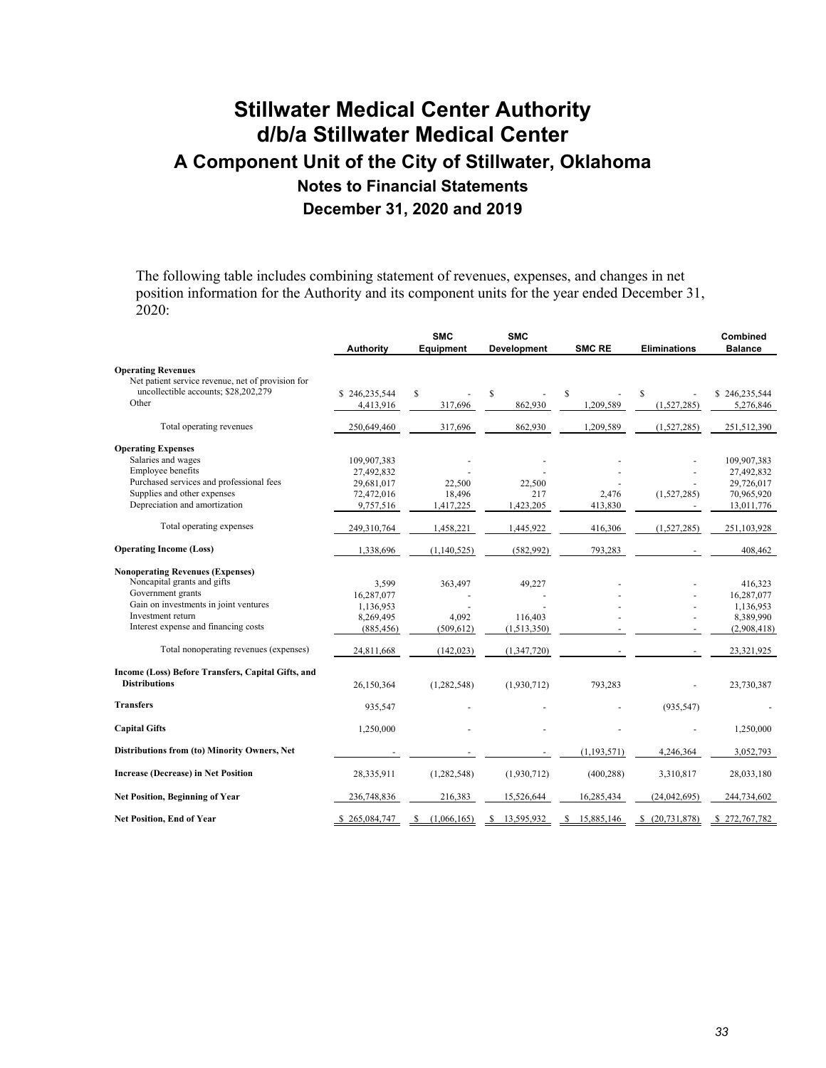# Stillwater Medical Center Authority d/b/a Stillwater Medical Center

## A Component Unit of the City of Stillwater, Oklahoma

### Notes to Financial Statements

### December 31, 2020 and 2019

The following table includes combining statement of revenues, expenses, and changes in net position information for the Authority and its component units for the year ended December 31, 2020:

| | Authority | SMC Equipment | SMC Development | SMC RE | Eliminations | Combined Balance |
|---|---|---|---|---|---|---|
| **Operating Revenues** | | | | | | |
| Net patient service revenue, net of provision for uncollectible accounts; $28,202,279 | $ 246,235,544 | $ - | $ - | $ - | $ - | $ 246,235,544 |
| Other | 4,413,916 | 317,696 | 862,930 | 1,209,589 | (1,527,285) | 5,276,846 |
| Total operating revenues | 250,649,460 | 317,696 | 862,930 | 1,209,589 | (1,527,285) | 251,512,390 |
| **Operating Expenses** | | | | | | |
| Salaries and wages | 109,907,383 | - | - | - | - | 109,907,383 |
| Employee benefits | 27,492,832 | - | - | - | - | 27,492,832 |
| Purchased services and professional fees | 29,681,017 | 22,500 | 22,500 | - | - | 29,726,017 |
| Supplies and other expenses | 72,472,016 | 18,496 | 217 | 2,476 | (1,527,285) | 70,965,920 |
| Depreciation and amortization | 9,757,516 | 1,417,225 | 1,423,205 | 413,830 | - | 13,011,776 |
| Total operating expenses | 249,310,764 | 1,458,221 | 1,445,922 | 416,306 | (1,527,285) | 251,103,928 |
| **Operating Income (Loss)** | 1,338,696 | (1,140,525) | (582,992) | 793,283 | - | 408,462 |
| **Nonoperating Revenues (Expenses)** | | | | | | |
| Noncapital grants and gifts | 3,599 | 363,497 | 49,227 | - | - | 416,323 |
| Government grants | 16,287,077 | - | - | - | - | 16,287,077 |
| Gain on investments in joint ventures | 1,136,953 | - | - | - | - | 1,136,953 |
| Investment return | 8,269,495 | 4,092 | 116,403 | - | - | 8,389,990 |
| Interest expense and financing costs | (885,456) | (509,612) | (1,513,350) | - | - | (2,908,418) |
| Total nonoperating revenues (expenses) | 24,811,668 | (142,023) | (1,347,720) | - | - | 23,321,925 |
| **Income (Loss) Before Transfers, Capital Gifts, and Distributions** | 26,150,364 | (1,282,548) | (1,930,712) | 793,283 | - | 23,730,387 |
| **Transfers** | 935,547 | - | - | - | (935,547) | - |
| **Capital Gifts** | 1,250,000 | - | - | - | - | 1,250,000 |
| **Distributions from (to) Minority Owners, Net** | - | - | - | (1,193,571) | 4,246,364 | 3,052,793 |
| **Increase (Decrease) in Net Position** | 28,335,911 | (1,282,548) | (1,930,712) | (400,288) | 3,310,817 | 28,033,180 |
| **Net Position, Beginning of Year** | 236,748,836 | 216,383 | 15,526,644 | 16,285,434 | (24,042,695) | 244,734,602 |
| **Net Position, End of Year** | $ 265,084,747 | $ (1,066,165) | $ 13,595,932 | $ 15,885,146 | $ (20,731,878) | $ 272,767,782 |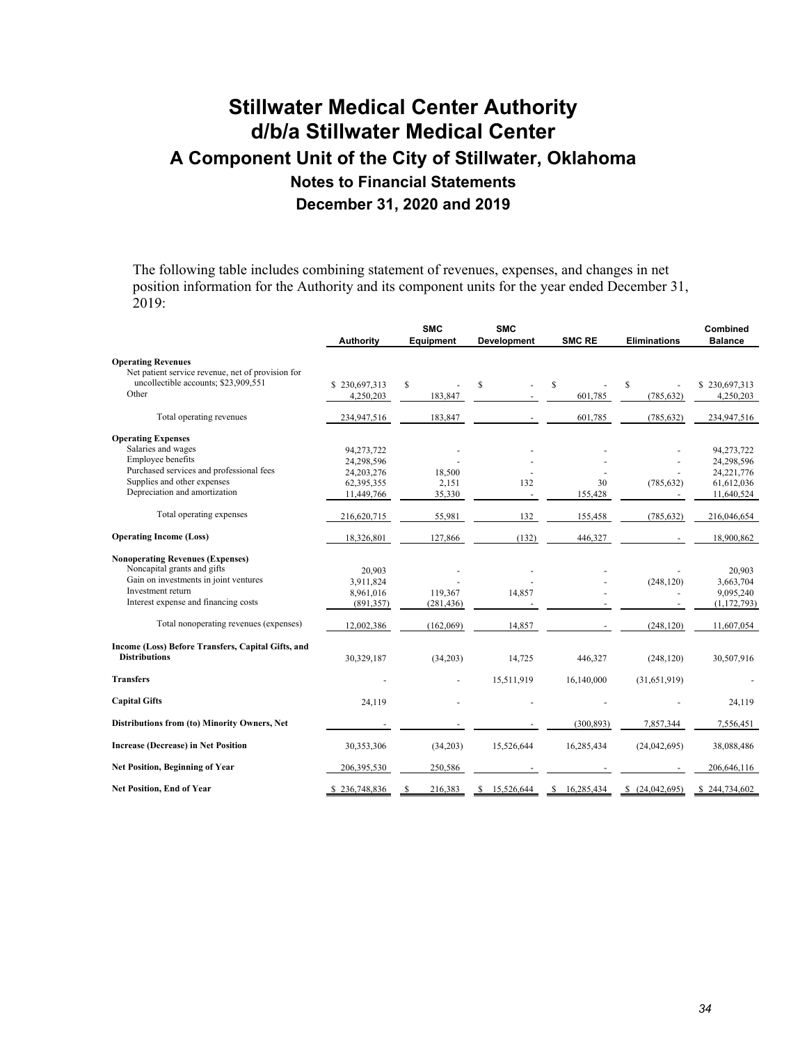# Stillwater Medical Center Authority
# d/b/a Stillwater Medical Center
## A Component Unit of the City of Stillwater, Oklahoma
### Notes to Financial Statements
### December 31, 2020 and 2019

The following table includes combining statement of revenues, expenses, and changes in net position information for the Authority and its component units for the year ended December 31, 2019:

| | Authority | SMC Equipment | SMC Development | SMC RE | Eliminations | Combined Balance |
|---|---|---|---|---|---|---|
| **Operating Revenues** | | | | | | |
| Net patient service revenue, net of provision for uncollectible accounts; $23,909,551 | $ 230,697,313 | $ - | $ - | $ - | $ - | $ 230,697,313 |
| Other | 4,250,203 | 183,847 | - | 601,785 | (785,632) | 4,250,203 |
| Total operating revenues | 234,947,516 | 183,847 | - | 601,785 | (785,632) | 234,947,516 |
| **Operating Expenses** | | | | | | |
| Salaries and wages | 94,273,722 | - | - | - | - | 94,273,722 |
| Employee benefits | 24,298,596 | - | - | - | - | 24,298,596 |
| Purchased services and professional fees | 24,203,276 | 18,500 | - | - | - | 24,221,776 |
| Supplies and other expenses | 62,395,355 | 2,151 | 132 | 30 | (785,632) | 61,612,036 |
| Depreciation and amortization | 11,449,766 | 35,330 | - | 155,428 | - | 11,640,524 |
| Total operating expenses | 216,620,715 | 55,981 | 132 | 155,458 | (785,632) | 216,046,654 |
| **Operating Income (Loss)** | 18,326,801 | 127,866 | (132) | 446,327 | - | 18,900,862 |
| **Nonoperating Revenues (Expenses)** | | | | | | |
| Noncapital grants and gifts | 20,903 | - | - | - | - | 20,903 |
| Gain on investments in joint ventures | 3,911,824 | - | - | - | (248,120) | 3,663,704 |
| Investment return | 8,961,016 | 119,367 | 14,857 | - | - | 9,095,240 |
| Interest expense and financing costs | (891,357) | (281,436) | - | - | - | (1,172,793) |
| Total nonoperating revenues (expenses) | 12,002,386 | (162,069) | 14,857 | - | (248,120) | 11,607,054 |
| **Income (Loss) Before Transfers, Capital Gifts, and Distributions** | 30,329,187 | (34,203) | 14,725 | 446,327 | (248,120) | 30,507,916 |
| **Transfers** | - | - | 15,511,919 | 16,140,000 | (31,651,919) | - |
| **Capital Gifts** | 24,119 | - | - | - | - | 24,119 |
| **Distributions from (to) Minority Owners, Net** | - | - | - | (300,893) | 7,857,344 | 7,556,451 |
| **Increase (Decrease) in Net Position** | 30,353,306 | (34,203) | 15,526,644 | 16,285,434 | (24,042,695) | 38,088,486 |
| **Net Position, Beginning of Year** | 206,395,530 | 250,586 | - | - | - | 206,646,116 |
| **Net Position, End of Year** | $ 236,748,836 | $ 216,383 | $ 15,526,644 | $ 16,285,434 | $ (24,042,695) | $ 244,734,602 |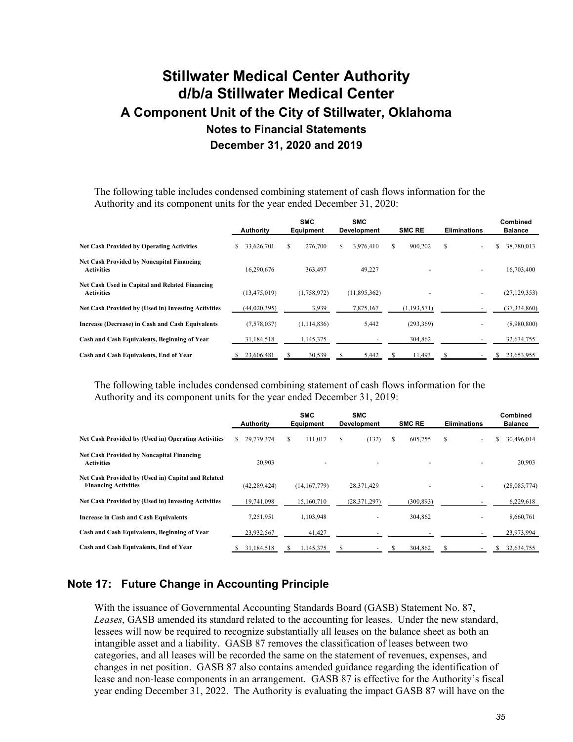# Stillwater Medical Center Authority d/b/a Stillwater Medical Center

## A Component Unit of the City of Stillwater, Oklahoma

### Notes to Financial Statements

### December 31, 2020 and 2019

The following table includes condensed combining statement of cash flows information for the Authority and its component units for the year ended December 31, 2020:

| | Authority | SMC Equipment | SMC Development | SMC RE | Eliminations | Combined Balance |
|---|---|---|---|---|---|---|
| **Net Cash Provided by Operating Activities** | $ 33,626,701 | $ 276,700 | $ 3,976,410 | $ 900,202 | $ - | $ 38,780,013 |
| **Net Cash Provided by Noncapital Financing Activities** | 16,290,676 | 363,497 | 49,227 | - | - | 16,703,400 |
| **Net Cash Used in Capital and Related Financing Activities** | (13,475,019) | (1,758,972) | (11,895,362) | - | - | (27,129,353) |
| **Net Cash Provided by (Used in) Investing Activities** | (44,020,395) | 3,939 | 7,875,167 | (1,193,571) | - | (37,334,860) |
| **Increase (Decrease) in Cash and Cash Equivalents** | (7,578,037) | (1,114,836) | 5,442 | (293,369) | - | (8,980,800) |
| **Cash and Cash Equivalents, Beginning of Year** | 31,184,518 | 1,145,375 | - | 304,862 | - | 32,634,755 |
| **Cash and Cash Equivalents, End of Year** | $ 23,606,481 | $ 30,539 | $ 5,442 | $ 11,493 | $ - | $ 23,653,955 |

The following table includes condensed combining statement of cash flows information for the Authority and its component units for the year ended December 31, 2019:

| | Authority | SMC Equipment | SMC Development | SMC RE | Eliminations | Combined Balance |
|---|---|---|---|---|---|---|
| **Net Cash Provided by (Used in) Operating Activities** | $ 29,779,374 | $ 111,017 | $ (132) | $ 605,755 | $ - | $ 30,496,014 |
| **Net Cash Provided by Noncapital Financing Activities** | 20,903 | - | - | - | - | 20,903 |
| **Net Cash Provided by (Used in) Capital and Related Financing Activities** | (42,289,424) | (14,167,779) | 28,371,429 | - | - | (28,085,774) |
| **Net Cash Provided by (Used in) Investing Activities** | 19,741,098 | 15,160,710 | (28,371,297) | (300,893) | - | 6,229,618 |
| **Increase in Cash and Cash Equivalents** | 7,251,951 | 1,103,948 | - | 304,862 | - | 8,660,761 |
| **Cash and Cash Equivalents, Beginning of Year** | 23,932,567 | 41,427 | - | - | - | 23,973,994 |
| **Cash and Cash Equivalents, End of Year** | $ 31,184,518 | $ 1,145,375 | $ - | $ 304,862 | $ - | $ 32,634,755 |

## Note 17: Future Change in Accounting Principle

With the issuance of Governmental Accounting Standards Board (GASB) Statement No. 87, *Leases*, GASB amended its standard related to the accounting for leases. Under the new standard, lessees will now be required to recognize substantially all leases on the balance sheet as both an intangible asset and a liability. GASB 87 removes the classification of leases between two categories, and all leases will be recorded the same on the statement of revenues, expenses, and changes in net position. GASB 87 also contains amended guidance regarding the identification of lease and non-lease components in an arrangement. GASB 87 is effective for the Authority's fiscal year ending December 31, 2022. The Authority is evaluating the impact GASB 87 will have on the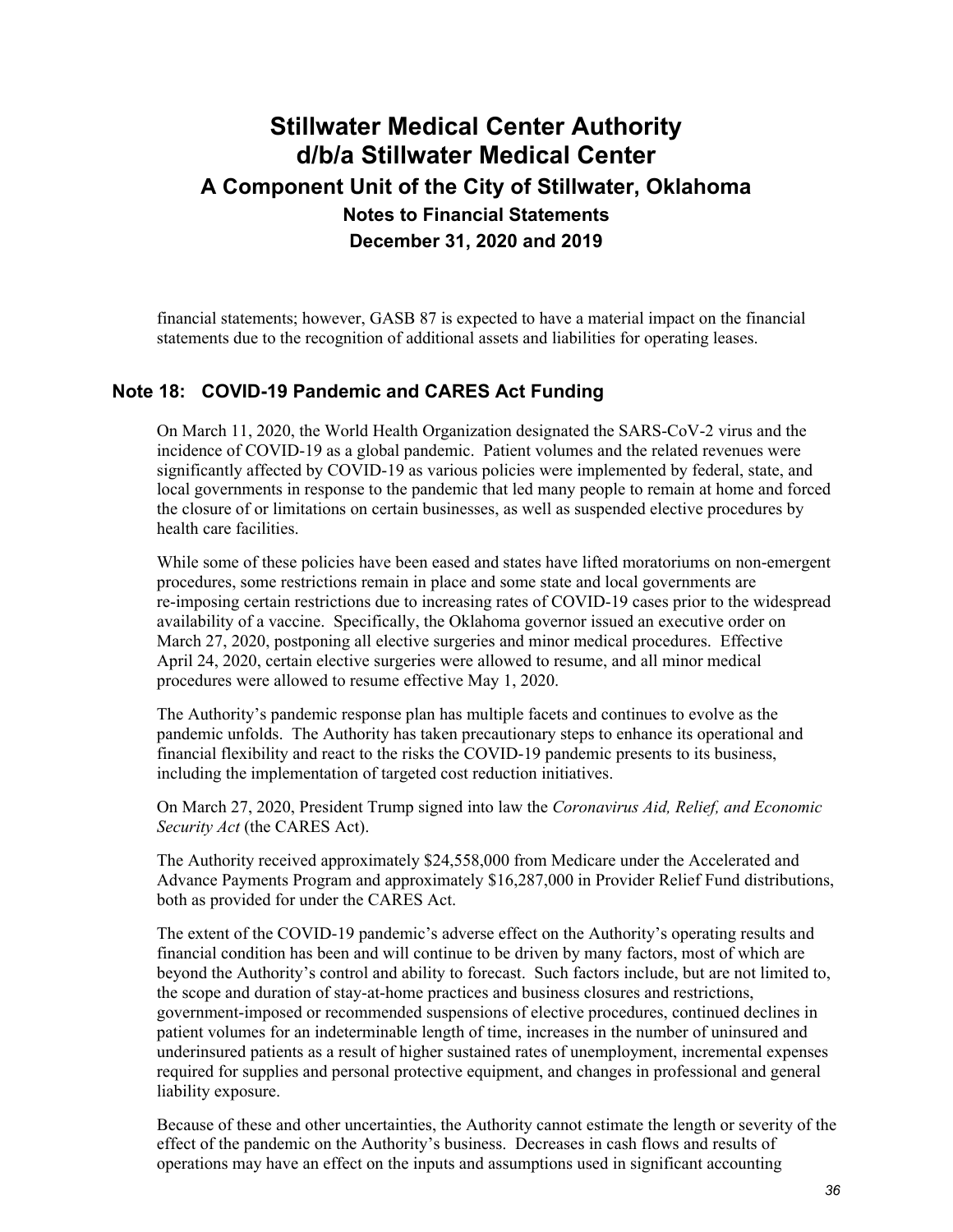financial statements; however, GASB 87 is expected to have a material impact on the financial statements due to the recognition of additional assets and liabilities for operating leases.

## Note 18: COVID-19 Pandemic and CARES Act Funding

On March 11, 2020, the World Health Organization designated the SARS-CoV-2 virus and the incidence of COVID-19 as a global pandemic. Patient volumes and the related revenues were significantly affected by COVID-19 as various policies were implemented by federal, state, and local governments in response to the pandemic that led many people to remain at home and forced the closure of or limitations on certain businesses, as well as suspended elective procedures by health care facilities.

While some of these policies have been eased and states have lifted moratoriums on non-emergent procedures, some restrictions remain in place and some state and local governments are re-imposing certain restrictions due to increasing rates of COVID-19 cases prior to the widespread availability of a vaccine. Specifically, the Oklahoma governor issued an executive order on March 27, 2020, postponing all elective surgeries and minor medical procedures. Effective April 24, 2020, certain elective surgeries were allowed to resume, and all minor medical procedures were allowed to resume effective May 1, 2020.

The Authority's pandemic response plan has multiple facets and continues to evolve as the pandemic unfolds. The Authority has taken precautionary steps to enhance its operational and financial flexibility and react to the risks the COVID-19 pandemic presents to its business, including the implementation of targeted cost reduction initiatives.

On March 27, 2020, President Trump signed into law the *Coronavirus Aid, Relief, and Economic Security Act* (the CARES Act).

The Authority received approximately $24,558,000 from Medicare under the Accelerated and Advance Payments Program and approximately $16,287,000 in Provider Relief Fund distributions, both as provided for under the CARES Act.

The extent of the COVID-19 pandemic's adverse effect on the Authority's operating results and financial condition has been and will continue to be driven by many factors, most of which are beyond the Authority's control and ability to forecast. Such factors include, but are not limited to, the scope and duration of stay-at-home practices and business closures and restrictions, government-imposed or recommended suspensions of elective procedures, continued declines in patient volumes for an indeterminable length of time, increases in the number of uninsured and underinsured patients as a result of higher sustained rates of unemployment, incremental expenses required for supplies and personal protective equipment, and changes in professional and general liability exposure.

Because of these and other uncertainties, the Authority cannot estimate the length or severity of the effect of the pandemic on the Authority's business. Decreases in cash flows and results of operations may have an effect on the inputs and assumptions used in significant accounting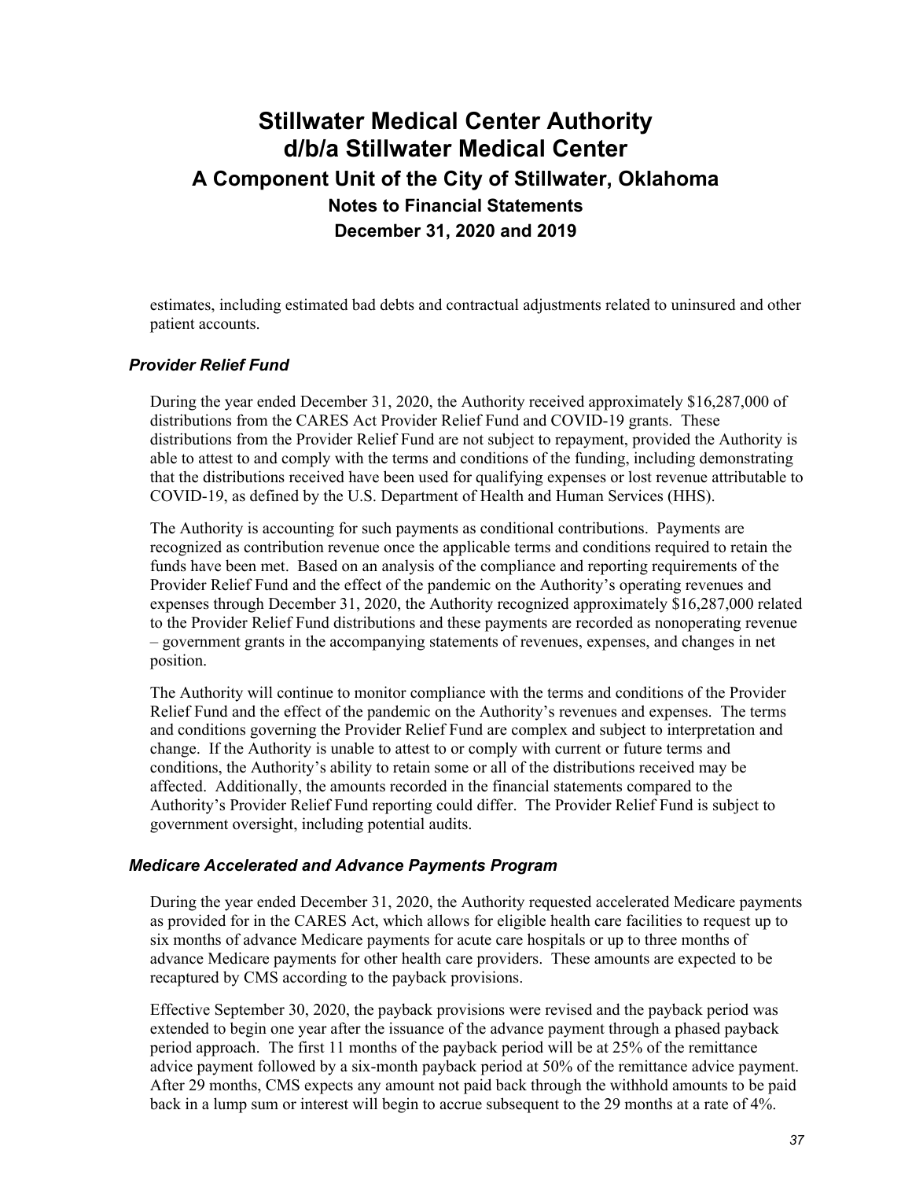estimates, including estimated bad debts and contractual adjustments related to uninsured and other patient accounts.

### *Provider Relief Fund*

During the year ended December 31, 2020, the Authority received approximately $16,287,000 of distributions from the CARES Act Provider Relief Fund and COVID-19 grants. These distributions from the Provider Relief Fund are not subject to repayment, provided the Authority is able to attest to and comply with the terms and conditions of the funding, including demonstrating that the distributions received have been used for qualifying expenses or lost revenue attributable to COVID-19, as defined by the U.S. Department of Health and Human Services (HHS).

The Authority is accounting for such payments as conditional contributions. Payments are recognized as contribution revenue once the applicable terms and conditions required to retain the funds have been met. Based on an analysis of the compliance and reporting requirements of the Provider Relief Fund and the effect of the pandemic on the Authority's operating revenues and expenses through December 31, 2020, the Authority recognized approximately $16,287,000 related to the Provider Relief Fund distributions and these payments are recorded as nonoperating revenue – government grants in the accompanying statements of revenues, expenses, and changes in net position.

The Authority will continue to monitor compliance with the terms and conditions of the Provider Relief Fund and the effect of the pandemic on the Authority's revenues and expenses. The terms and conditions governing the Provider Relief Fund are complex and subject to interpretation and change. If the Authority is unable to attest to or comply with current or future terms and conditions, the Authority's ability to retain some or all of the distributions received may be affected. Additionally, the amounts recorded in the financial statements compared to the Authority's Provider Relief Fund reporting could differ. The Provider Relief Fund is subject to government oversight, including potential audits.

### *Medicare Accelerated and Advance Payments Program*

During the year ended December 31, 2020, the Authority requested accelerated Medicare payments as provided for in the CARES Act, which allows for eligible health care facilities to request up to six months of advance Medicare payments for acute care hospitals or up to three months of advance Medicare payments for other health care providers. These amounts are expected to be recaptured by CMS according to the payback provisions.

Effective September 30, 2020, the payback provisions were revised and the payback period was extended to begin one year after the issuance of the advance payment through a phased payback period approach. The first 11 months of the payback period will be at 25% of the remittance advice payment followed by a six-month payback period at 50% of the remittance advice payment. After 29 months, CMS expects any amount not paid back through the withhold amounts to be paid back in a lump sum or interest will begin to accrue subsequent to the 29 months at a rate of 4%.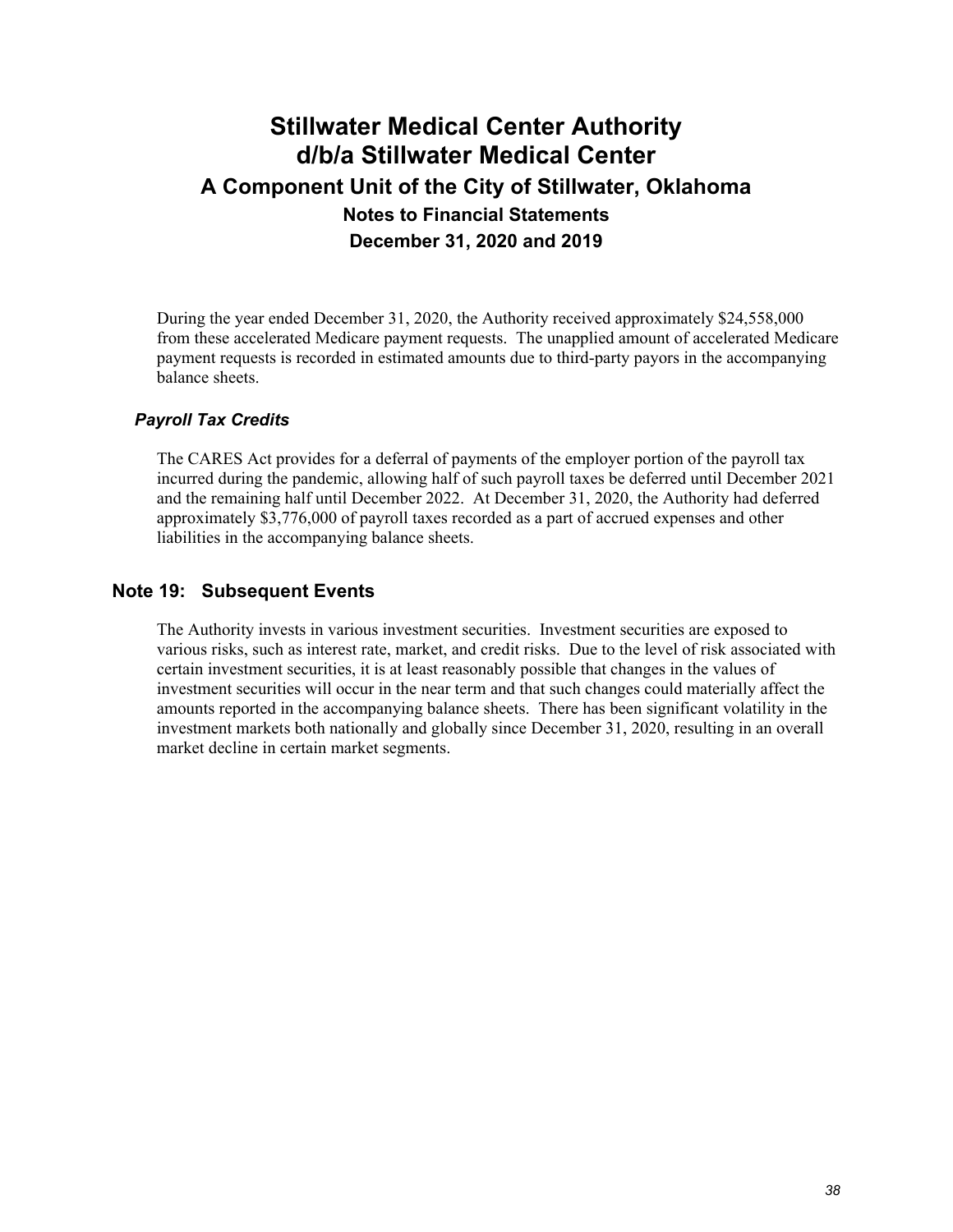During the year ended December 31, 2020, the Authority received approximately $24,558,000 from these accelerated Medicare payment requests. The unapplied amount of accelerated Medicare payment requests is recorded in estimated amounts due to third-party payors in the accompanying balance sheets.

### *Payroll Tax Credits*

The CARES Act provides for a deferral of payments of the employer portion of the payroll tax incurred during the pandemic, allowing half of such payroll taxes be deferred until December 2021 and the remaining half until December 2022. At December 31, 2020, the Authority had deferred approximately $3,776,000 of payroll taxes recorded as a part of accrued expenses and other liabilities in the accompanying balance sheets.

## Note 19: Subsequent Events

The Authority invests in various investment securities. Investment securities are exposed to various risks, such as interest rate, market, and credit risks. Due to the level of risk associated with certain investment securities, it is at least reasonably possible that changes in the values of investment securities will occur in the near term and that such changes could materially affect the amounts reported in the accompanying balance sheets. There has been significant volatility in the investment markets both nationally and globally since December 31, 2020, resulting in an overall market decline in certain market segments.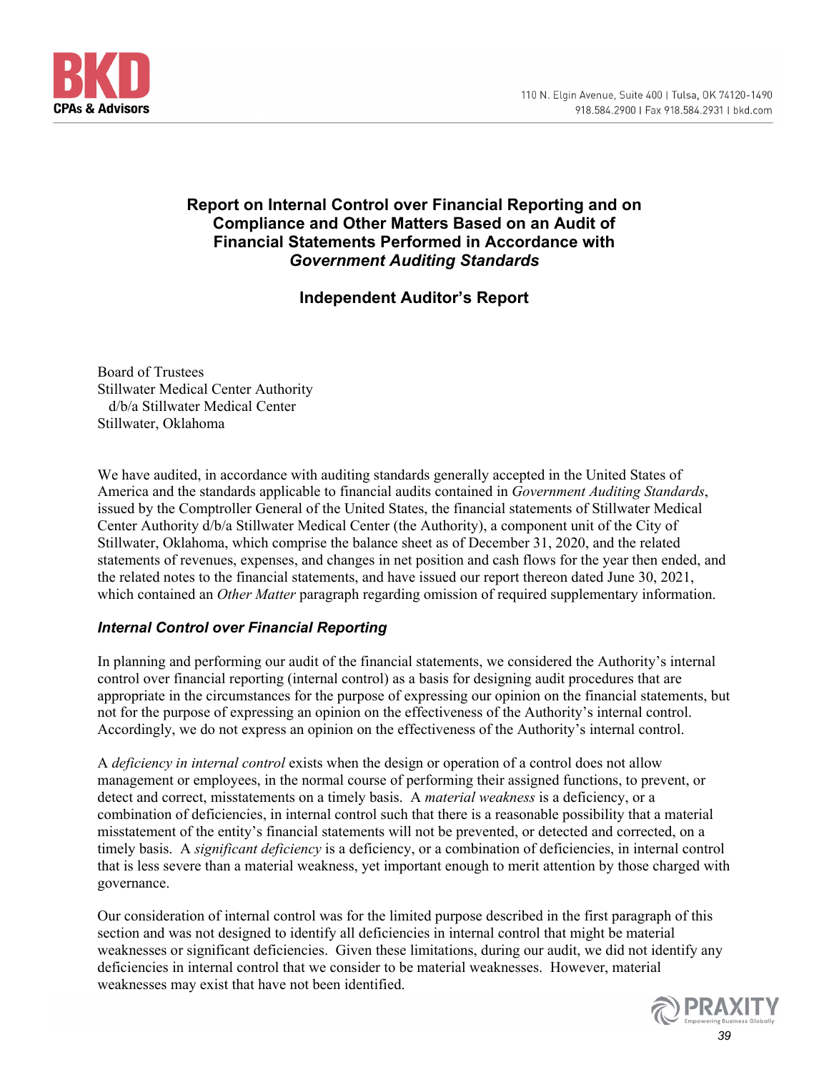## Report on Internal Control over Financial Reporting and on Compliance and Other Matters Based on an Audit of Financial Statements Performed in Accordance with *Government Auditing Standards*

### Independent Auditor's Report

Board of Trustees
Stillwater Medical Center Authority
d/b/a Stillwater Medical Center
Stillwater, Oklahoma

We have audited, in accordance with auditing standards generally accepted in the United States of America and the standards applicable to financial audits contained in *Government Auditing Standards*, issued by the Comptroller General of the United States, the financial statements of Stillwater Medical Center Authority d/b/a Stillwater Medical Center (the Authority), a component unit of the City of Stillwater, Oklahoma, which comprise the balance sheet as of December 31, 2020, and the related statements of revenues, expenses, and changes in net position and cash flows for the year then ended, and the related notes to the financial statements, and have issued our report thereon dated June 30, 2021, which contained an *Other Matter* paragraph regarding omission of required supplementary information.

### *Internal Control over Financial Reporting*

In planning and performing our audit of the financial statements, we considered the Authority's internal control over financial reporting (internal control) as a basis for designing audit procedures that are appropriate in the circumstances for the purpose of expressing our opinion on the financial statements, but not for the purpose of expressing an opinion on the effectiveness of the Authority's internal control. Accordingly, we do not express an opinion on the effectiveness of the Authority's internal control.

A *deficiency in internal control* exists when the design or operation of a control does not allow management or employees, in the normal course of performing their assigned functions, to prevent, or detect and correct, misstatements on a timely basis. A *material weakness* is a deficiency, or a combination of deficiencies, in internal control such that there is a reasonable possibility that a material misstatement of the entity's financial statements will not be prevented, or detected and corrected, on a timely basis. A *significant deficiency* is a deficiency, or a combination of deficiencies, in internal control that is less severe than a material weakness, yet important enough to merit attention by those charged with governance.

Our consideration of internal control was for the limited purpose described in the first paragraph of this section and was not designed to identify all deficiencies in internal control that might be material weaknesses or significant deficiencies. Given these limitations, during our audit, we did not identify any deficiencies in internal control that we consider to be material weaknesses. However, material weaknesses may exist that have not been identified.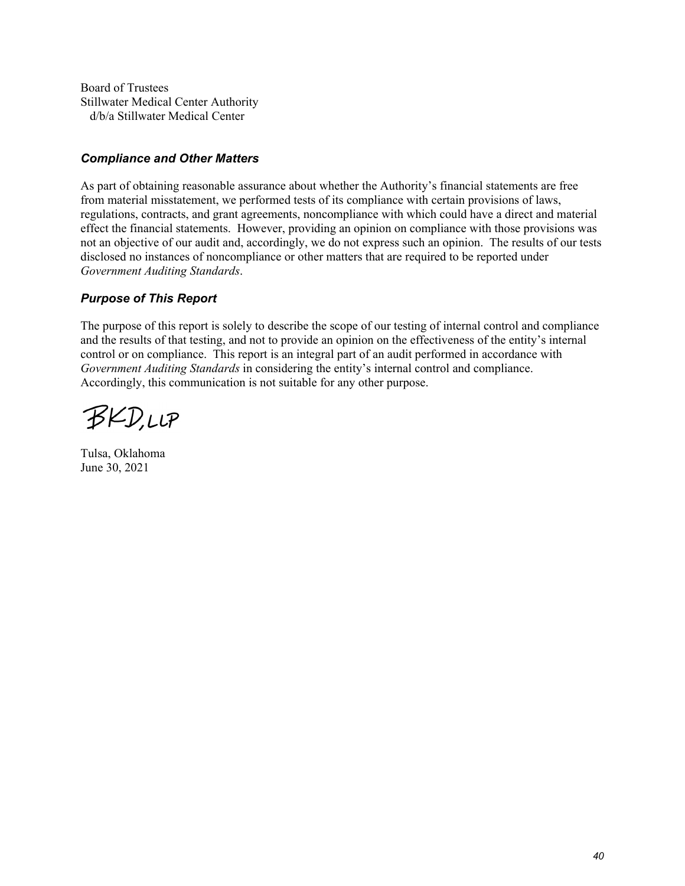Board of Trustees
Stillwater Medical Center Authority
d/b/a Stillwater Medical Center

### *Compliance and Other Matters*

As part of obtaining reasonable assurance about whether the Authority's financial statements are free from material misstatement, we performed tests of its compliance with certain provisions of laws, regulations, contracts, and grant agreements, noncompliance with which could have a direct and material effect the financial statements. However, providing an opinion on compliance with those provisions was not an objective of our audit and, accordingly, we do not express such an opinion. The results of our tests disclosed no instances of noncompliance or other matters that are required to be reported under *Government Auditing Standards*.

### *Purpose of This Report*

The purpose of this report is solely to describe the scope of our testing of internal control and compliance and the results of that testing, and not to provide an opinion on the effectiveness of the entity's internal control or on compliance. This report is an integral part of an audit performed in accordance with *Government Auditing Standards* in considering the entity's internal control and compliance. Accordingly, this communication is not suitable for any other purpose.

BKD, LLP

Tulsa, Oklahoma
June 30, 2021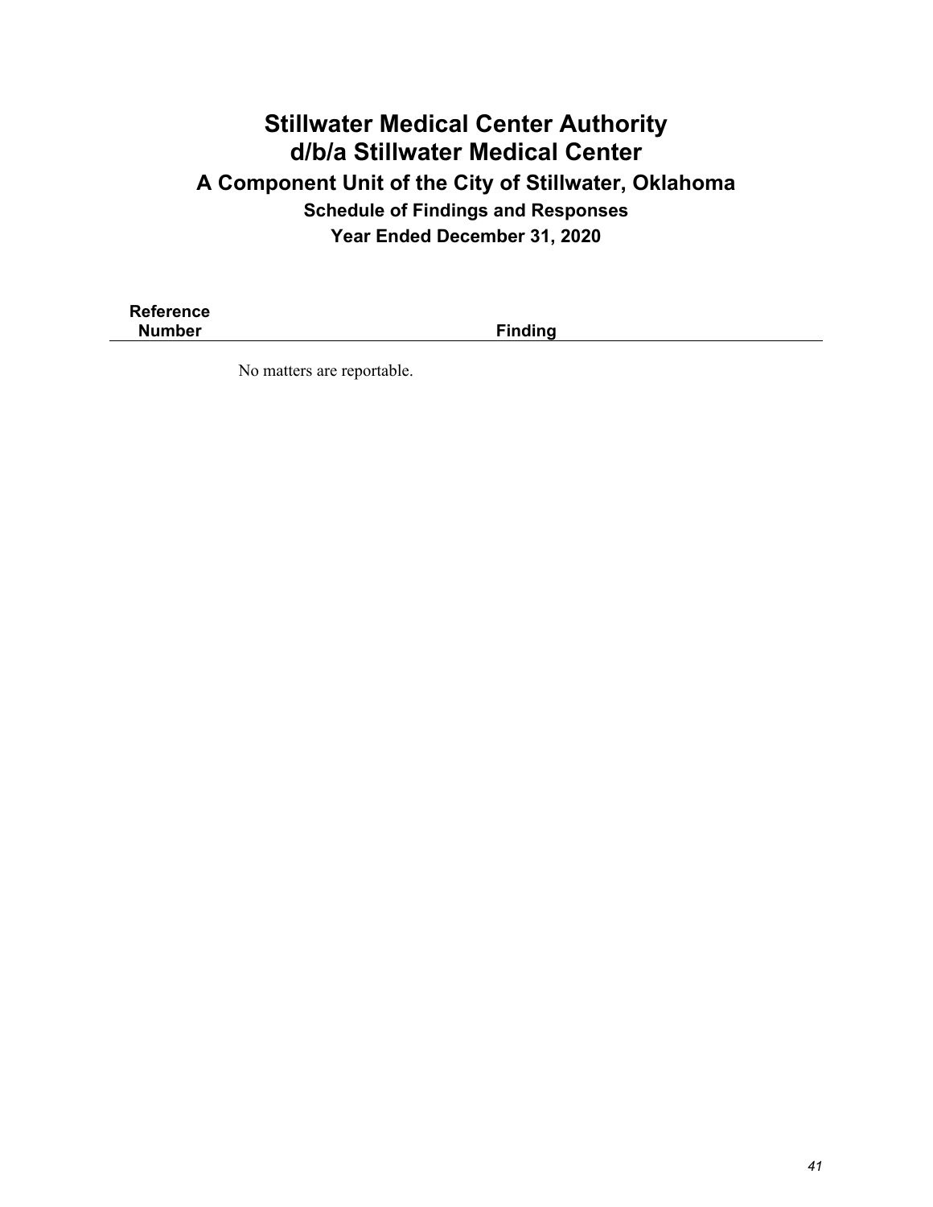# Stillwater Medical Center Authority
# d/b/a Stillwater Medical Center
## A Component Unit of the City of Stillwater, Oklahoma
### Schedule of Findings and Responses
### Year Ended December 31, 2020

| Reference Number | Finding |
| --- | --- |
| | No matters are reportable. |